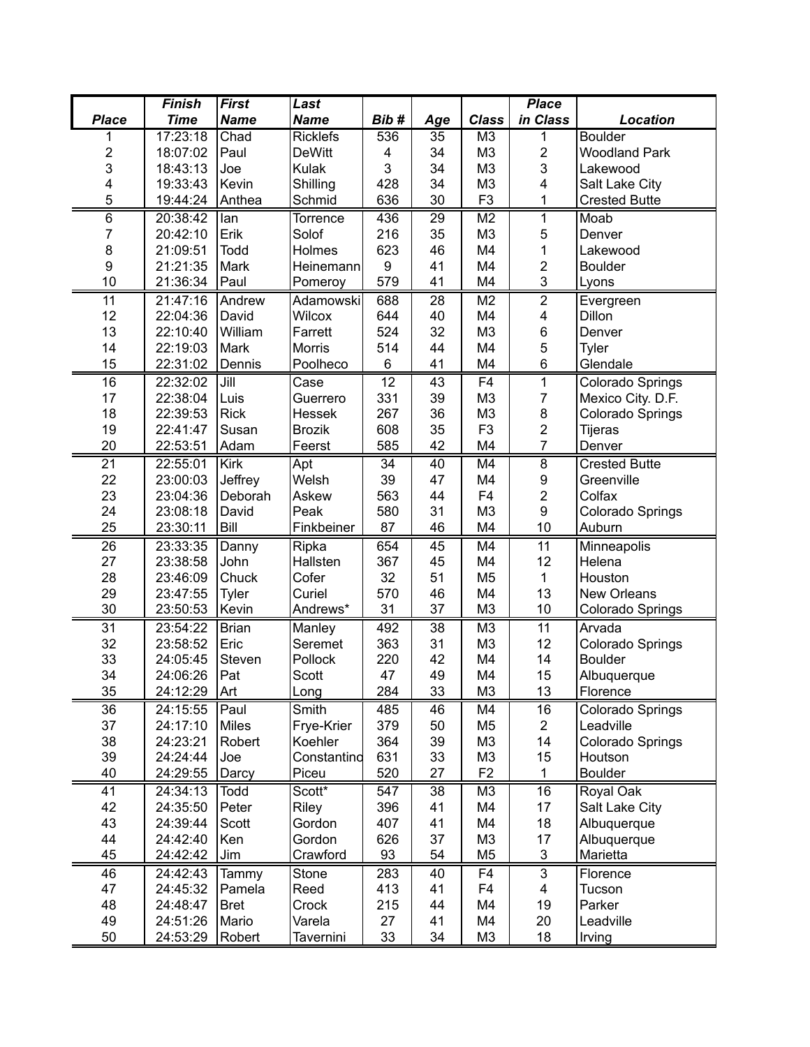| Place | Finish Time | First Name | Last Name | Bib # | Age | Class | Place in Class | Location |
|---|---|---|---|---|---|---|---|---|
| 1 | 17:23:18 | Chad | Ricklefs | 536 | 35 | M3 | 1 | Boulder |
| 2 | 18:07:02 | Paul | DeWitt | 4 | 34 | M3 | 2 | Woodland Park |
| 3 | 18:43:13 | Joe | Kulak | 3 | 34 | M3 | 3 | Lakewood |
| 4 | 19:33:43 | Kevin | Shilling | 428 | 34 | M3 | 4 | Salt Lake City |
| 5 | 19:44:24 | Anthea | Schmid | 636 | 30 | F3 | 1 | Crested Butte |
| 6 | 20:38:42 | Ian | Torrence | 436 | 29 | M2 | 1 | Moab |
| 7 | 20:42:10 | Erik | Solof | 216 | 35 | M3 | 5 | Denver |
| 8 | 21:09:51 | Todd | Holmes | 623 | 46 | M4 | 1 | Lakewood |
| 9 | 21:21:35 | Mark | Heinemann | 9 | 41 | M4 | 2 | Boulder |
| 10 | 21:36:34 | Paul | Pomeroy | 579 | 41 | M4 | 3 | Lyons |
| 11 | 21:47:16 | Andrew | Adamowski | 688 | 28 | M2 | 2 | Evergreen |
| 12 | 22:04:36 | David | Wilcox | 644 | 40 | M4 | 4 | Dillon |
| 13 | 22:10:40 | William | Farrett | 524 | 32 | M3 | 6 | Denver |
| 14 | 22:19:03 | Mark | Morris | 514 | 44 | M4 | 5 | Tyler |
| 15 | 22:31:02 | Dennis | Poolheco | 6 | 41 | M4 | 6 | Glendale |
| 16 | 22:32:02 | Jill | Case | 12 | 43 | F4 | 1 | Colorado Springs |
| 17 | 22:38:04 | Luis | Guerrero | 331 | 39 | M3 | 7 | Mexico City. D.F. |
| 18 | 22:39:53 | Rick | Hessek | 267 | 36 | M3 | 8 | Colorado Springs |
| 19 | 22:41:47 | Susan | Brozik | 608 | 35 | F3 | 2 | Tijeras |
| 20 | 22:53:51 | Adam | Feerst | 585 | 42 | M4 | 7 | Denver |
| 21 | 22:55:01 | Kirk | Apt | 34 | 40 | M4 | 8 | Crested Butte |
| 22 | 23:00:03 | Jeffrey | Welsh | 39 | 47 | M4 | 9 | Greenville |
| 23 | 23:04:36 | Deborah | Askew | 563 | 44 | F4 | 2 | Colfax |
| 24 | 23:08:18 | David | Peak | 580 | 31 | M3 | 9 | Colorado Springs |
| 25 | 23:30:11 | Bill | Finkbeiner | 87 | 46 | M4 | 10 | Auburn |
| 26 | 23:33:35 | Danny | Ripka | 654 | 45 | M4 | 11 | Minneapolis |
| 27 | 23:38:58 | John | Hallsten | 367 | 45 | M4 | 12 | Helena |
| 28 | 23:46:09 | Chuck | Cofer | 32 | 51 | M5 | 1 | Houston |
| 29 | 23:47:55 | Tyler | Curiel | 570 | 46 | M4 | 13 | New Orleans |
| 30 | 23:50:53 | Kevin | Andrews* | 31 | 37 | M3 | 10 | Colorado Springs |
| 31 | 23:54:22 | Brian | Manley | 492 | 38 | M3 | 11 | Arvada |
| 32 | 23:58:52 | Eric | Seremet | 363 | 31 | M3 | 12 | Colorado Springs |
| 33 | 24:05:45 | Steven | Pollock | 220 | 42 | M4 | 14 | Boulder |
| 34 | 24:06:26 | Pat | Scott | 47 | 49 | M4 | 15 | Albuquerque |
| 35 | 24:12:29 | Art | Long | 284 | 33 | M3 | 13 | Florence |
| 36 | 24:15:55 | Paul | Smith | 485 | 46 | M4 | 16 | Colorado Springs |
| 37 | 24:17:10 | Miles | Frye-Krier | 379 | 50 | M5 | 2 | Leadville |
| 38 | 24:23:21 | Robert | Koehler | 364 | 39 | M3 | 14 | Colorado Springs |
| 39 | 24:24:44 | Joe | Constantino | 631 | 33 | M3 | 15 | Houtson |
| 40 | 24:29:55 | Darcy | Piceu | 520 | 27 | F2 | 1 | Boulder |
| 41 | 24:34:13 | Todd | Scott* | 547 | 38 | M3 | 16 | Royal Oak |
| 42 | 24:35:50 | Peter | Riley | 396 | 41 | M4 | 17 | Salt Lake City |
| 43 | 24:39:44 | Scott | Gordon | 407 | 41 | M4 | 18 | Albuquerque |
| 44 | 24:42:40 | Ken | Gordon | 626 | 37 | M3 | 17 | Albuquerque |
| 45 | 24:42:42 | Jim | Crawford | 93 | 54 | M5 | 3 | Marietta |
| 46 | 24:42:43 | Tammy | Stone | 283 | 40 | F4 | 3 | Florence |
| 47 | 24:45:32 | Pamela | Reed | 413 | 41 | F4 | 4 | Tucson |
| 48 | 24:48:47 | Bret | Crock | 215 | 44 | M4 | 19 | Parker |
| 49 | 24:51:26 | Mario | Varela | 27 | 41 | M4 | 20 | Leadville |
| 50 | 24:53:29 | Robert | Tavernini | 33 | 34 | M3 | 18 | Irving |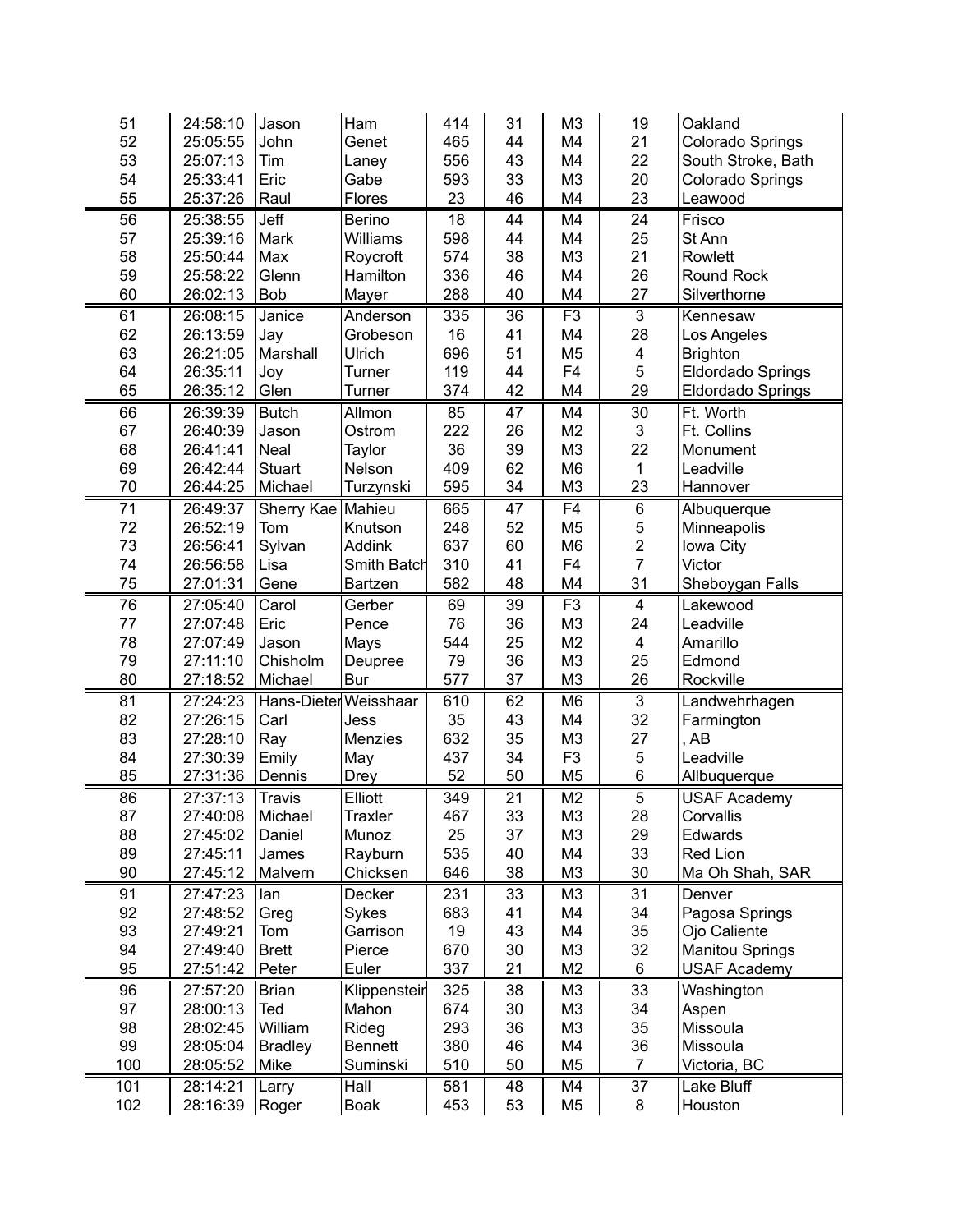| | | | | | | | | |
|---|---|---|---|---|---|---|---|---|
| 51 | 24:58:10 | Jason | Ham | 414 | 31 | M3 | 19 | Oakland |
| 52 | 25:05:55 | John | Genet | 465 | 44 | M4 | 21 | Colorado Springs |
| 53 | 25:07:13 | Tim | Laney | 556 | 43 | M4 | 22 | South Stroke, Bath |
| 54 | 25:33:41 | Eric | Gabe | 593 | 33 | M3 | 20 | Colorado Springs |
| 55 | 25:37:26 | Raul | Flores | 23 | 46 | M4 | 23 | Leawood |
| 56 | 25:38:55 | Jeff | Berino | 18 | 44 | M4 | 24 | Frisco |
| 57 | 25:39:16 | Mark | Williams | 598 | 44 | M4 | 25 | St Ann |
| 58 | 25:50:44 | Max | Roycroft | 574 | 38 | M3 | 21 | Rowlett |
| 59 | 25:58:22 | Glenn | Hamilton | 336 | 46 | M4 | 26 | Round Rock |
| 60 | 26:02:13 | Bob | Mayer | 288 | 40 | M4 | 27 | Silverthorne |
| 61 | 26:08:15 | Janice | Anderson | 335 | 36 | F3 | 3 | Kennesaw |
| 62 | 26:13:59 | Jay | Grobeson | 16 | 41 | M4 | 28 | Los Angeles |
| 63 | 26:21:05 | Marshall | Ulrich | 696 | 51 | M5 | 4 | Brighton |
| 64 | 26:35:11 | Joy | Turner | 119 | 44 | F4 | 5 | Eldordado Springs |
| 65 | 26:35:12 | Glen | Turner | 374 | 42 | M4 | 29 | Eldordado Springs |
| 66 | 26:39:39 | Butch | Allmon | 85 | 47 | M4 | 30 | Ft. Worth |
| 67 | 26:40:39 | Jason | Ostrom | 222 | 26 | M2 | 3 | Ft. Collins |
| 68 | 26:41:41 | Neal | Taylor | 36 | 39 | M3 | 22 | Monument |
| 69 | 26:42:44 | Stuart | Nelson | 409 | 62 | M6 | 1 | Leadville |
| 70 | 26:44:25 | Michael | Turzynski | 595 | 34 | M3 | 23 | Hannover |
| 71 | 26:49:37 | Sherry Kae | Mahieu | 665 | 47 | F4 | 6 | Albuquerque |
| 72 | 26:52:19 | Tom | Knutson | 248 | 52 | M5 | 5 | Minneapolis |
| 73 | 26:56:41 | Sylvan | Addink | 637 | 60 | M6 | 2 | Iowa City |
| 74 | 26:56:58 | Lisa | Smith Batch | 310 | 41 | F4 | 7 | Victor |
| 75 | 27:01:31 | Gene | Bartzen | 582 | 48 | M4 | 31 | Sheboygan Falls |
| 76 | 27:05:40 | Carol | Gerber | 69 | 39 | F3 | 4 | Lakewood |
| 77 | 27:07:48 | Eric | Pence | 76 | 36 | M3 | 24 | Leadville |
| 78 | 27:07:49 | Jason | Mays | 544 | 25 | M2 | 4 | Amarillo |
| 79 | 27:11:10 | Chisholm | Deupree | 79 | 36 | M3 | 25 | Edmond |
| 80 | 27:18:52 | Michael | Bur | 577 | 37 | M3 | 26 | Rockville |
| 81 | 27:24:23 | Hans-Dieter | Weisshaar | 610 | 62 | M6 | 3 | Landwehrhagen |
| 82 | 27:26:15 | Carl | Jess | 35 | 43 | M4 | 32 | Farmington |
| 83 | 27:28:10 | Ray | Menzies | 632 | 35 | M3 | 27 | , AB |
| 84 | 27:30:39 | Emily | May | 437 | 34 | F3 | 5 | Leadville |
| 85 | 27:31:36 | Dennis | Drey | 52 | 50 | M5 | 6 | Allbuquerque |
| 86 | 27:37:13 | Travis | Elliott | 349 | 21 | M2 | 5 | USAF Academy |
| 87 | 27:40:08 | Michael | Traxler | 467 | 33 | M3 | 28 | Corvallis |
| 88 | 27:45:02 | Daniel | Munoz | 25 | 37 | M3 | 29 | Edwards |
| 89 | 27:45:11 | James | Rayburn | 535 | 40 | M4 | 33 | Red Lion |
| 90 | 27:45:12 | Malvern | Chicksen | 646 | 38 | M3 | 30 | Ma Oh Shah, SAR |
| 91 | 27:47:23 | Ian | Decker | 231 | 33 | M3 | 31 | Denver |
| 92 | 27:48:52 | Greg | Sykes | 683 | 41 | M4 | 34 | Pagosa Springs |
| 93 | 27:49:21 | Tom | Garrison | 19 | 43 | M4 | 35 | Ojo Caliente |
| 94 | 27:49:40 | Brett | Pierce | 670 | 30 | M3 | 32 | Manitou Springs |
| 95 | 27:51:42 | Peter | Euler | 337 | 21 | M2 | 6 | USAF Academy |
| 96 | 27:57:20 | Brian | Klippenstein | 325 | 38 | M3 | 33 | Washington |
| 97 | 28:00:13 | Ted | Mahon | 674 | 30 | M3 | 34 | Aspen |
| 98 | 28:02:45 | William | Rideg | 293 | 36 | M3 | 35 | Missoula |
| 99 | 28:05:04 | Bradley | Bennett | 380 | 46 | M4 | 36 | Missoula |
| 100 | 28:05:52 | Mike | Suminski | 510 | 50 | M5 | 7 | Victoria, BC |
| 101 | 28:14:21 | Larry | Hall | 581 | 48 | M4 | 37 | Lake Bluff |
| 102 | 28:16:39 | Roger | Boak | 453 | 53 | M5 | 8 | Houston |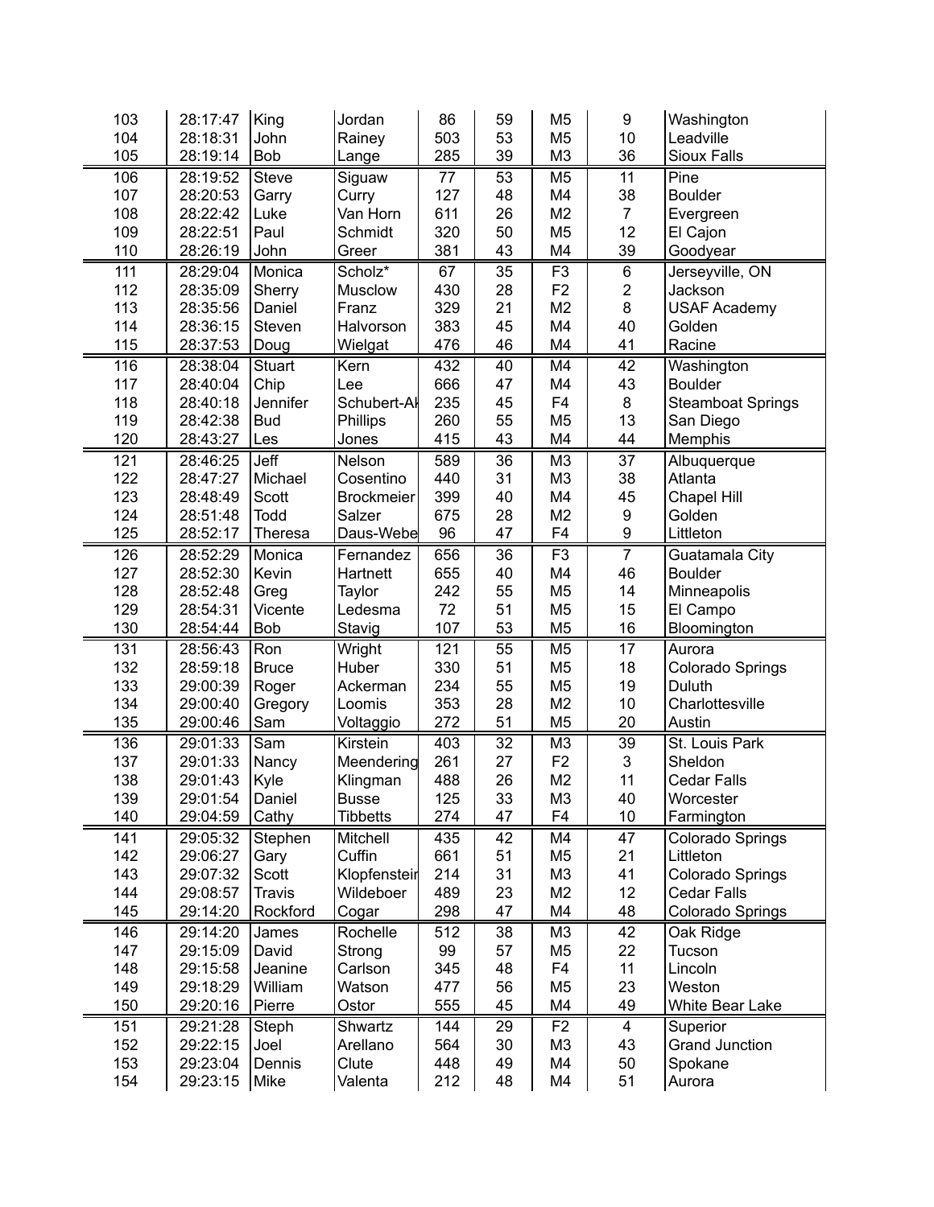| | | | | | | | | |
|---|---|---|---|---|---|---|---|---|
| 103 | 28:17:47 | King | Jordan | 86 | 59 | M5 | 9 | Washington |
| 104 | 28:18:31 | John | Rainey | 503 | 53 | M5 | 10 | Leadville |
| 105 | 28:19:14 | Bob | Lange | 285 | 39 | M3 | 36 | Sioux Falls |
| 106 | 28:19:52 | Steve | Siguaw | 77 | 53 | M5 | 11 | Pine |
| 107 | 28:20:53 | Garry | Curry | 127 | 48 | M4 | 38 | Boulder |
| 108 | 28:22:42 | Luke | Van Horn | 611 | 26 | M2 | 7 | Evergreen |
| 109 | 28:22:51 | Paul | Schmidt | 320 | 50 | M5 | 12 | El Cajon |
| 110 | 28:26:19 | John | Greer | 381 | 43 | M4 | 39 | Goodyear |
| 111 | 28:29:04 | Monica | Scholz* | 67 | 35 | F3 | 6 | Jerseyville, ON |
| 112 | 28:35:09 | Sherry | Musclow | 430 | 28 | F2 | 2 | Jackson |
| 113 | 28:35:56 | Daniel | Franz | 329 | 21 | M2 | 8 | USAF Academy |
| 114 | 28:36:15 | Steven | Halvorson | 383 | 45 | M4 | 40 | Golden |
| 115 | 28:37:53 | Doug | Wielgat | 476 | 46 | M4 | 41 | Racine |
| 116 | 28:38:04 | Stuart | Kern | 432 | 40 | M4 | 42 | Washington |
| 117 | 28:40:04 | Chip | Lee | 666 | 47 | M4 | 43 | Boulder |
| 118 | 28:40:18 | Jennifer | Schubert-Ak | 235 | 45 | F4 | 8 | Steamboat Springs |
| 119 | 28:42:38 | Bud | Phillips | 260 | 55 | M5 | 13 | San Diego |
| 120 | 28:43:27 | Les | Jones | 415 | 43 | M4 | 44 | Memphis |
| 121 | 28:46:25 | Jeff | Nelson | 589 | 36 | M3 | 37 | Albuquerque |
| 122 | 28:47:27 | Michael | Cosentino | 440 | 31 | M3 | 38 | Atlanta |
| 123 | 28:48:49 | Scott | Brockmeier | 399 | 40 | M4 | 45 | Chapel Hill |
| 124 | 28:51:48 | Todd | Salzer | 675 | 28 | M2 | 9 | Golden |
| 125 | 28:52:17 | Theresa | Daus-Webe | 96 | 47 | F4 | 9 | Littleton |
| 126 | 28:52:29 | Monica | Fernandez | 656 | 36 | F3 | 7 | Guatamala City |
| 127 | 28:52:30 | Kevin | Hartnett | 655 | 40 | M4 | 46 | Boulder |
| 128 | 28:52:48 | Greg | Taylor | 242 | 55 | M5 | 14 | Minneapolis |
| 129 | 28:54:31 | Vicente | Ledesma | 72 | 51 | M5 | 15 | El Campo |
| 130 | 28:54:44 | Bob | Stavig | 107 | 53 | M5 | 16 | Bloomington |
| 131 | 28:56:43 | Ron | Wright | 121 | 55 | M5 | 17 | Aurora |
| 132 | 28:59:18 | Bruce | Huber | 330 | 51 | M5 | 18 | Colorado Springs |
| 133 | 29:00:39 | Roger | Ackerman | 234 | 55 | M5 | 19 | Duluth |
| 134 | 29:00:40 | Gregory | Loomis | 353 | 28 | M2 | 10 | Charlottesville |
| 135 | 29:00:46 | Sam | Voltaggio | 272 | 51 | M5 | 20 | Austin |
| 136 | 29:01:33 | Sam | Kirstein | 403 | 32 | M3 | 39 | St. Louis Park |
| 137 | 29:01:33 | Nancy | Meendering | 261 | 27 | F2 | 3 | Sheldon |
| 138 | 29:01:43 | Kyle | Klingman | 488 | 26 | M2 | 11 | Cedar Falls |
| 139 | 29:01:54 | Daniel | Busse | 125 | 33 | M3 | 40 | Worcester |
| 140 | 29:04:59 | Cathy | Tibbetts | 274 | 47 | F4 | 10 | Farmington |
| 141 | 29:05:32 | Stephen | Mitchell | 435 | 42 | M4 | 47 | Colorado Springs |
| 142 | 29:06:27 | Gary | Cuffin | 661 | 51 | M5 | 21 | Littleton |
| 143 | 29:07:32 | Scott | Klopfensteir | 214 | 31 | M3 | 41 | Colorado Springs |
| 144 | 29:08:57 | Travis | Wildeboer | 489 | 23 | M2 | 12 | Cedar Falls |
| 145 | 29:14:20 | Rockford | Cogar | 298 | 47 | M4 | 48 | Colorado Springs |
| 146 | 29:14:20 | James | Rochelle | 512 | 38 | M3 | 42 | Oak Ridge |
| 147 | 29:15:09 | David | Strong | 99 | 57 | M5 | 22 | Tucson |
| 148 | 29:15:58 | Jeanine | Carlson | 345 | 48 | F4 | 11 | Lincoln |
| 149 | 29:18:29 | William | Watson | 477 | 56 | M5 | 23 | Weston |
| 150 | 29:20:16 | Pierre | Ostor | 555 | 45 | M4 | 49 | White Bear Lake |
| 151 | 29:21:28 | Steph | Shwartz | 144 | 29 | F2 | 4 | Superior |
| 152 | 29:22:15 | Joel | Arellano | 564 | 30 | M3 | 43 | Grand Junction |
| 153 | 29:23:04 | Dennis | Clute | 448 | 49 | M4 | 50 | Spokane |
| 154 | 29:23:15 | Mike | Valenta | 212 | 48 | M4 | 51 | Aurora |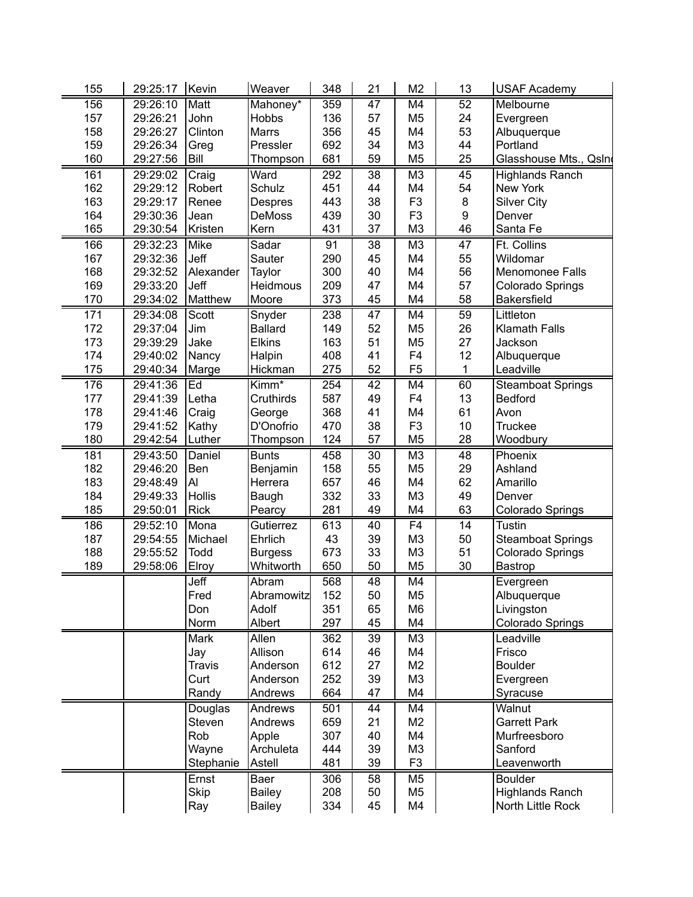| | | | | | | | | |
|---|---|---|---|---|---|---|---|---|
| 155 | 29:25:17 | Kevin | Weaver | 348 | 21 | M2 | 13 | USAF Academy |
| 156 | 29:26:10 | Matt | Mahoney* | 359 | 47 | M4 | 52 | Melbourne |
| 157 | 29:26:21 | John | Hobbs | 136 | 57 | M5 | 24 | Evergreen |
| 158 | 29:26:27 | Clinton | Marrs | 356 | 45 | M4 | 53 | Albuquerque |
| 159 | 29:26:34 | Greg | Pressler | 692 | 34 | M3 | 44 | Portland |
| 160 | 29:27:56 | Bill | Thompson | 681 | 59 | M5 | 25 | Glasshouse Mts., Qsln |
| 161 | 29:29:02 | Craig | Ward | 292 | 38 | M3 | 45 | Highlands Ranch |
| 162 | 29:29:12 | Robert | Schulz | 451 | 44 | M4 | 54 | New York |
| 163 | 29:29:17 | Renee | Despres | 443 | 38 | F3 | 8 | Silver City |
| 164 | 29:30:36 | Jean | DeMoss | 439 | 30 | F3 | 9 | Denver |
| 165 | 29:30:54 | Kristen | Kern | 431 | 37 | M3 | 46 | Santa Fe |
| 166 | 29:32:23 | Mike | Sadar | 91 | 38 | M3 | 47 | Ft. Collins |
| 167 | 29:32:36 | Jeff | Sauter | 290 | 45 | M4 | 55 | Wildomar |
| 168 | 29:32:52 | Alexander | Taylor | 300 | 40 | M4 | 56 | Menomonee Falls |
| 169 | 29:33:20 | Jeff | Heidmous | 209 | 47 | M4 | 57 | Colorado Springs |
| 170 | 29:34:02 | Matthew | Moore | 373 | 45 | M4 | 58 | Bakersfield |
| 171 | 29:34:08 | Scott | Snyder | 238 | 47 | M4 | 59 | Littleton |
| 172 | 29:37:04 | Jim | Ballard | 149 | 52 | M5 | 26 | Klamath Falls |
| 173 | 29:39:29 | Jake | Elkins | 163 | 51 | M5 | 27 | Jackson |
| 174 | 29:40:02 | Nancy | Halpin | 408 | 41 | F4 | 12 | Albuquerque |
| 175 | 29:40:34 | Marge | Hickman | 275 | 52 | F5 | 1 | Leadville |
| 176 | 29:41:36 | Ed | Kimm* | 254 | 42 | M4 | 60 | Steamboat Springs |
| 177 | 29:41:39 | Letha | Cruthirds | 587 | 49 | F4 | 13 | Bedford |
| 178 | 29:41:46 | Craig | George | 368 | 41 | M4 | 61 | Avon |
| 179 | 29:41:52 | Kathy | D'Onofrio | 470 | 38 | F3 | 10 | Truckee |
| 180 | 29:42:54 | Luther | Thompson | 124 | 57 | M5 | 28 | Woodbury |
| 181 | 29:43:50 | Daniel | Bunts | 458 | 30 | M3 | 48 | Phoenix |
| 182 | 29:46:20 | Ben | Benjamin | 158 | 55 | M5 | 29 | Ashland |
| 183 | 29:48:49 | Al | Herrera | 657 | 46 | M4 | 62 | Amarillo |
| 184 | 29:49:33 | Hollis | Baugh | 332 | 33 | M3 | 49 | Denver |
| 185 | 29:50:01 | Rick | Pearcy | 281 | 49 | M4 | 63 | Colorado Springs |
| 186 | 29:52:10 | Mona | Gutierrez | 613 | 40 | F4 | 14 | Tustin |
| 187 | 29:54:55 | Michael | Ehrlich | 43 | 39 | M3 | 50 | Steamboat Springs |
| 188 | 29:55:52 | Todd | Burgess | 673 | 33 | M3 | 51 | Colorado Springs |
| 189 | 29:58:06 | Elroy | Whitworth | 650 | 50 | M5 | 30 | Bastrop |
| | | Jeff | Abram | 568 | 48 | M4 | | Evergreen |
| | | Fred | Abramowitz | 152 | 50 | M5 | | Albuquerque |
| | | Don | Adolf | 351 | 65 | M6 | | Livingston |
| | | Norm | Albert | 297 | 45 | M4 | | Colorado Springs |
| | | Mark | Allen | 362 | 39 | M3 | | Leadville |
| | | Jay | Allison | 614 | 46 | M4 | | Frisco |
| | | Travis | Anderson | 612 | 27 | M2 | | Boulder |
| | | Curt | Anderson | 252 | 39 | M3 | | Evergreen |
| | | Randy | Andrews | 664 | 47 | M4 | | Syracuse |
| | | Douglas | Andrews | 501 | 44 | M4 | | Walnut |
| | | Steven | Andrews | 659 | 21 | M2 | | Garrett Park |
| | | Rob | Apple | 307 | 40 | M4 | | Murfreesboro |
| | | Wayne | Archuleta | 444 | 39 | M3 | | Sanford |
| | | Stephanie | Astell | 481 | 39 | F3 | | Leavenworth |
| | | Ernst | Baer | 306 | 58 | M5 | | Boulder |
| | | Skip | Bailey | 208 | 50 | M5 | | Highlands Ranch |
| | | Ray | Bailey | 334 | 45 | M4 | | North Little Rock |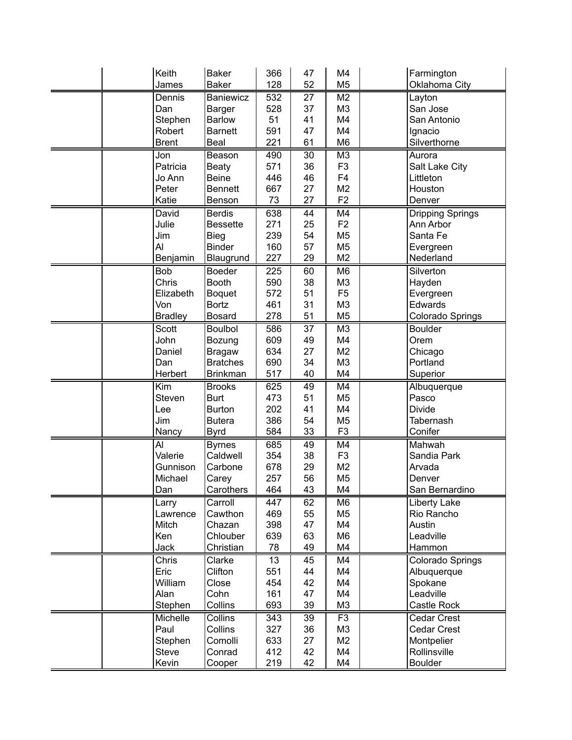| | | | | | | | |
|---|---|---|---|---|---|---|---|
| | Keith | Baker | 366 | 47 | M4 | | Farmington |
| | James | Baker | 128 | 52 | M5 | | Oklahoma City |
| | Dennis | Baniewicz | 532 | 27 | M2 | | Layton |
| | Dan | Barger | 528 | 37 | M3 | | San Jose |
| | Stephen | Barlow | 51 | 41 | M4 | | San Antonio |
| | Robert | Barnett | 591 | 47 | M4 | | Ignacio |
| | Brent | Beal | 221 | 61 | M6 | | Silverthorne |
| | Jon | Beason | 490 | 30 | M3 | | Aurora |
| | Patricia | Beaty | 571 | 36 | F3 | | Salt Lake City |
| | Jo Ann | Beine | 446 | 46 | F4 | | Littleton |
| | Peter | Bennett | 667 | 27 | M2 | | Houston |
| | Katie | Benson | 73 | 27 | F2 | | Denver |
| | David | Berdis | 638 | 44 | M4 | | Dripping Springs |
| | Julie | Bessette | 271 | 25 | F2 | | Ann Arbor |
| | Jim | Bieg | 239 | 54 | M5 | | Santa Fe |
| | Al | Binder | 160 | 57 | M5 | | Evergreen |
| | Benjamin | Blaugrund | 227 | 29 | M2 | | Nederland |
| | Bob | Boeder | 225 | 60 | M6 | | Silverton |
| | Chris | Booth | 590 | 38 | M3 | | Hayden |
| | Elizabeth | Boquet | 572 | 51 | F5 | | Evergreen |
| | Von | Bortz | 461 | 31 | M3 | | Edwards |
| | Bradley | Bosard | 278 | 51 | M5 | | Colorado Springs |
| | Scott | Boulbol | 586 | 37 | M3 | | Boulder |
| | John | Bozung | 609 | 49 | M4 | | Orem |
| | Daniel | Bragaw | 634 | 27 | M2 | | Chicago |
| | Dan | Bratches | 690 | 34 | M3 | | Portland |
| | Herbert | Brinkman | 517 | 40 | M4 | | Superior |
| | Kim | Brooks | 625 | 49 | M4 | | Albuquerque |
| | Steven | Burt | 473 | 51 | M5 | | Pasco |
| | Lee | Burton | 202 | 41 | M4 | | Divide |
| | Jim | Butera | 386 | 54 | M5 | | Tabernash |
| | Nancy | Byrd | 584 | 33 | F3 | | Conifer |
| | Al | Byrnes | 685 | 49 | M4 | | Mahwah |
| | Valerie | Caldwell | 354 | 38 | F3 | | Sandia Park |
| | Gunnison | Carbone | 678 | 29 | M2 | | Arvada |
| | Michael | Carey | 257 | 56 | M5 | | Denver |
| | Dan | Carothers | 464 | 43 | M4 | | San Bernardino |
| | Larry | Carroll | 447 | 62 | M6 | | Liberty Lake |
| | Lawrence | Cawthon | 469 | 55 | M5 | | Rio Rancho |
| | Mitch | Chazan | 398 | 47 | M4 | | Austin |
| | Ken | Chlouber | 639 | 63 | M6 | | Leadville |
| | Jack | Christian | 78 | 49 | M4 | | Hammon |
| | Chris | Clarke | 13 | 45 | M4 | | Colorado Springs |
| | Eric | Clifton | 551 | 44 | M4 | | Albuquerque |
| | William | Close | 454 | 42 | M4 | | Spokane |
| | Alan | Cohn | 161 | 47 | M4 | | Leadville |
| | Stephen | Collins | 693 | 39 | M3 | | Castle Rock |
| | Michelle | Collins | 343 | 39 | F3 | | Cedar Crest |
| | Paul | Collins | 327 | 36 | M3 | | Cedar Crest |
| | Stephen | Comolli | 633 | 27 | M2 | | Montpelier |
| | Steve | Conrad | 412 | 42 | M4 | | Rollinsville |
| | Kevin | Cooper | 219 | 42 | M4 | | Boulder |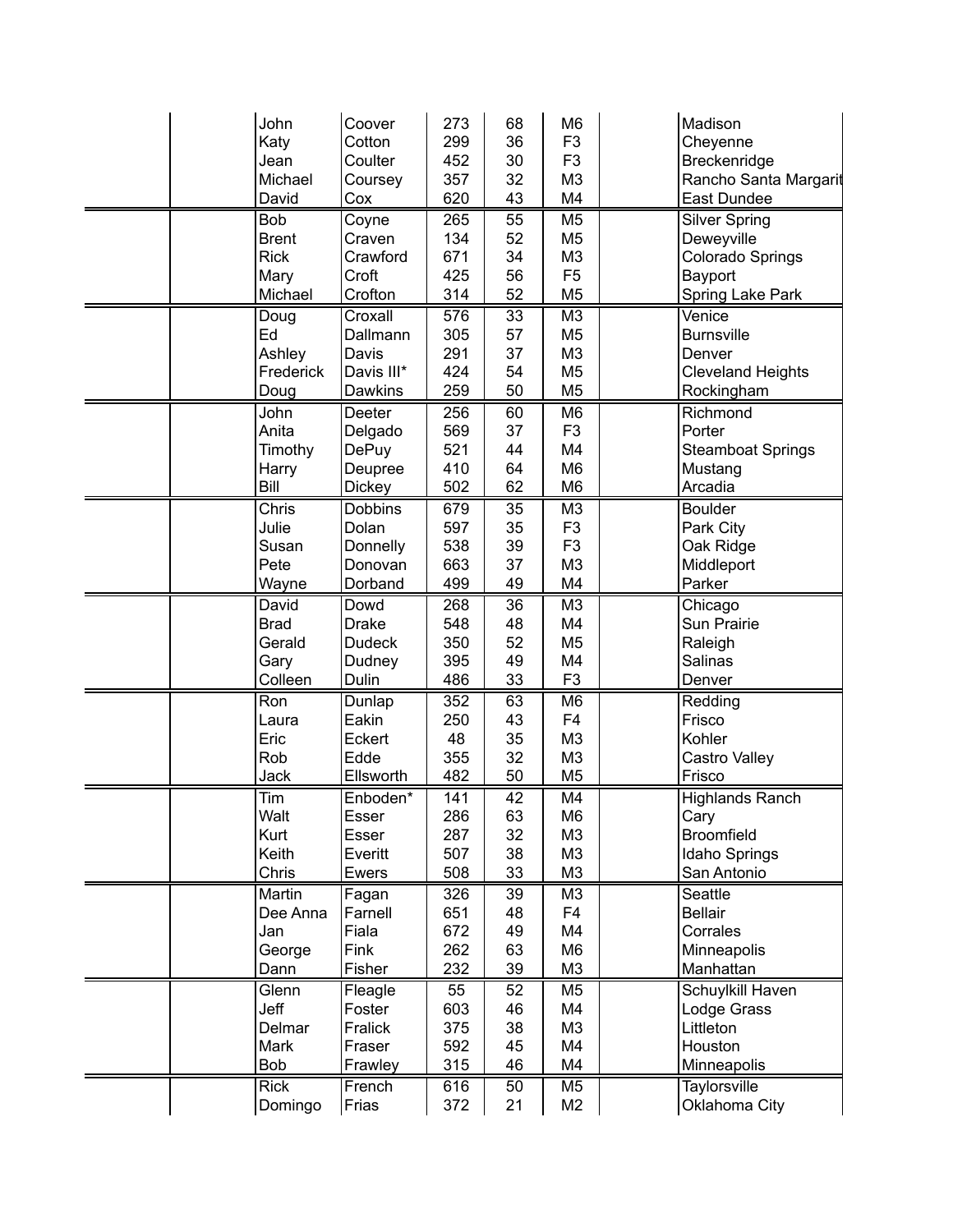| | First | Last | Bib | Age | Div | | City |
|---|---|---|---|---|---|---|---|
| | John | Coover | 273 | 68 | M6 | | Madison |
| | Katy | Cotton | 299 | 36 | F3 | | Cheyenne |
| | Jean | Coulter | 452 | 30 | F3 | | Breckenridge |
| | Michael | Coursey | 357 | 32 | M3 | | Rancho Santa Margarit |
| | David | Cox | 620 | 43 | M4 | | East Dundee |
| | Bob | Coyne | 265 | 55 | M5 | | Silver Spring |
| | Brent | Craven | 134 | 52 | M5 | | Deweyville |
| | Rick | Crawford | 671 | 34 | M3 | | Colorado Springs |
| | Mary | Croft | 425 | 56 | F5 | | Bayport |
| | Michael | Crofton | 314 | 52 | M5 | | Spring Lake Park |
| | Doug | Croxall | 576 | 33 | M3 | | Venice |
| | Ed | Dallmann | 305 | 57 | M5 | | Burnsville |
| | Ashley | Davis | 291 | 37 | M3 | | Denver |
| | Frederick | Davis III* | 424 | 54 | M5 | | Cleveland Heights |
| | Doug | Dawkins | 259 | 50 | M5 | | Rockingham |
| | John | Deeter | 256 | 60 | M6 | | Richmond |
| | Anita | Delgado | 569 | 37 | F3 | | Porter |
| | Timothy | DePuy | 521 | 44 | M4 | | Steamboat Springs |
| | Harry | Deupree | 410 | 64 | M6 | | Mustang |
| | Bill | Dickey | 502 | 62 | M6 | | Arcadia |
| | Chris | Dobbins | 679 | 35 | M3 | | Boulder |
| | Julie | Dolan | 597 | 35 | F3 | | Park City |
| | Susan | Donnelly | 538 | 39 | F3 | | Oak Ridge |
| | Pete | Donovan | 663 | 37 | M3 | | Middleport |
| | Wayne | Dorband | 499 | 49 | M4 | | Parker |
| | David | Dowd | 268 | 36 | M3 | | Chicago |
| | Brad | Drake | 548 | 48 | M4 | | Sun Prairie |
| | Gerald | Dudeck | 350 | 52 | M5 | | Raleigh |
| | Gary | Dudney | 395 | 49 | M4 | | Salinas |
| | Colleen | Dulin | 486 | 33 | F3 | | Denver |
| | Ron | Dunlap | 352 | 63 | M6 | | Redding |
| | Laura | Eakin | 250 | 43 | F4 | | Frisco |
| | Eric | Eckert | 48 | 35 | M3 | | Kohler |
| | Rob | Edde | 355 | 32 | M3 | | Castro Valley |
| | Jack | Ellsworth | 482 | 50 | M5 | | Frisco |
| | Tim | Enboden* | 141 | 42 | M4 | | Highlands Ranch |
| | Walt | Esser | 286 | 63 | M6 | | Cary |
| | Kurt | Esser | 287 | 32 | M3 | | Broomfield |
| | Keith | Everitt | 507 | 38 | M3 | | Idaho Springs |
| | Chris | Ewers | 508 | 33 | M3 | | San Antonio |
| | Martin | Fagan | 326 | 39 | M3 | | Seattle |
| | Dee Anna | Farnell | 651 | 48 | F4 | | Bellair |
| | Jan | Fiala | 672 | 49 | M4 | | Corrales |
| | George | Fink | 262 | 63 | M6 | | Minneapolis |
| | Dann | Fisher | 232 | 39 | M3 | | Manhattan |
| | Glenn | Fleagle | 55 | 52 | M5 | | Schuylkill Haven |
| | Jeff | Foster | 603 | 46 | M4 | | Lodge Grass |
| | Delmar | Fralick | 375 | 38 | M3 | | Littleton |
| | Mark | Fraser | 592 | 45 | M4 | | Houston |
| | Bob | Frawley | 315 | 46 | M4 | | Minneapolis |
| | Rick | French | 616 | 50 | M5 | | Taylorsville |
| | Domingo | Frias | 372 | 21 | M2 | | Oklahoma City |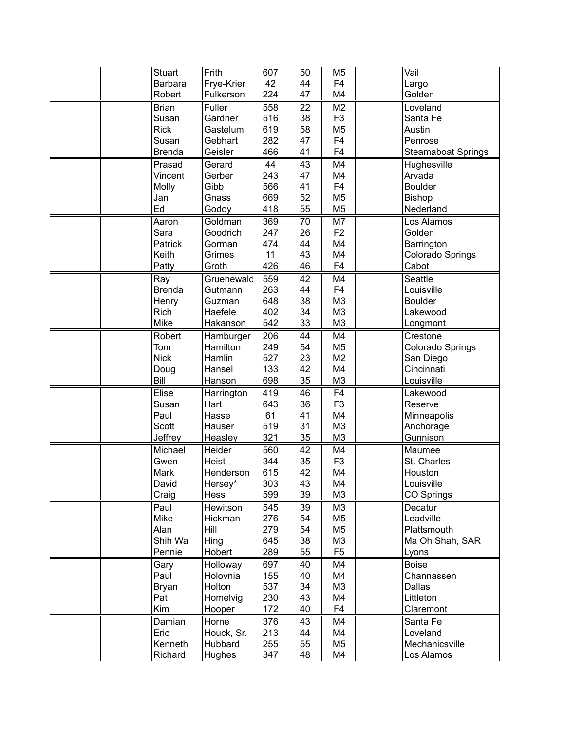| | | | | | | | | |
|---|---|---|---|---|---|---|---|---|
| | | Stuart | Frith | 607 | 50 | M5 | | Vail |
| | | Barbara | Frye-Krier | 42 | 44 | F4 | | Largo |
| | | Robert | Fulkerson | 224 | 47 | M4 | | Golden |
| | | Brian | Fuller | 558 | 22 | M2 | | Loveland |
| | | Susan | Gardner | 516 | 38 | F3 | | Santa Fe |
| | | Rick | Gastelum | 619 | 58 | M5 | | Austin |
| | | Susan | Gebhart | 282 | 47 | F4 | | Penrose |
| | | Brenda | Geisler | 466 | 41 | F4 | | Steamaboat Springs |
| | | Prasad | Gerard | 44 | 43 | M4 | | Hughesville |
| | | Vincent | Gerber | 243 | 47 | M4 | | Arvada |
| | | Molly | Gibb | 566 | 41 | F4 | | Boulder |
| | | Jan | Gnass | 669 | 52 | M5 | | Bishop |
| | | Ed | Godoy | 418 | 55 | M5 | | Nederland |
| | | Aaron | Goldman | 369 | 70 | M7 | | Los Alamos |
| | | Sara | Goodrich | 247 | 26 | F2 | | Golden |
| | | Patrick | Gorman | 474 | 44 | M4 | | Barrington |
| | | Keith | Grimes | 11 | 43 | M4 | | Colorado Springs |
| | | Patty | Groth | 426 | 46 | F4 | | Cabot |
| | | Ray | Gruenewald | 559 | 42 | M4 | | Seattle |
| | | Brenda | Gutmann | 263 | 44 | F4 | | Louisville |
| | | Henry | Guzman | 648 | 38 | M3 | | Boulder |
| | | Rich | Haefele | 402 | 34 | M3 | | Lakewood |
| | | Mike | Hakanson | 542 | 33 | M3 | | Longmont |
| | | Robert | Hamburger | 206 | 44 | M4 | | Crestone |
| | | Tom | Hamilton | 249 | 54 | M5 | | Colorado Springs |
| | | Nick | Hamlin | 527 | 23 | M2 | | San Diego |
| | | Doug | Hansel | 133 | 42 | M4 | | Cincinnati |
| | | Bill | Hanson | 698 | 35 | M3 | | Louisville |
| | | Elise | Harrington | 419 | 46 | F4 | | Lakewood |
| | | Susan | Hart | 643 | 36 | F3 | | Reserve |
| | | Paul | Hasse | 61 | 41 | M4 | | Minneapolis |
| | | Scott | Hauser | 519 | 31 | M3 | | Anchorage |
| | | Jeffrey | Heasley | 321 | 35 | M3 | | Gunnison |
| | | Michael | Heider | 560 | 42 | M4 | | Maumee |
| | | Gwen | Heist | 344 | 35 | F3 | | St. Charles |
| | | Mark | Henderson | 615 | 42 | M4 | | Houston |
| | | David | Hersey* | 303 | 43 | M4 | | Louisville |
| | | Craig | Hess | 599 | 39 | M3 | | CO Springs |
| | | Paul | Hewitson | 545 | 39 | M3 | | Decatur |
| | | Mike | Hickman | 276 | 54 | M5 | | Leadville |
| | | Alan | Hill | 279 | 54 | M5 | | Plattsmouth |
| | | Shih Wa | Hing | 645 | 38 | M3 | | Ma Oh Shah, SAR |
| | | Pennie | Hobert | 289 | 55 | F5 | | Lyons |
| | | Gary | Holloway | 697 | 40 | M4 | | Boise |
| | | Paul | Holovnia | 155 | 40 | M4 | | Channassen |
| | | Bryan | Holton | 537 | 34 | M3 | | Dallas |
| | | Pat | Homelvig | 230 | 43 | M4 | | Littleton |
| | | Kim | Hooper | 172 | 40 | F4 | | Claremont |
| | | Damian | Horne | 376 | 43 | M4 | | Santa Fe |
| | | Eric | Houck, Sr. | 213 | 44 | M4 | | Loveland |
| | | Kenneth | Hubbard | 255 | 55 | M5 | | Mechanicsville |
| | | Richard | Hughes | 347 | 48 | M4 | | Los Alamos |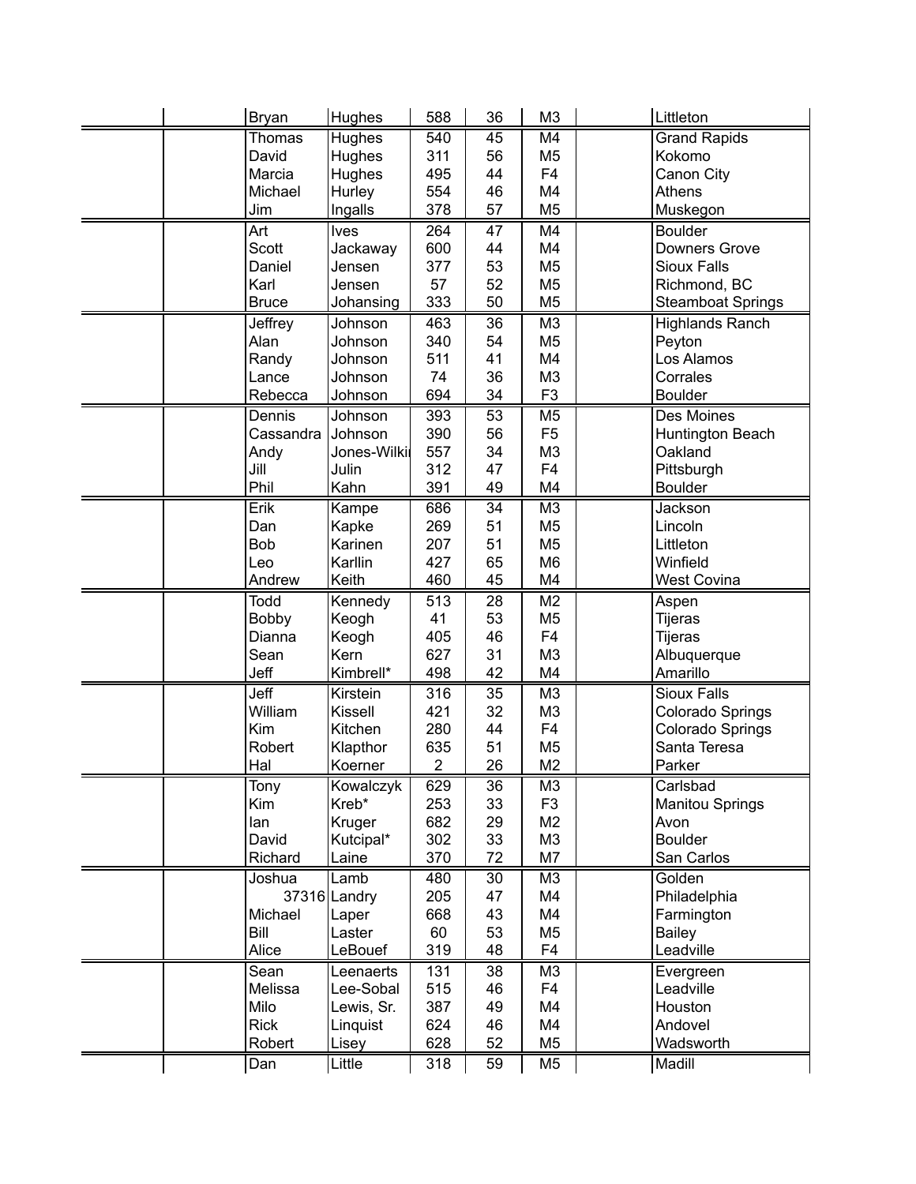| | | First | Last | Bib | Age | Div | | City |
|---|---|---|---|---|---|---|---|---|
| | | Bryan | Hughes | 588 | 36 | M3 | | Littleton |
| | | Thomas | Hughes | 540 | 45 | M4 | | Grand Rapids |
| | | David | Hughes | 311 | 56 | M5 | | Kokomo |
| | | Marcia | Hughes | 495 | 44 | F4 | | Canon City |
| | | Michael | Hurley | 554 | 46 | M4 | | Athens |
| | | Jim | Ingalls | 378 | 57 | M5 | | Muskegon |
| | | Art | Ives | 264 | 47 | M4 | | Boulder |
| | | Scott | Jackaway | 600 | 44 | M4 | | Downers Grove |
| | | Daniel | Jensen | 377 | 53 | M5 | | Sioux Falls |
| | | Karl | Jensen | 57 | 52 | M5 | | Richmond, BC |
| | | Bruce | Johansing | 333 | 50 | M5 | | Steamboat Springs |
| | | Jeffrey | Johnson | 463 | 36 | M3 | | Highlands Ranch |
| | | Alan | Johnson | 340 | 54 | M5 | | Peyton |
| | | Randy | Johnson | 511 | 41 | M4 | | Los Alamos |
| | | Lance | Johnson | 74 | 36 | M3 | | Corrales |
| | | Rebecca | Johnson | 694 | 34 | F3 | | Boulder |
| | | Dennis | Johnson | 393 | 53 | M5 | | Des Moines |
| | | Cassandra | Johnson | 390 | 56 | F5 | | Huntington Beach |
| | | Andy | Jones-Wilki | 557 | 34 | M3 | | Oakland |
| | | Jill | Julin | 312 | 47 | F4 | | Pittsburgh |
| | | Phil | Kahn | 391 | 49 | M4 | | Boulder |
| | | Erik | Kampe | 686 | 34 | M3 | | Jackson |
| | | Dan | Kapke | 269 | 51 | M5 | | Lincoln |
| | | Bob | Karinen | 207 | 51 | M5 | | Littleton |
| | | Leo | Karllin | 427 | 65 | M6 | | Winfield |
| | | Andrew | Keith | 460 | 45 | M4 | | West Covina |
| | | Todd | Kennedy | 513 | 28 | M2 | | Aspen |
| | | Bobby | Keogh | 41 | 53 | M5 | | Tijeras |
| | | Dianna | Keogh | 405 | 46 | F4 | | Tijeras |
| | | Sean | Kern | 627 | 31 | M3 | | Albuquerque |
| | | Jeff | Kimbrell* | 498 | 42 | M4 | | Amarillo |
| | | Jeff | Kirstein | 316 | 35 | M3 | | Sioux Falls |
| | | William | Kissell | 421 | 32 | M3 | | Colorado Springs |
| | | Kim | Kitchen | 280 | 44 | F4 | | Colorado Springs |
| | | Robert | Klapthor | 635 | 51 | M5 | | Santa Teresa |
| | | Hal | Koerner | 2 | 26 | M2 | | Parker |
| | | Tony | Kowalczyk | 629 | 36 | M3 | | Carlsbad |
| | | Kim | Kreb* | 253 | 33 | F3 | | Manitou Springs |
| | | Ian | Kruger | 682 | 29 | M2 | | Avon |
| | | David | Kutcipal* | 302 | 33 | M3 | | Boulder |
| | | Richard | Laine | 370 | 72 | M7 | | San Carlos |
| | | Joshua | Lamb | 480 | 30 | M3 | | Golden |
| | | 37316 | Landry | 205 | 47 | M4 | | Philadelphia |
| | | Michael | Laper | 668 | 43 | M4 | | Farmington |
| | | Bill | Laster | 60 | 53 | M5 | | Bailey |
| | | Alice | LeBouef | 319 | 48 | F4 | | Leadville |
| | | Sean | Leenaerts | 131 | 38 | M3 | | Evergreen |
| | | Melissa | Lee-Sobal | 515 | 46 | F4 | | Leadville |
| | | Milo | Lewis, Sr. | 387 | 49 | M4 | | Houston |
| | | Rick | Linquist | 624 | 46 | M4 | | Andovel |
| | | Robert | Lisey | 628 | 52 | M5 | | Wadsworth |
| | | Dan | Little | 318 | 59 | M5 | | Madill |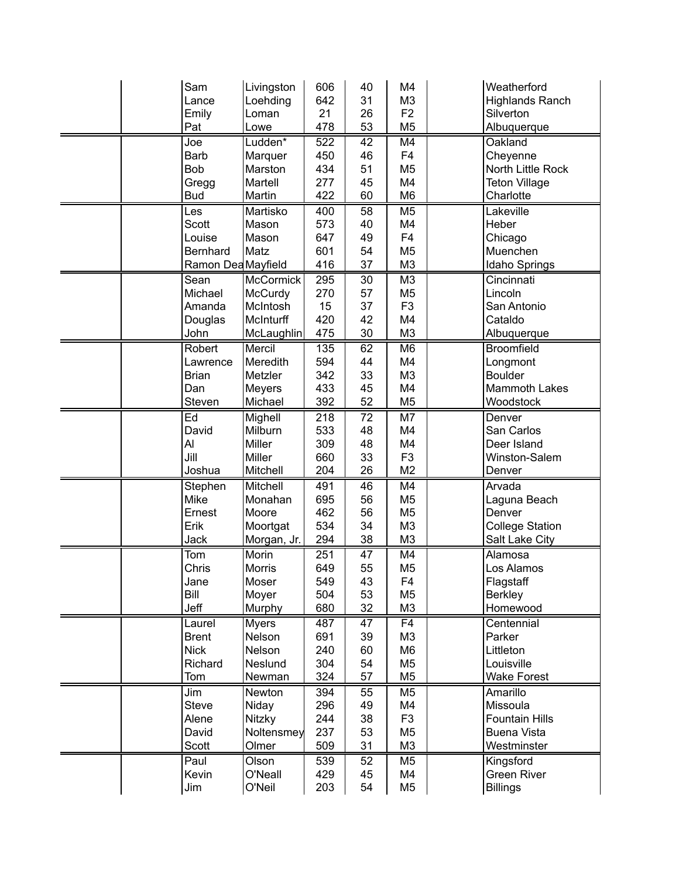| | First | Last | No. | Age | Div | | City |
|---|---|---|---|---|---|---|---|
| | Sam | Livingston | 606 | 40 | M4 | | Weatherford |
| | Lance | Loehding | 642 | 31 | M3 | | Highlands Ranch |
| | Emily | Loman | 21 | 26 | F2 | | Silverton |
| | Pat | Lowe | 478 | 53 | M5 | | Albuquerque |
| | Joe | Ludden* | 522 | 42 | M4 | | Oakland |
| | Barb | Marquer | 450 | 46 | F4 | | Cheyenne |
| | Bob | Marston | 434 | 51 | M5 | | North Little Rock |
| | Gregg | Martell | 277 | 45 | M4 | | Teton Village |
| | Bud | Martin | 422 | 60 | M6 | | Charlotte |
| | Les | Martisko | 400 | 58 | M5 | | Lakeville |
| | Scott | Mason | 573 | 40 | M4 | | Heber |
| | Louise | Mason | 647 | 49 | F4 | | Chicago |
| | Bernhard | Matz | 601 | 54 | M5 | | Muenchen |
| | Ramon Dea | Mayfield | 416 | 37 | M3 | | Idaho Springs |
| | Sean | McCormick | 295 | 30 | M3 | | Cincinnati |
| | Michael | McCurdy | 270 | 57 | M5 | | Lincoln |
| | Amanda | McIntosh | 15 | 37 | F3 | | San Antonio |
| | Douglas | McInturff | 420 | 42 | M4 | | Cataldo |
| | John | McLaughlin | 475 | 30 | M3 | | Albuquerque |
| | Robert | Mercil | 135 | 62 | M6 | | Broomfield |
| | Lawrence | Meredith | 594 | 44 | M4 | | Longmont |
| | Brian | Metzler | 342 | 33 | M3 | | Boulder |
| | Dan | Meyers | 433 | 45 | M4 | | Mammoth Lakes |
| | Steven | Michael | 392 | 52 | M5 | | Woodstock |
| | Ed | Mighell | 218 | 72 | M7 | | Denver |
| | David | Milburn | 533 | 48 | M4 | | San Carlos |
| | Al | Miller | 309 | 48 | M4 | | Deer Island |
| | Jill | Miller | 660 | 33 | F3 | | Winston-Salem |
| | Joshua | Mitchell | 204 | 26 | M2 | | Denver |
| | Stephen | Mitchell | 491 | 46 | M4 | | Arvada |
| | Mike | Monahan | 695 | 56 | M5 | | Laguna Beach |
| | Ernest | Moore | 462 | 56 | M5 | | Denver |
| | Erik | Moortgat | 534 | 34 | M3 | | College Station |
| | Jack | Morgan, Jr. | 294 | 38 | M3 | | Salt Lake City |
| | Tom | Morin | 251 | 47 | M4 | | Alamosa |
| | Chris | Morris | 649 | 55 | M5 | | Los Alamos |
| | Jane | Moser | 549 | 43 | F4 | | Flagstaff |
| | Bill | Moyer | 504 | 53 | M5 | | Berkley |
| | Jeff | Murphy | 680 | 32 | M3 | | Homewood |
| | Laurel | Myers | 487 | 47 | F4 | | Centennial |
| | Brent | Nelson | 691 | 39 | M3 | | Parker |
| | Nick | Nelson | 240 | 60 | M6 | | Littleton |
| | Richard | Neslund | 304 | 54 | M5 | | Louisville |
| | Tom | Newman | 324 | 57 | M5 | | Wake Forest |
| | Jim | Newton | 394 | 55 | M5 | | Amarillo |
| | Steve | Niday | 296 | 49 | M4 | | Missoula |
| | Alene | Nitzky | 244 | 38 | F3 | | Fountain Hills |
| | David | Noltensmey | 237 | 53 | M5 | | Buena Vista |
| | Scott | Olmer | 509 | 31 | M3 | | Westminster |
| | Paul | Olson | 539 | 52 | M5 | | Kingsford |
| | Kevin | O'Neall | 429 | 45 | M4 | | Green River |
| | Jim | O'Neil | 203 | 54 | M5 | | Billings |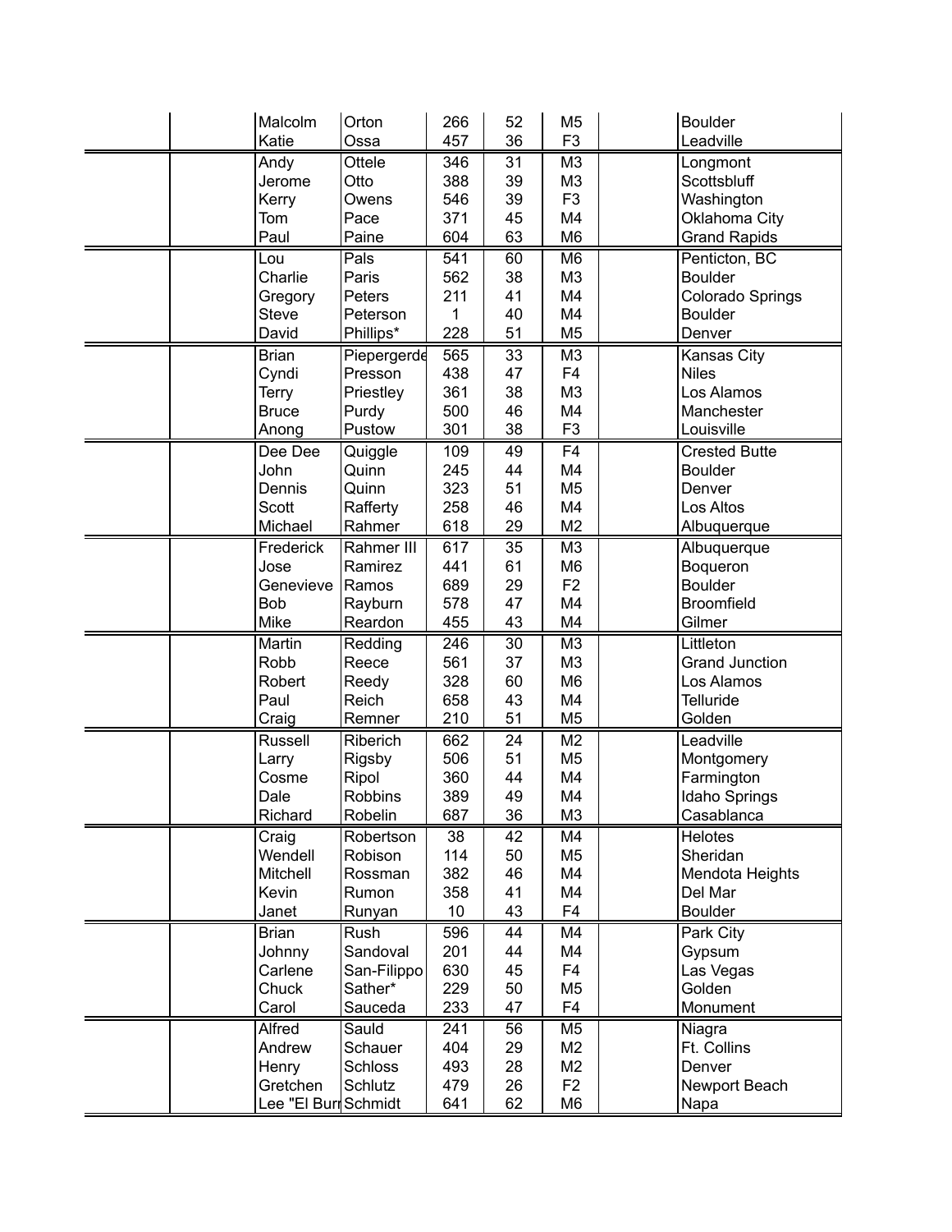| | | | | | | | | |
|---|---|---|---|---|---|---|---|---|
| | | Malcolm | Orton | 266 | 52 | M5 | | Boulder |
| | | Katie | Ossa | 457 | 36 | F3 | | Leadville |
| | | Andy | Ottele | 346 | 31 | M3 | | Longmont |
| | | Jerome | Otto | 388 | 39 | M3 | | Scottsbluff |
| | | Kerry | Owens | 546 | 39 | F3 | | Washington |
| | | Tom | Pace | 371 | 45 | M4 | | Oklahoma City |
| | | Paul | Paine | 604 | 63 | M6 | | Grand Rapids |
| | | Lou | Pals | 541 | 60 | M6 | | Penticton, BC |
| | | Charlie | Paris | 562 | 38 | M3 | | Boulder |
| | | Gregory | Peters | 211 | 41 | M4 | | Colorado Springs |
| | | Steve | Peterson | 1 | 40 | M4 | | Boulder |
| | | David | Phillips* | 228 | 51 | M5 | | Denver |
| | | Brian | Piepergerde | 565 | 33 | M3 | | Kansas City |
| | | Cyndi | Presson | 438 | 47 | F4 | | Niles |
| | | Terry | Priestley | 361 | 38 | M3 | | Los Alamos |
| | | Bruce | Purdy | 500 | 46 | M4 | | Manchester |
| | | Anong | Pustow | 301 | 38 | F3 | | Louisville |
| | | Dee Dee | Quiggle | 109 | 49 | F4 | | Crested Butte |
| | | John | Quinn | 245 | 44 | M4 | | Boulder |
| | | Dennis | Quinn | 323 | 51 | M5 | | Denver |
| | | Scott | Rafferty | 258 | 46 | M4 | | Los Altos |
| | | Michael | Rahmer | 618 | 29 | M2 | | Albuquerque |
| | | Frederick | Rahmer III | 617 | 35 | M3 | | Albuquerque |
| | | Jose | Ramirez | 441 | 61 | M6 | | Boqueron |
| | | Genevieve | Ramos | 689 | 29 | F2 | | Boulder |
| | | Bob | Rayburn | 578 | 47 | M4 | | Broomfield |
| | | Mike | Reardon | 455 | 43 | M4 | | Gilmer |
| | | Martin | Redding | 246 | 30 | M3 | | Littleton |
| | | Robb | Reece | 561 | 37 | M3 | | Grand Junction |
| | | Robert | Reedy | 328 | 60 | M6 | | Los Alamos |
| | | Paul | Reich | 658 | 43 | M4 | | Telluride |
| | | Craig | Remner | 210 | 51 | M5 | | Golden |
| | | Russell | Riberich | 662 | 24 | M2 | | Leadville |
| | | Larry | Rigsby | 506 | 51 | M5 | | Montgomery |
| | | Cosme | Ripol | 360 | 44 | M4 | | Farmington |
| | | Dale | Robbins | 389 | 49 | M4 | | Idaho Springs |
| | | Richard | Robelin | 687 | 36 | M3 | | Casablanca |
| | | Craig | Robertson | 38 | 42 | M4 | | Helotes |
| | | Wendell | Robison | 114 | 50 | M5 | | Sheridan |
| | | Mitchell | Rossman | 382 | 46 | M4 | | Mendota Heights |
| | | Kevin | Rumon | 358 | 41 | M4 | | Del Mar |
| | | Janet | Runyan | 10 | 43 | F4 | | Boulder |
| | | Brian | Rush | 596 | 44 | M4 | | Park City |
| | | Johnny | Sandoval | 201 | 44 | M4 | | Gypsum |
| | | Carlene | San-Filippo | 630 | 45 | F4 | | Las Vegas |
| | | Chuck | Sather* | 229 | 50 | M5 | | Golden |
| | | Carol | Sauceda | 233 | 47 | F4 | | Monument |
| | | Alfred | Sauld | 241 | 56 | M5 | | Niagra |
| | | Andrew | Schauer | 404 | 29 | M2 | | Ft. Collins |
| | | Henry | Schloss | 493 | 28 | M2 | | Denver |
| | | Gretchen | Schlutz | 479 | 26 | F2 | | Newport Beach |
| | | Lee "El Burr | Schmidt | 641 | 62 | M6 | | Napa |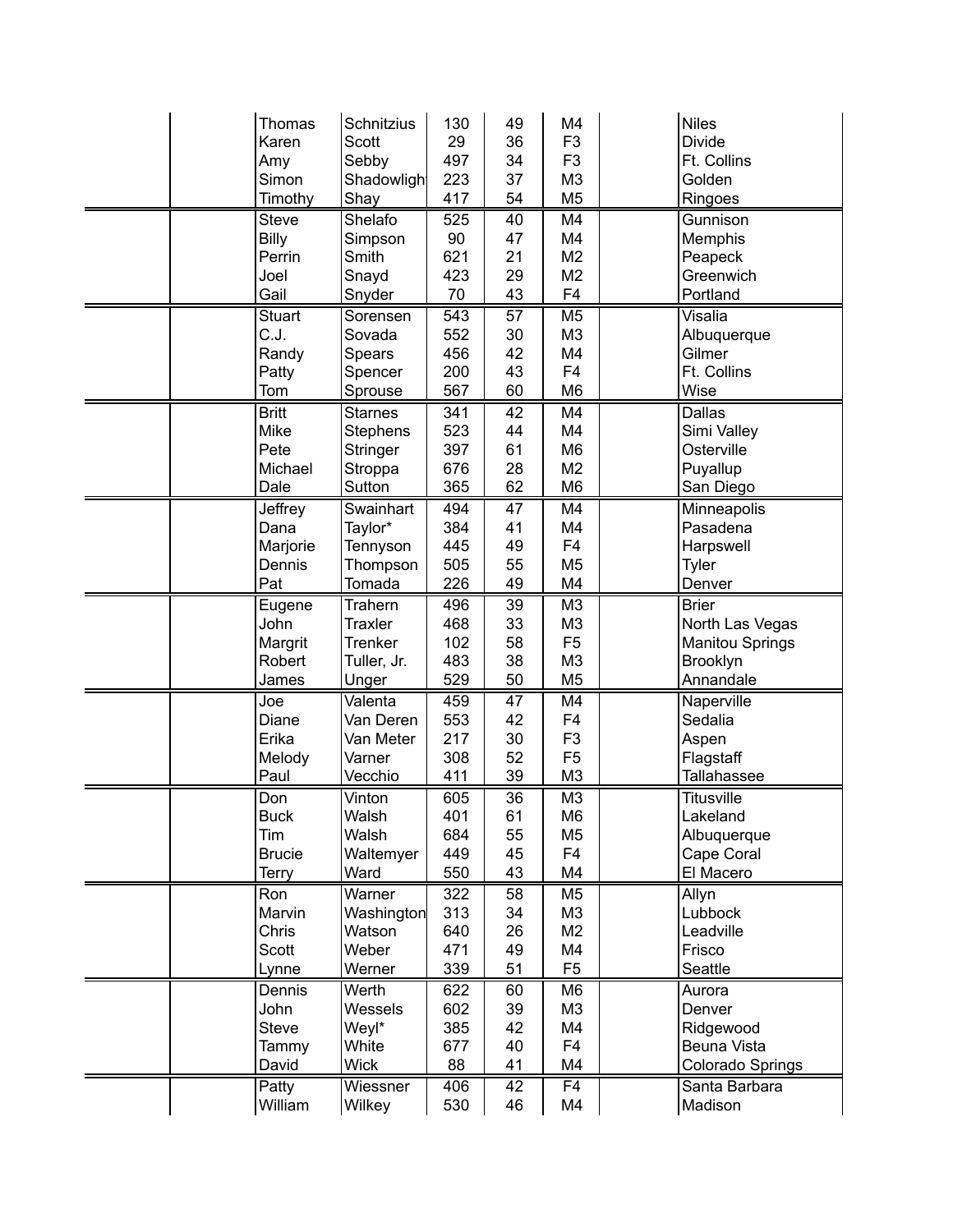| | | | | | | | | |
|---|---|---|---|---|---|---|---|---|
| | | Thomas | Schnitzius | 130 | 49 | M4 | | Niles |
| | | Karen | Scott | 29 | 36 | F3 | | Divide |
| | | Amy | Sebby | 497 | 34 | F3 | | Ft. Collins |
| | | Simon | Shadowligh | 223 | 37 | M3 | | Golden |
| | | Timothy | Shay | 417 | 54 | M5 | | Ringoes |
| | | Steve | Shelafo | 525 | 40 | M4 | | Gunnison |
| | | Billy | Simpson | 90 | 47 | M4 | | Memphis |
| | | Perrin | Smith | 621 | 21 | M2 | | Peapeck |
| | | Joel | Snayd | 423 | 29 | M2 | | Greenwich |
| | | Gail | Snyder | 70 | 43 | F4 | | Portland |
| | | Stuart | Sorensen | 543 | 57 | M5 | | Visalia |
| | | C.J. | Sovada | 552 | 30 | M3 | | Albuquerque |
| | | Randy | Spears | 456 | 42 | M4 | | Gilmer |
| | | Patty | Spencer | 200 | 43 | F4 | | Ft. Collins |
| | | Tom | Sprouse | 567 | 60 | M6 | | Wise |
| | | Britt | Starnes | 341 | 42 | M4 | | Dallas |
| | | Mike | Stephens | 523 | 44 | M4 | | Simi Valley |
| | | Pete | Stringer | 397 | 61 | M6 | | Osterville |
| | | Michael | Stroppa | 676 | 28 | M2 | | Puyallup |
| | | Dale | Sutton | 365 | 62 | M6 | | San Diego |
| | | Jeffrey | Swainhart | 494 | 47 | M4 | | Minneapolis |
| | | Dana | Taylor* | 384 | 41 | M4 | | Pasadena |
| | | Marjorie | Tennyson | 445 | 49 | F4 | | Harpswell |
| | | Dennis | Thompson | 505 | 55 | M5 | | Tyler |
| | | Pat | Tomada | 226 | 49 | M4 | | Denver |
| | | Eugene | Trahern | 496 | 39 | M3 | | Brier |
| | | John | Traxler | 468 | 33 | M3 | | North Las Vegas |
| | | Margrit | Trenker | 102 | 58 | F5 | | Manitou Springs |
| | | Robert | Tuller, Jr. | 483 | 38 | M3 | | Brooklyn |
| | | James | Unger | 529 | 50 | M5 | | Annandale |
| | | Joe | Valenta | 459 | 47 | M4 | | Naperville |
| | | Diane | Van Deren | 553 | 42 | F4 | | Sedalia |
| | | Erika | Van Meter | 217 | 30 | F3 | | Aspen |
| | | Melody | Varner | 308 | 52 | F5 | | Flagstaff |
| | | Paul | Vecchio | 411 | 39 | M3 | | Tallahassee |
| | | Don | Vinton | 605 | 36 | M3 | | Titusville |
| | | Buck | Walsh | 401 | 61 | M6 | | Lakeland |
| | | Tim | Walsh | 684 | 55 | M5 | | Albuquerque |
| | | Brucie | Waltemyer | 449 | 45 | F4 | | Cape Coral |
| | | Terry | Ward | 550 | 43 | M4 | | El Macero |
| | | Ron | Warner | 322 | 58 | M5 | | Allyn |
| | | Marvin | Washington | 313 | 34 | M3 | | Lubbock |
| | | Chris | Watson | 640 | 26 | M2 | | Leadville |
| | | Scott | Weber | 471 | 49 | M4 | | Frisco |
| | | Lynne | Werner | 339 | 51 | F5 | | Seattle |
| | | Dennis | Werth | 622 | 60 | M6 | | Aurora |
| | | John | Wessels | 602 | 39 | M3 | | Denver |
| | | Steve | Weyl* | 385 | 42 | M4 | | Ridgewood |
| | | Tammy | White | 677 | 40 | F4 | | Beuna Vista |
| | | David | Wick | 88 | 41 | M4 | | Colorado Springs |
| | | Patty | Wiessner | 406 | 42 | F4 | | Santa Barbara |
| | | William | Wilkey | 530 | 46 | M4 | | Madison |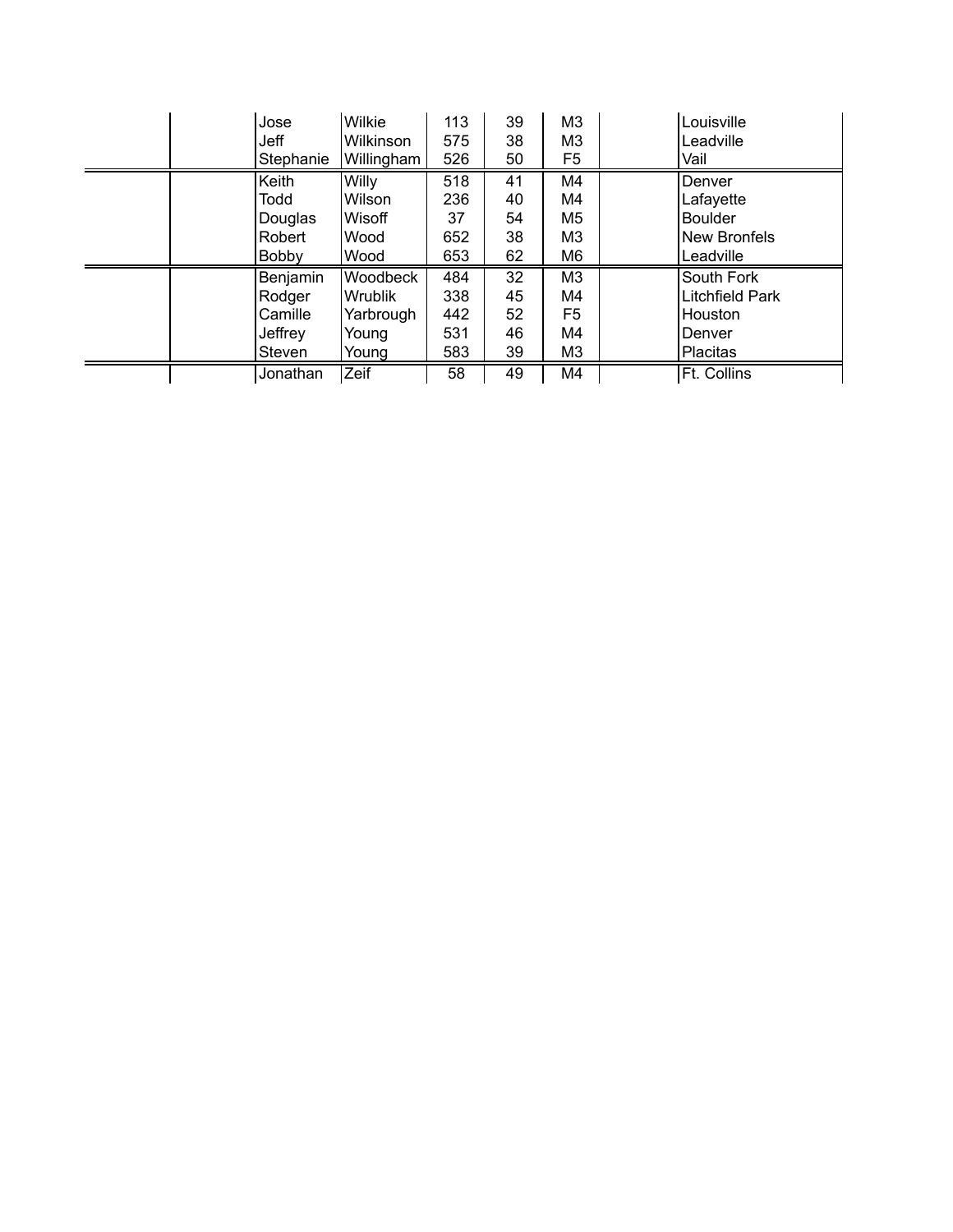| | | | | | | | | |
|---|---|---|---|---|---|---|---|---|
| | | Jose | Wilkie | 113 | 39 | M3 | | Louisville |
| | | Jeff | Wilkinson | 575 | 38 | M3 | | Leadville |
| | | Stephanie | Willingham | 526 | 50 | F5 | | Vail |
| | | Keith | Willy | 518 | 41 | M4 | | Denver |
| | | Todd | Wilson | 236 | 40 | M4 | | Lafayette |
| | | Douglas | Wisoff | 37 | 54 | M5 | | Boulder |
| | | Robert | Wood | 652 | 38 | M3 | | New Bronfels |
| | | Bobby | Wood | 653 | 62 | M6 | | Leadville |
| | | Benjamin | Woodbeck | 484 | 32 | M3 | | South Fork |
| | | Rodger | Wrublik | 338 | 45 | M4 | | Litchfield Park |
| | | Camille | Yarbrough | 442 | 52 | F5 | | Houston |
| | | Jeffrey | Young | 531 | 46 | M4 | | Denver |
| | | Steven | Young | 583 | 39 | M3 | | Placitas |
| | | Jonathan | Zeif | 58 | 49 | M4 | | Ft. Collins |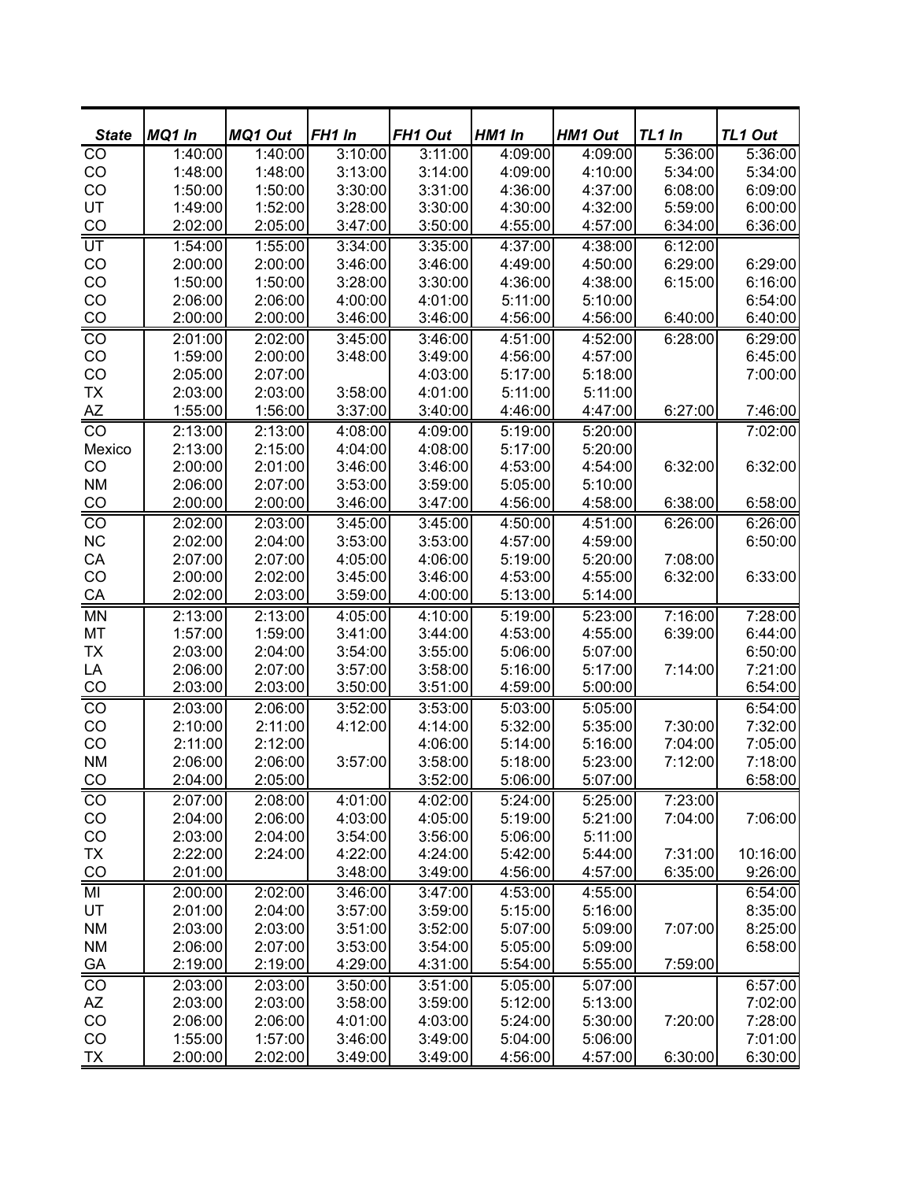| State | MQ1 In | MQ1 Out | FH1 In | FH1 Out | HM1 In | HM1 Out | TL1 In | TL1 Out |
|---|---|---|---|---|---|---|---|---|
| CO | 1:40:00 | 1:40:00 | 3:10:00 | 3:11:00 | 4:09:00 | 4:09:00 | 5:36:00 | 5:36:00 |
| CO | 1:48:00 | 1:48:00 | 3:13:00 | 3:14:00 | 4:09:00 | 4:10:00 | 5:34:00 | 5:34:00 |
| CO | 1:50:00 | 1:50:00 | 3:30:00 | 3:31:00 | 4:36:00 | 4:37:00 | 6:08:00 | 6:09:00 |
| UT | 1:49:00 | 1:52:00 | 3:28:00 | 3:30:00 | 4:30:00 | 4:32:00 | 5:59:00 | 6:00:00 |
| CO | 2:02:00 | 2:05:00 | 3:47:00 | 3:50:00 | 4:55:00 | 4:57:00 | 6:34:00 | 6:36:00 |
| UT | 1:54:00 | 1:55:00 | 3:34:00 | 3:35:00 | 4:37:00 | 4:38:00 | 6:12:00 | |
| CO | 2:00:00 | 2:00:00 | 3:46:00 | 3:46:00 | 4:49:00 | 4:50:00 | 6:29:00 | 6:29:00 |
| CO | 1:50:00 | 1:50:00 | 3:28:00 | 3:30:00 | 4:36:00 | 4:38:00 | 6:15:00 | 6:16:00 |
| CO | 2:06:00 | 2:06:00 | 4:00:00 | 4:01:00 | 5:11:00 | 5:10:00 | | 6:54:00 |
| CO | 2:00:00 | 2:00:00 | 3:46:00 | 3:46:00 | 4:56:00 | 4:56:00 | 6:40:00 | 6:40:00 |
| CO | 2:01:00 | 2:02:00 | 3:45:00 | 3:46:00 | 4:51:00 | 4:52:00 | 6:28:00 | 6:29:00 |
| CO | 1:59:00 | 2:00:00 | 3:48:00 | 3:49:00 | 4:56:00 | 4:57:00 | | 6:45:00 |
| CO | 2:05:00 | 2:07:00 | | 4:03:00 | 5:17:00 | 5:18:00 | | 7:00:00 |
| TX | 2:03:00 | 2:03:00 | 3:58:00 | 4:01:00 | 5:11:00 | 5:11:00 | | |
| AZ | 1:55:00 | 1:56:00 | 3:37:00 | 3:40:00 | 4:46:00 | 4:47:00 | 6:27:00 | 7:46:00 |
| CO | 2:13:00 | 2:13:00 | 4:08:00 | 4:09:00 | 5:19:00 | 5:20:00 | | 7:02:00 |
| Mexico | 2:13:00 | 2:15:00 | 4:04:00 | 4:08:00 | 5:17:00 | 5:20:00 | | |
| CO | 2:00:00 | 2:01:00 | 3:46:00 | 3:46:00 | 4:53:00 | 4:54:00 | 6:32:00 | 6:32:00 |
| NM | 2:06:00 | 2:07:00 | 3:53:00 | 3:59:00 | 5:05:00 | 5:10:00 | | |
| CO | 2:00:00 | 2:00:00 | 3:46:00 | 3:47:00 | 4:56:00 | 4:58:00 | 6:38:00 | 6:58:00 |
| CO | 2:02:00 | 2:03:00 | 3:45:00 | 3:45:00 | 4:50:00 | 4:51:00 | 6:26:00 | 6:26:00 |
| NC | 2:02:00 | 2:04:00 | 3:53:00 | 3:53:00 | 4:57:00 | 4:59:00 | | 6:50:00 |
| CA | 2:07:00 | 2:07:00 | 4:05:00 | 4:06:00 | 5:19:00 | 5:20:00 | 7:08:00 | |
| CO | 2:00:00 | 2:02:00 | 3:45:00 | 3:46:00 | 4:53:00 | 4:55:00 | 6:32:00 | 6:33:00 |
| CA | 2:02:00 | 2:03:00 | 3:59:00 | 4:00:00 | 5:13:00 | 5:14:00 | | |
| MN | 2:13:00 | 2:13:00 | 4:05:00 | 4:10:00 | 5:19:00 | 5:23:00 | 7:16:00 | 7:28:00 |
| MT | 1:57:00 | 1:59:00 | 3:41:00 | 3:44:00 | 4:53:00 | 4:55:00 | 6:39:00 | 6:44:00 |
| TX | 2:03:00 | 2:04:00 | 3:54:00 | 3:55:00 | 5:06:00 | 5:07:00 | | 6:50:00 |
| LA | 2:06:00 | 2:07:00 | 3:57:00 | 3:58:00 | 5:16:00 | 5:17:00 | 7:14:00 | 7:21:00 |
| CO | 2:03:00 | 2:03:00 | 3:50:00 | 3:51:00 | 4:59:00 | 5:00:00 | | 6:54:00 |
| CO | 2:03:00 | 2:06:00 | 3:52:00 | 3:53:00 | 5:03:00 | 5:05:00 | | 6:54:00 |
| CO | 2:10:00 | 2:11:00 | 4:12:00 | 4:14:00 | 5:32:00 | 5:35:00 | 7:30:00 | 7:32:00 |
| CO | 2:11:00 | 2:12:00 | | 4:06:00 | 5:14:00 | 5:16:00 | 7:04:00 | 7:05:00 |
| NM | 2:06:00 | 2:06:00 | 3:57:00 | 3:58:00 | 5:18:00 | 5:23:00 | 7:12:00 | 7:18:00 |
| CO | 2:04:00 | 2:05:00 | | 3:52:00 | 5:06:00 | 5:07:00 | | 6:58:00 |
| CO | 2:07:00 | 2:08:00 | 4:01:00 | 4:02:00 | 5:24:00 | 5:25:00 | 7:23:00 | |
| CO | 2:04:00 | 2:06:00 | 4:03:00 | 4:05:00 | 5:19:00 | 5:21:00 | 7:04:00 | 7:06:00 |
| CO | 2:03:00 | 2:04:00 | 3:54:00 | 3:56:00 | 5:06:00 | 5:11:00 | | |
| TX | 2:22:00 | 2:24:00 | 4:22:00 | 4:24:00 | 5:42:00 | 5:44:00 | 7:31:00 | 10:16:00 |
| CO | 2:01:00 | | 3:48:00 | 3:49:00 | 4:56:00 | 4:57:00 | 6:35:00 | 9:26:00 |
| MI | 2:00:00 | 2:02:00 | 3:46:00 | 3:47:00 | 4:53:00 | 4:55:00 | | 6:54:00 |
| UT | 2:01:00 | 2:04:00 | 3:57:00 | 3:59:00 | 5:15:00 | 5:16:00 | | 8:35:00 |
| NM | 2:03:00 | 2:03:00 | 3:51:00 | 3:52:00 | 5:07:00 | 5:09:00 | 7:07:00 | 8:25:00 |
| NM | 2:06:00 | 2:07:00 | 3:53:00 | 3:54:00 | 5:05:00 | 5:09:00 | | 6:58:00 |
| GA | 2:19:00 | 2:19:00 | 4:29:00 | 4:31:00 | 5:54:00 | 5:55:00 | 7:59:00 | |
| CO | 2:03:00 | 2:03:00 | 3:50:00 | 3:51:00 | 5:05:00 | 5:07:00 | | 6:57:00 |
| AZ | 2:03:00 | 2:03:00 | 3:58:00 | 3:59:00 | 5:12:00 | 5:13:00 | | 7:02:00 |
| CO | 2:06:00 | 2:06:00 | 4:01:00 | 4:03:00 | 5:24:00 | 5:30:00 | 7:20:00 | 7:28:00 |
| CO | 1:55:00 | 1:57:00 | 3:46:00 | 3:49:00 | 5:04:00 | 5:06:00 | | 7:01:00 |
| TX | 2:00:00 | 2:02:00 | 3:49:00 | 3:49:00 | 4:56:00 | 4:57:00 | 6:30:00 | 6:30:00 |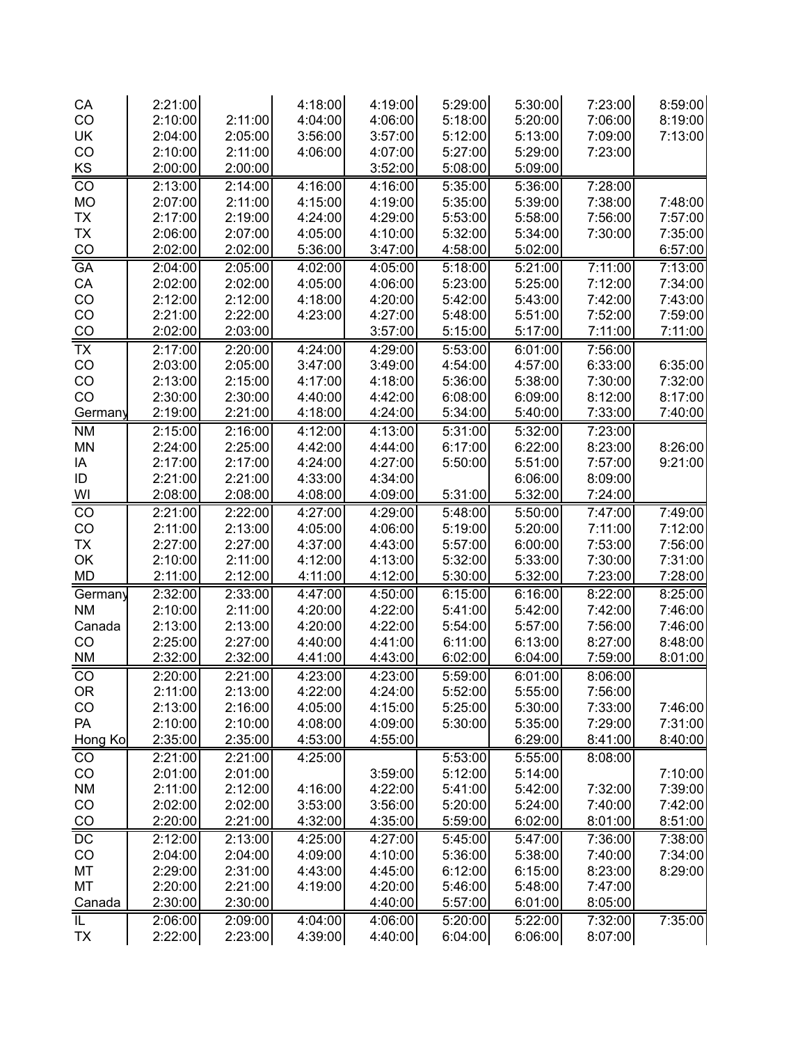| | | | | | | | | |
|---|---|---|---|---|---|---|---|---|
| CA | 2:21:00 | | 4:18:00 | 4:19:00 | 5:29:00 | 5:30:00 | 7:23:00 | 8:59:00 |
| CO | 2:10:00 | 2:11:00 | 4:04:00 | 4:06:00 | 5:18:00 | 5:20:00 | 7:06:00 | 8:19:00 |
| UK | 2:04:00 | 2:05:00 | 3:56:00 | 3:57:00 | 5:12:00 | 5:13:00 | 7:09:00 | 7:13:00 |
| CO | 2:10:00 | 2:11:00 | 4:06:00 | 4:07:00 | 5:27:00 | 5:29:00 | 7:23:00 | |
| KS | 2:00:00 | 2:00:00 | | 3:52:00 | 5:08:00 | 5:09:00 | | |
| CO | 2:13:00 | 2:14:00 | 4:16:00 | 4:16:00 | 5:35:00 | 5:36:00 | 7:28:00 | |
| MO | 2:07:00 | 2:11:00 | 4:15:00 | 4:19:00 | 5:35:00 | 5:39:00 | 7:38:00 | 7:48:00 |
| TX | 2:17:00 | 2:19:00 | 4:24:00 | 4:29:00 | 5:53:00 | 5:58:00 | 7:56:00 | 7:57:00 |
| TX | 2:06:00 | 2:07:00 | 4:05:00 | 4:10:00 | 5:32:00 | 5:34:00 | 7:30:00 | 7:35:00 |
| CO | 2:02:00 | 2:02:00 | 5:36:00 | 3:47:00 | 4:58:00 | 5:02:00 | | 6:57:00 |
| GA | 2:04:00 | 2:05:00 | 4:02:00 | 4:05:00 | 5:18:00 | 5:21:00 | 7:11:00 | 7:13:00 |
| CA | 2:02:00 | 2:02:00 | 4:05:00 | 4:06:00 | 5:23:00 | 5:25:00 | 7:12:00 | 7:34:00 |
| CO | 2:12:00 | 2:12:00 | 4:18:00 | 4:20:00 | 5:42:00 | 5:43:00 | 7:42:00 | 7:43:00 |
| CO | 2:21:00 | 2:22:00 | 4:23:00 | 4:27:00 | 5:48:00 | 5:51:00 | 7:52:00 | 7:59:00 |
| CO | 2:02:00 | 2:03:00 | | 3:57:00 | 5:15:00 | 5:17:00 | 7:11:00 | 7:11:00 |
| TX | 2:17:00 | 2:20:00 | 4:24:00 | 4:29:00 | 5:53:00 | 6:01:00 | 7:56:00 | |
| CO | 2:03:00 | 2:05:00 | 3:47:00 | 3:49:00 | 4:54:00 | 4:57:00 | 6:33:00 | 6:35:00 |
| CO | 2:13:00 | 2:15:00 | 4:17:00 | 4:18:00 | 5:36:00 | 5:38:00 | 7:30:00 | 7:32:00 |
| CO | 2:30:00 | 2:30:00 | 4:40:00 | 4:42:00 | 6:08:00 | 6:09:00 | 8:12:00 | 8:17:00 |
| Germany | 2:19:00 | 2:21:00 | 4:18:00 | 4:24:00 | 5:34:00 | 5:40:00 | 7:33:00 | 7:40:00 |
| NM | 2:15:00 | 2:16:00 | 4:12:00 | 4:13:00 | 5:31:00 | 5:32:00 | 7:23:00 | |
| MN | 2:24:00 | 2:25:00 | 4:42:00 | 4:44:00 | 6:17:00 | 6:22:00 | 8:23:00 | 8:26:00 |
| IA | 2:17:00 | 2:17:00 | 4:24:00 | 4:27:00 | 5:50:00 | 5:51:00 | 7:57:00 | 9:21:00 |
| ID | 2:21:00 | 2:21:00 | 4:33:00 | 4:34:00 | | 6:06:00 | 8:09:00 | |
| WI | 2:08:00 | 2:08:00 | 4:08:00 | 4:09:00 | 5:31:00 | 5:32:00 | 7:24:00 | |
| CO | 2:21:00 | 2:22:00 | 4:27:00 | 4:29:00 | 5:48:00 | 5:50:00 | 7:47:00 | 7:49:00 |
| CO | 2:11:00 | 2:13:00 | 4:05:00 | 4:06:00 | 5:19:00 | 5:20:00 | 7:11:00 | 7:12:00 |
| TX | 2:27:00 | 2:27:00 | 4:37:00 | 4:43:00 | 5:57:00 | 6:00:00 | 7:53:00 | 7:56:00 |
| OK | 2:10:00 | 2:11:00 | 4:12:00 | 4:13:00 | 5:32:00 | 5:33:00 | 7:30:00 | 7:31:00 |
| MD | 2:11:00 | 2:12:00 | 4:11:00 | 4:12:00 | 5:30:00 | 5:32:00 | 7:23:00 | 7:28:00 |
| Germany | 2:32:00 | 2:33:00 | 4:47:00 | 4:50:00 | 6:15:00 | 6:16:00 | 8:22:00 | 8:25:00 |
| NM | 2:10:00 | 2:11:00 | 4:20:00 | 4:22:00 | 5:41:00 | 5:42:00 | 7:42:00 | 7:46:00 |
| Canada | 2:13:00 | 2:13:00 | 4:20:00 | 4:22:00 | 5:54:00 | 5:57:00 | 7:56:00 | 7:46:00 |
| CO | 2:25:00 | 2:27:00 | 4:40:00 | 4:41:00 | 6:11:00 | 6:13:00 | 8:27:00 | 8:48:00 |
| NM | 2:32:00 | 2:32:00 | 4:41:00 | 4:43:00 | 6:02:00 | 6:04:00 | 7:59:00 | 8:01:00 |
| CO | 2:20:00 | 2:21:00 | 4:23:00 | 4:23:00 | 5:59:00 | 6:01:00 | 8:06:00 | |
| OR | 2:11:00 | 2:13:00 | 4:22:00 | 4:24:00 | 5:52:00 | 5:55:00 | 7:56:00 | |
| CO | 2:13:00 | 2:16:00 | 4:05:00 | 4:15:00 | 5:25:00 | 5:30:00 | 7:33:00 | 7:46:00 |
| PA | 2:10:00 | 2:10:00 | 4:08:00 | 4:09:00 | 5:30:00 | 5:35:00 | 7:29:00 | 7:31:00 |
| Hong Ko | 2:35:00 | 2:35:00 | 4:53:00 | 4:55:00 | | 6:29:00 | 8:41:00 | 8:40:00 |
| CO | 2:21:00 | 2:21:00 | 4:25:00 | | 5:53:00 | 5:55:00 | 8:08:00 | |
| CO | 2:01:00 | 2:01:00 | | 3:59:00 | 5:12:00 | 5:14:00 | | 7:10:00 |
| NM | 2:11:00 | 2:12:00 | 4:16:00 | 4:22:00 | 5:41:00 | 5:42:00 | 7:32:00 | 7:39:00 |
| CO | 2:02:00 | 2:02:00 | 3:53:00 | 3:56:00 | 5:20:00 | 5:24:00 | 7:40:00 | 7:42:00 |
| CO | 2:20:00 | 2:21:00 | 4:32:00 | 4:35:00 | 5:59:00 | 6:02:00 | 8:01:00 | 8:51:00 |
| DC | 2:12:00 | 2:13:00 | 4:25:00 | 4:27:00 | 5:45:00 | 5:47:00 | 7:36:00 | 7:38:00 |
| CO | 2:04:00 | 2:04:00 | 4:09:00 | 4:10:00 | 5:36:00 | 5:38:00 | 7:40:00 | 7:34:00 |
| MT | 2:29:00 | 2:31:00 | 4:43:00 | 4:45:00 | 6:12:00 | 6:15:00 | 8:23:00 | 8:29:00 |
| MT | 2:20:00 | 2:21:00 | 4:19:00 | 4:20:00 | 5:46:00 | 5:48:00 | 7:47:00 | |
| Canada | 2:30:00 | 2:30:00 | | 4:40:00 | 5:57:00 | 6:01:00 | 8:05:00 | |
| IL | 2:06:00 | 2:09:00 | 4:04:00 | 4:06:00 | 5:20:00 | 5:22:00 | 7:32:00 | 7:35:00 |
| TX | 2:22:00 | 2:23:00 | 4:39:00 | 4:40:00 | 6:04:00 | 6:06:00 | 8:07:00 | |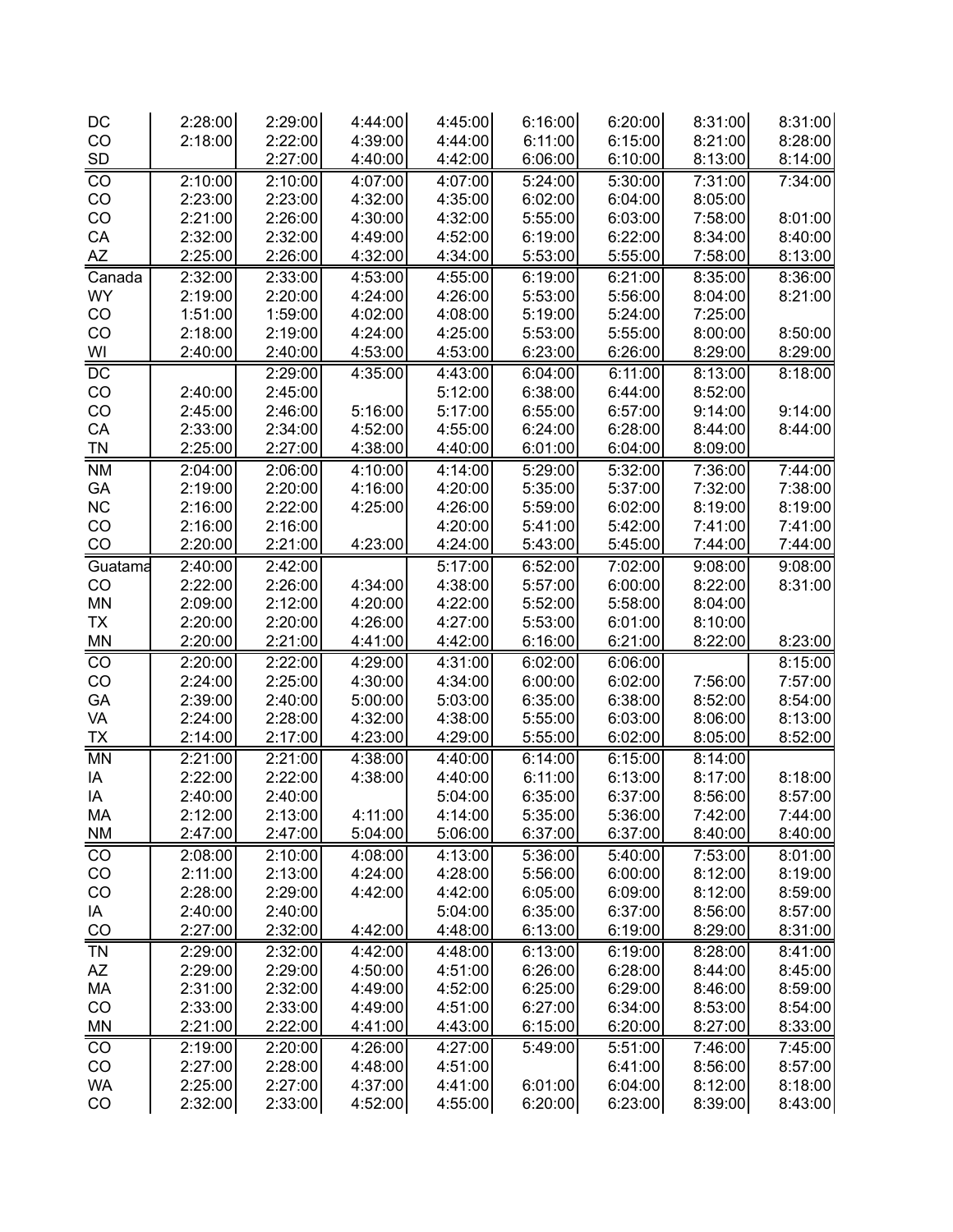| | | | | | | | | |
|---|---|---|---|---|---|---|---|---|
| DC | 2:28:00 | 2:29:00 | 4:44:00 | 4:45:00 | 6:16:00 | 6:20:00 | 8:31:00 | 8:31:00 |
| CO | 2:18:00 | 2:22:00 | 4:39:00 | 4:44:00 | 6:11:00 | 6:15:00 | 8:21:00 | 8:28:00 |
| SD | | 2:27:00 | 4:40:00 | 4:42:00 | 6:06:00 | 6:10:00 | 8:13:00 | 8:14:00 |
| CO | 2:10:00 | 2:10:00 | 4:07:00 | 4:07:00 | 5:24:00 | 5:30:00 | 7:31:00 | 7:34:00 |
| CO | 2:23:00 | 2:23:00 | 4:32:00 | 4:35:00 | 6:02:00 | 6:04:00 | 8:05:00 | |
| CO | 2:21:00 | 2:26:00 | 4:30:00 | 4:32:00 | 5:55:00 | 6:03:00 | 7:58:00 | 8:01:00 |
| CA | 2:32:00 | 2:32:00 | 4:49:00 | 4:52:00 | 6:19:00 | 6:22:00 | 8:34:00 | 8:40:00 |
| AZ | 2:25:00 | 2:26:00 | 4:32:00 | 4:34:00 | 5:53:00 | 5:55:00 | 7:58:00 | 8:13:00 |
| Canada | 2:32:00 | 2:33:00 | 4:53:00 | 4:55:00 | 6:19:00 | 6:21:00 | 8:35:00 | 8:36:00 |
| WY | 2:19:00 | 2:20:00 | 4:24:00 | 4:26:00 | 5:53:00 | 5:56:00 | 8:04:00 | 8:21:00 |
| CO | 1:51:00 | 1:59:00 | 4:02:00 | 4:08:00 | 5:19:00 | 5:24:00 | 7:25:00 | |
| CO | 2:18:00 | 2:19:00 | 4:24:00 | 4:25:00 | 5:53:00 | 5:55:00 | 8:00:00 | 8:50:00 |
| WI | 2:40:00 | 2:40:00 | 4:53:00 | 4:53:00 | 6:23:00 | 6:26:00 | 8:29:00 | 8:29:00 |
| DC | | 2:29:00 | 4:35:00 | 4:43:00 | 6:04:00 | 6:11:00 | 8:13:00 | 8:18:00 |
| CO | 2:40:00 | 2:45:00 | | 5:12:00 | 6:38:00 | 6:44:00 | 8:52:00 | |
| CO | 2:45:00 | 2:46:00 | 5:16:00 | 5:17:00 | 6:55:00 | 6:57:00 | 9:14:00 | 9:14:00 |
| CA | 2:33:00 | 2:34:00 | 4:52:00 | 4:55:00 | 6:24:00 | 6:28:00 | 8:44:00 | 8:44:00 |
| TN | 2:25:00 | 2:27:00 | 4:38:00 | 4:40:00 | 6:01:00 | 6:04:00 | 8:09:00 | |
| NM | 2:04:00 | 2:06:00 | 4:10:00 | 4:14:00 | 5:29:00 | 5:32:00 | 7:36:00 | 7:44:00 |
| GA | 2:19:00 | 2:20:00 | 4:16:00 | 4:20:00 | 5:35:00 | 5:37:00 | 7:32:00 | 7:38:00 |
| NC | 2:16:00 | 2:22:00 | 4:25:00 | 4:26:00 | 5:59:00 | 6:02:00 | 8:19:00 | 8:19:00 |
| CO | 2:16:00 | 2:16:00 | | 4:20:00 | 5:41:00 | 5:42:00 | 7:41:00 | 7:41:00 |
| CO | 2:20:00 | 2:21:00 | 4:23:00 | 4:24:00 | 5:43:00 | 5:45:00 | 7:44:00 | 7:44:00 |
| Guatama | 2:40:00 | 2:42:00 | | 5:17:00 | 6:52:00 | 7:02:00 | 9:08:00 | 9:08:00 |
| CO | 2:22:00 | 2:26:00 | 4:34:00 | 4:38:00 | 5:57:00 | 6:00:00 | 8:22:00 | 8:31:00 |
| MN | 2:09:00 | 2:12:00 | 4:20:00 | 4:22:00 | 5:52:00 | 5:58:00 | 8:04:00 | |
| TX | 2:20:00 | 2:20:00 | 4:26:00 | 4:27:00 | 5:53:00 | 6:01:00 | 8:10:00 | |
| MN | 2:20:00 | 2:21:00 | 4:41:00 | 4:42:00 | 6:16:00 | 6:21:00 | 8:22:00 | 8:23:00 |
| CO | 2:20:00 | 2:22:00 | 4:29:00 | 4:31:00 | 6:02:00 | 6:06:00 | | 8:15:00 |
| CO | 2:24:00 | 2:25:00 | 4:30:00 | 4:34:00 | 6:00:00 | 6:02:00 | 7:56:00 | 7:57:00 |
| GA | 2:39:00 | 2:40:00 | 5:00:00 | 5:03:00 | 6:35:00 | 6:38:00 | 8:52:00 | 8:54:00 |
| VA | 2:24:00 | 2:28:00 | 4:32:00 | 4:38:00 | 5:55:00 | 6:03:00 | 8:06:00 | 8:13:00 |
| TX | 2:14:00 | 2:17:00 | 4:23:00 | 4:29:00 | 5:55:00 | 6:02:00 | 8:05:00 | 8:52:00 |
| MN | 2:21:00 | 2:21:00 | 4:38:00 | 4:40:00 | 6:14:00 | 6:15:00 | 8:14:00 | |
| IA | 2:22:00 | 2:22:00 | 4:38:00 | 4:40:00 | 6:11:00 | 6:13:00 | 8:17:00 | 8:18:00 |
| IA | 2:40:00 | 2:40:00 | | 5:04:00 | 6:35:00 | 6:37:00 | 8:56:00 | 8:57:00 |
| MA | 2:12:00 | 2:13:00 | 4:11:00 | 4:14:00 | 5:35:00 | 5:36:00 | 7:42:00 | 7:44:00 |
| NM | 2:47:00 | 2:47:00 | 5:04:00 | 5:06:00 | 6:37:00 | 6:37:00 | 8:40:00 | 8:40:00 |
| CO | 2:08:00 | 2:10:00 | 4:08:00 | 4:13:00 | 5:36:00 | 5:40:00 | 7:53:00 | 8:01:00 |
| CO | 2:11:00 | 2:13:00 | 4:24:00 | 4:28:00 | 5:56:00 | 6:00:00 | 8:12:00 | 8:19:00 |
| CO | 2:28:00 | 2:29:00 | 4:42:00 | 4:42:00 | 6:05:00 | 6:09:00 | 8:12:00 | 8:59:00 |
| IA | 2:40:00 | 2:40:00 | | 5:04:00 | 6:35:00 | 6:37:00 | 8:56:00 | 8:57:00 |
| CO | 2:27:00 | 2:32:00 | 4:42:00 | 4:48:00 | 6:13:00 | 6:19:00 | 8:29:00 | 8:31:00 |
| TN | 2:29:00 | 2:32:00 | 4:42:00 | 4:48:00 | 6:13:00 | 6:19:00 | 8:28:00 | 8:41:00 |
| AZ | 2:29:00 | 2:29:00 | 4:50:00 | 4:51:00 | 6:26:00 | 6:28:00 | 8:44:00 | 8:45:00 |
| MA | 2:31:00 | 2:32:00 | 4:49:00 | 4:52:00 | 6:25:00 | 6:29:00 | 8:46:00 | 8:59:00 |
| CO | 2:33:00 | 2:33:00 | 4:49:00 | 4:51:00 | 6:27:00 | 6:34:00 | 8:53:00 | 8:54:00 |
| MN | 2:21:00 | 2:22:00 | 4:41:00 | 4:43:00 | 6:15:00 | 6:20:00 | 8:27:00 | 8:33:00 |
| CO | 2:19:00 | 2:20:00 | 4:26:00 | 4:27:00 | 5:49:00 | 5:51:00 | 7:46:00 | 7:45:00 |
| CO | 2:27:00 | 2:28:00 | 4:48:00 | 4:51:00 | | 6:41:00 | 8:56:00 | 8:57:00 |
| WA | 2:25:00 | 2:27:00 | 4:37:00 | 4:41:00 | 6:01:00 | 6:04:00 | 8:12:00 | 8:18:00 |
| CO | 2:32:00 | 2:33:00 | 4:52:00 | 4:55:00 | 6:20:00 | 6:23:00 | 8:39:00 | 8:43:00 |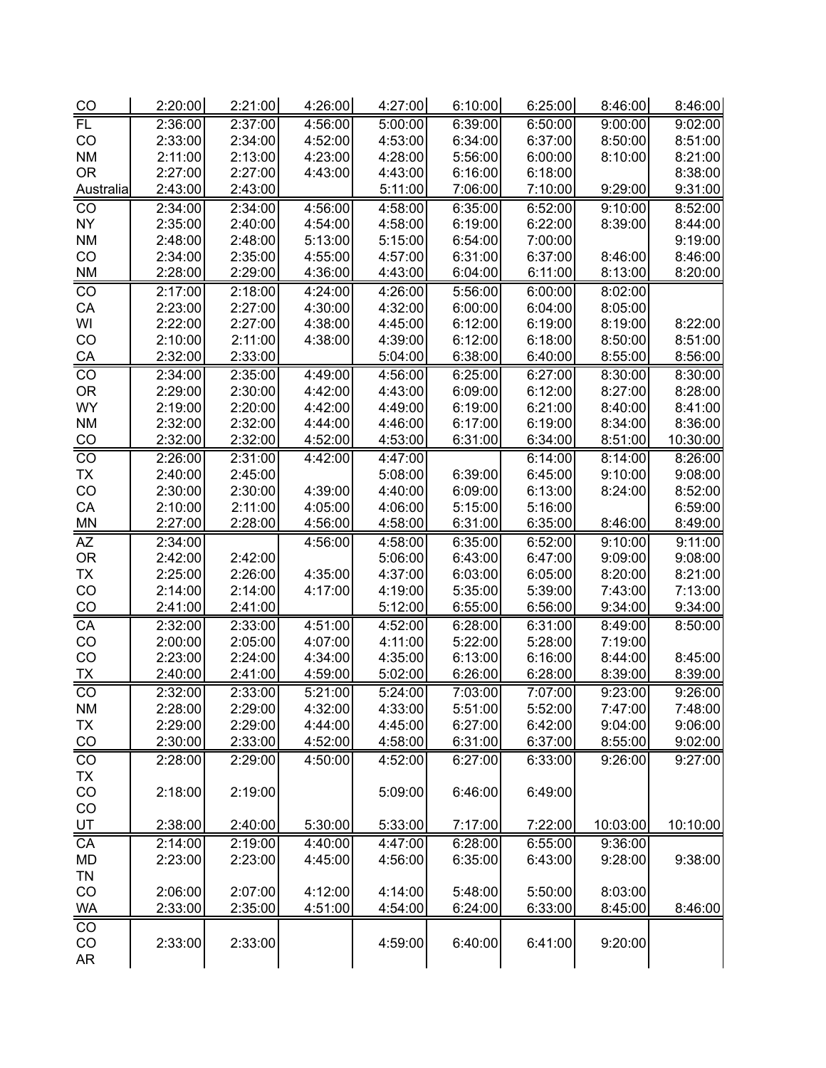| | | | | | | | | |
|---|---|---|---|---|---|---|---|---|
| CO | 2:20:00 | 2:21:00 | 4:26:00 | 4:27:00 | 6:10:00 | 6:25:00 | 8:46:00 | 8:46:00 |
| FL | 2:36:00 | 2:37:00 | 4:56:00 | 5:00:00 | 6:39:00 | 6:50:00 | 9:00:00 | 9:02:00 |
| CO | 2:33:00 | 2:34:00 | 4:52:00 | 4:53:00 | 6:34:00 | 6:37:00 | 8:50:00 | 8:51:00 |
| NM | 2:11:00 | 2:13:00 | 4:23:00 | 4:28:00 | 5:56:00 | 6:00:00 | 8:10:00 | 8:21:00 |
| OR | 2:27:00 | 2:27:00 | 4:43:00 | 4:43:00 | 6:16:00 | 6:18:00 | | 8:38:00 |
| Australia | 2:43:00 | 2:43:00 | | 5:11:00 | 7:06:00 | 7:10:00 | 9:29:00 | 9:31:00 |
| CO | 2:34:00 | 2:34:00 | 4:56:00 | 4:58:00 | 6:35:00 | 6:52:00 | 9:10:00 | 8:52:00 |
| NY | 2:35:00 | 2:40:00 | 4:54:00 | 4:58:00 | 6:19:00 | 6:22:00 | 8:39:00 | 8:44:00 |
| NM | 2:48:00 | 2:48:00 | 5:13:00 | 5:15:00 | 6:54:00 | 7:00:00 | | 9:19:00 |
| CO | 2:34:00 | 2:35:00 | 4:55:00 | 4:57:00 | 6:31:00 | 6:37:00 | 8:46:00 | 8:46:00 |
| NM | 2:28:00 | 2:29:00 | 4:36:00 | 4:43:00 | 6:04:00 | 6:11:00 | 8:13:00 | 8:20:00 |
| CO | 2:17:00 | 2:18:00 | 4:24:00 | 4:26:00 | 5:56:00 | 6:00:00 | 8:02:00 | |
| CA | 2:23:00 | 2:27:00 | 4:30:00 | 4:32:00 | 6:00:00 | 6:04:00 | 8:05:00 | |
| WI | 2:22:00 | 2:27:00 | 4:38:00 | 4:45:00 | 6:12:00 | 6:19:00 | 8:19:00 | 8:22:00 |
| CO | 2:10:00 | 2:11:00 | 4:38:00 | 4:39:00 | 6:12:00 | 6:18:00 | 8:50:00 | 8:51:00 |
| CA | 2:32:00 | 2:33:00 | | 5:04:00 | 6:38:00 | 6:40:00 | 8:55:00 | 8:56:00 |
| CO | 2:34:00 | 2:35:00 | 4:49:00 | 4:56:00 | 6:25:00 | 6:27:00 | 8:30:00 | 8:30:00 |
| OR | 2:29:00 | 2:30:00 | 4:42:00 | 4:43:00 | 6:09:00 | 6:12:00 | 8:27:00 | 8:28:00 |
| WY | 2:19:00 | 2:20:00 | 4:42:00 | 4:49:00 | 6:19:00 | 6:21:00 | 8:40:00 | 8:41:00 |
| NM | 2:32:00 | 2:32:00 | 4:44:00 | 4:46:00 | 6:17:00 | 6:19:00 | 8:34:00 | 8:36:00 |
| CO | 2:32:00 | 2:32:00 | 4:52:00 | 4:53:00 | 6:31:00 | 6:34:00 | 8:51:00 | 10:30:00 |
| CO | 2:26:00 | 2:31:00 | 4:42:00 | 4:47:00 | | 6:14:00 | 8:14:00 | 8:26:00 |
| TX | 2:40:00 | 2:45:00 | | 5:08:00 | 6:39:00 | 6:45:00 | 9:10:00 | 9:08:00 |
| CO | 2:30:00 | 2:30:00 | 4:39:00 | 4:40:00 | 6:09:00 | 6:13:00 | 8:24:00 | 8:52:00 |
| CA | 2:10:00 | 2:11:00 | 4:05:00 | 4:06:00 | 5:15:00 | 5:16:00 | | 6:59:00 |
| MN | 2:27:00 | 2:28:00 | 4:56:00 | 4:58:00 | 6:31:00 | 6:35:00 | 8:46:00 | 8:49:00 |
| AZ | 2:34:00 | | 4:56:00 | 4:58:00 | 6:35:00 | 6:52:00 | 9:10:00 | 9:11:00 |
| OR | 2:42:00 | 2:42:00 | | 5:06:00 | 6:43:00 | 6:47:00 | 9:09:00 | 9:08:00 |
| TX | 2:25:00 | 2:26:00 | 4:35:00 | 4:37:00 | 6:03:00 | 6:05:00 | 8:20:00 | 8:21:00 |
| CO | 2:14:00 | 2:14:00 | 4:17:00 | 4:19:00 | 5:35:00 | 5:39:00 | 7:43:00 | 7:13:00 |
| CO | 2:41:00 | 2:41:00 | | 5:12:00 | 6:55:00 | 6:56:00 | 9:34:00 | 9:34:00 |
| CA | 2:32:00 | 2:33:00 | 4:51:00 | 4:52:00 | 6:28:00 | 6:31:00 | 8:49:00 | 8:50:00 |
| CO | 2:00:00 | 2:05:00 | 4:07:00 | 4:11:00 | 5:22:00 | 5:28:00 | 7:19:00 | |
| CO | 2:23:00 | 2:24:00 | 4:34:00 | 4:35:00 | 6:13:00 | 6:16:00 | 8:44:00 | 8:45:00 |
| TX | 2:40:00 | 2:41:00 | 4:59:00 | 5:02:00 | 6:26:00 | 6:28:00 | 8:39:00 | 8:39:00 |
| CO | 2:32:00 | 2:33:00 | 5:21:00 | 5:24:00 | 7:03:00 | 7:07:00 | 9:23:00 | 9:26:00 |
| NM | 2:28:00 | 2:29:00 | 4:32:00 | 4:33:00 | 5:51:00 | 5:52:00 | 7:47:00 | 7:48:00 |
| TX | 2:29:00 | 2:29:00 | 4:44:00 | 4:45:00 | 6:27:00 | 6:42:00 | 9:04:00 | 9:06:00 |
| CO | 2:30:00 | 2:33:00 | 4:52:00 | 4:58:00 | 6:31:00 | 6:37:00 | 8:55:00 | 9:02:00 |
| CO | 2:28:00 | 2:29:00 | 4:50:00 | 4:52:00 | 6:27:00 | 6:33:00 | 9:26:00 | 9:27:00 |
| TX | | | | | | | | |
| CO | 2:18:00 | 2:19:00 | | 5:09:00 | 6:46:00 | 6:49:00 | | |
| CO | | | | | | | | |
| UT | 2:38:00 | 2:40:00 | 5:30:00 | 5:33:00 | 7:17:00 | 7:22:00 | 10:03:00 | 10:10:00 |
| CA | 2:14:00 | 2:19:00 | 4:40:00 | 4:47:00 | 6:28:00 | 6:55:00 | 9:36:00 | |
| MD | 2:23:00 | 2:23:00 | 4:45:00 | 4:56:00 | 6:35:00 | 6:43:00 | 9:28:00 | 9:38:00 |
| TN | | | | | | | | |
| CO | 2:06:00 | 2:07:00 | 4:12:00 | 4:14:00 | 5:48:00 | 5:50:00 | 8:03:00 | |
| WA | 2:33:00 | 2:35:00 | 4:51:00 | 4:54:00 | 6:24:00 | 6:33:00 | 8:45:00 | 8:46:00 |
| CO | | | | | | | | |
| CO | 2:33:00 | 2:33:00 | | 4:59:00 | 6:40:00 | 6:41:00 | 9:20:00 | |
| AR | | | | | | | | |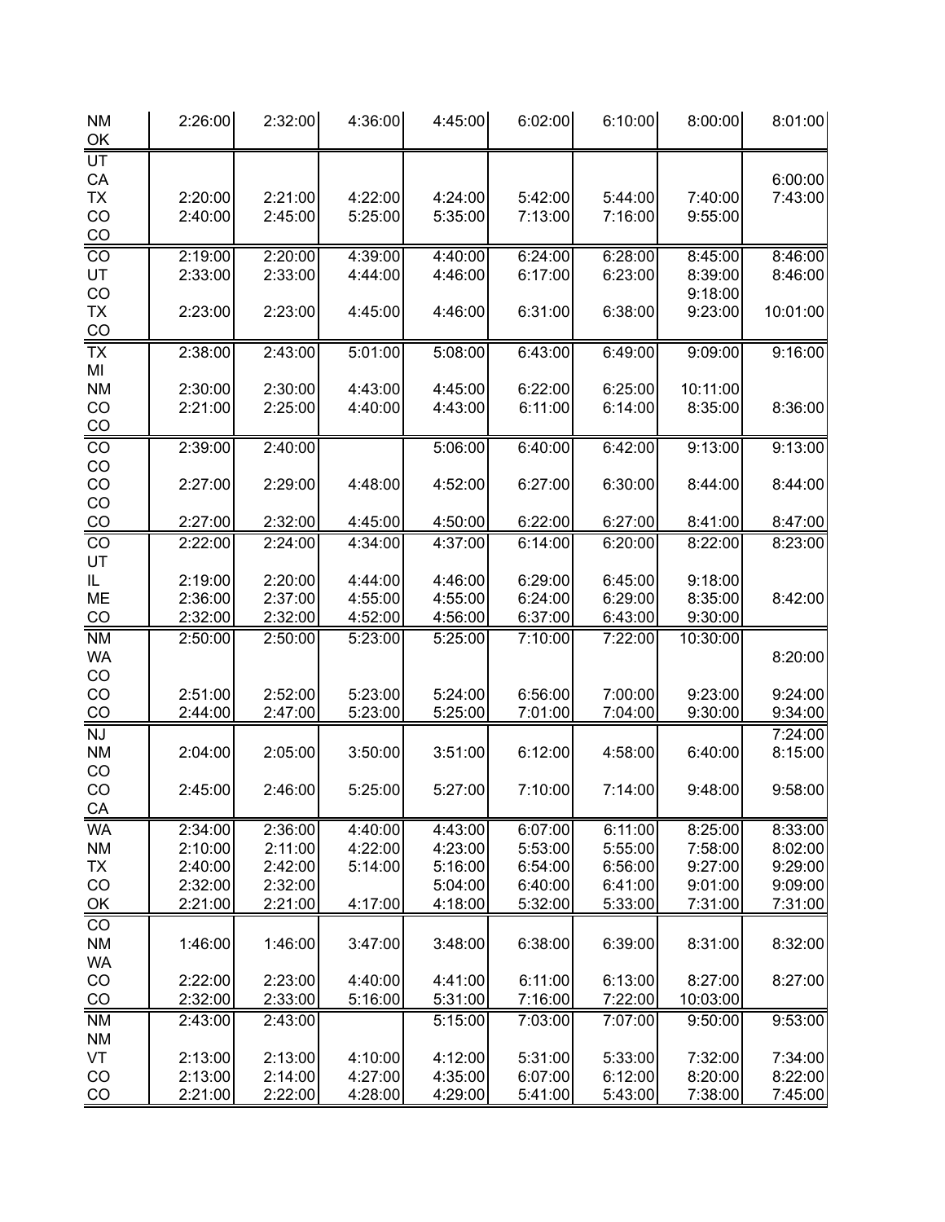| | | | | | | | | |
|---|---|---|---|---|---|---|---|---|
| NM | 2:26:00 | 2:32:00 | 4:36:00 | 4:45:00 | 6:02:00 | 6:10:00 | 8:00:00 | 8:01:00 |
| OK | | | | | | | | |
| UT | | | | | | | | |
| CA | | | | | | | | 6:00:00 |
| TX | 2:20:00 | 2:21:00 | 4:22:00 | 4:24:00 | 5:42:00 | 5:44:00 | 7:40:00 | 7:43:00 |
| CO | 2:40:00 | 2:45:00 | 5:25:00 | 5:35:00 | 7:13:00 | 7:16:00 | 9:55:00 | |
| CO | | | | | | | | |
| CO | 2:19:00 | 2:20:00 | 4:39:00 | 4:40:00 | 6:24:00 | 6:28:00 | 8:45:00 | 8:46:00 |
| UT | 2:33:00 | 2:33:00 | 4:44:00 | 4:46:00 | 6:17:00 | 6:23:00 | 8:39:00 | 8:46:00 |
| CO | | | | | | | 9:18:00 | |
| TX | 2:23:00 | 2:23:00 | 4:45:00 | 4:46:00 | 6:31:00 | 6:38:00 | 9:23:00 | 10:01:00 |
| CO | | | | | | | | |
| TX | 2:38:00 | 2:43:00 | 5:01:00 | 5:08:00 | 6:43:00 | 6:49:00 | 9:09:00 | 9:16:00 |
| MI | | | | | | | | |
| NM | 2:30:00 | 2:30:00 | 4:43:00 | 4:45:00 | 6:22:00 | 6:25:00 | 10:11:00 | |
| CO | 2:21:00 | 2:25:00 | 4:40:00 | 4:43:00 | 6:11:00 | 6:14:00 | 8:35:00 | 8:36:00 |
| CO | | | | | | | | |
| CO | 2:39:00 | 2:40:00 | | 5:06:00 | 6:40:00 | 6:42:00 | 9:13:00 | 9:13:00 |
| CO | | | | | | | | |
| CO | 2:27:00 | 2:29:00 | 4:48:00 | 4:52:00 | 6:27:00 | 6:30:00 | 8:44:00 | 8:44:00 |
| CO | | | | | | | | |
| CO | 2:27:00 | 2:32:00 | 4:45:00 | 4:50:00 | 6:22:00 | 6:27:00 | 8:41:00 | 8:47:00 |
| CO | 2:22:00 | 2:24:00 | 4:34:00 | 4:37:00 | 6:14:00 | 6:20:00 | 8:22:00 | 8:23:00 |
| UT | | | | | | | | |
| IL | 2:19:00 | 2:20:00 | 4:44:00 | 4:46:00 | 6:29:00 | 6:45:00 | 9:18:00 | |
| ME | 2:36:00 | 2:37:00 | 4:55:00 | 4:55:00 | 6:24:00 | 6:29:00 | 8:35:00 | 8:42:00 |
| CO | 2:32:00 | 2:32:00 | 4:52:00 | 4:56:00 | 6:37:00 | 6:43:00 | 9:30:00 | |
| NM | 2:50:00 | 2:50:00 | 5:23:00 | 5:25:00 | 7:10:00 | 7:22:00 | 10:30:00 | |
| WA | | | | | | | | 8:20:00 |
| CO | | | | | | | | |
| CO | 2:51:00 | 2:52:00 | 5:23:00 | 5:24:00 | 6:56:00 | 7:00:00 | 9:23:00 | 9:24:00 |
| CO | 2:44:00 | 2:47:00 | 5:23:00 | 5:25:00 | 7:01:00 | 7:04:00 | 9:30:00 | 9:34:00 |
| NJ | | | | | | | | 7:24:00 |
| NM | 2:04:00 | 2:05:00 | 3:50:00 | 3:51:00 | 6:12:00 | 4:58:00 | 6:40:00 | 8:15:00 |
| CO | | | | | | | | |
| CO | 2:45:00 | 2:46:00 | 5:25:00 | 5:27:00 | 7:10:00 | 7:14:00 | 9:48:00 | 9:58:00 |
| CA | | | | | | | | |
| WA | 2:34:00 | 2:36:00 | 4:40:00 | 4:43:00 | 6:07:00 | 6:11:00 | 8:25:00 | 8:33:00 |
| NM | 2:10:00 | 2:11:00 | 4:22:00 | 4:23:00 | 5:53:00 | 5:55:00 | 7:58:00 | 8:02:00 |
| TX | 2:40:00 | 2:42:00 | 5:14:00 | 5:16:00 | 6:54:00 | 6:56:00 | 9:27:00 | 9:29:00 |
| CO | 2:32:00 | 2:32:00 | | 5:04:00 | 6:40:00 | 6:41:00 | 9:01:00 | 9:09:00 |
| OK | 2:21:00 | 2:21:00 | 4:17:00 | 4:18:00 | 5:32:00 | 5:33:00 | 7:31:00 | 7:31:00 |
| CO | | | | | | | | |
| NM | 1:46:00 | 1:46:00 | 3:47:00 | 3:48:00 | 6:38:00 | 6:39:00 | 8:31:00 | 8:32:00 |
| WA | | | | | | | | |
| CO | 2:22:00 | 2:23:00 | 4:40:00 | 4:41:00 | 6:11:00 | 6:13:00 | 8:27:00 | 8:27:00 |
| CO | 2:32:00 | 2:33:00 | 5:16:00 | 5:31:00 | 7:16:00 | 7:22:00 | 10:03:00 | |
| NM | 2:43:00 | 2:43:00 | | 5:15:00 | 7:03:00 | 7:07:00 | 9:50:00 | 9:53:00 |
| NM | | | | | | | | |
| VT | 2:13:00 | 2:13:00 | 4:10:00 | 4:12:00 | 5:31:00 | 5:33:00 | 7:32:00 | 7:34:00 |
| CO | 2:13:00 | 2:14:00 | 4:27:00 | 4:35:00 | 6:07:00 | 6:12:00 | 8:20:00 | 8:22:00 |
| CO | 2:21:00 | 2:22:00 | 4:28:00 | 4:29:00 | 5:41:00 | 5:43:00 | 7:38:00 | 7:45:00 |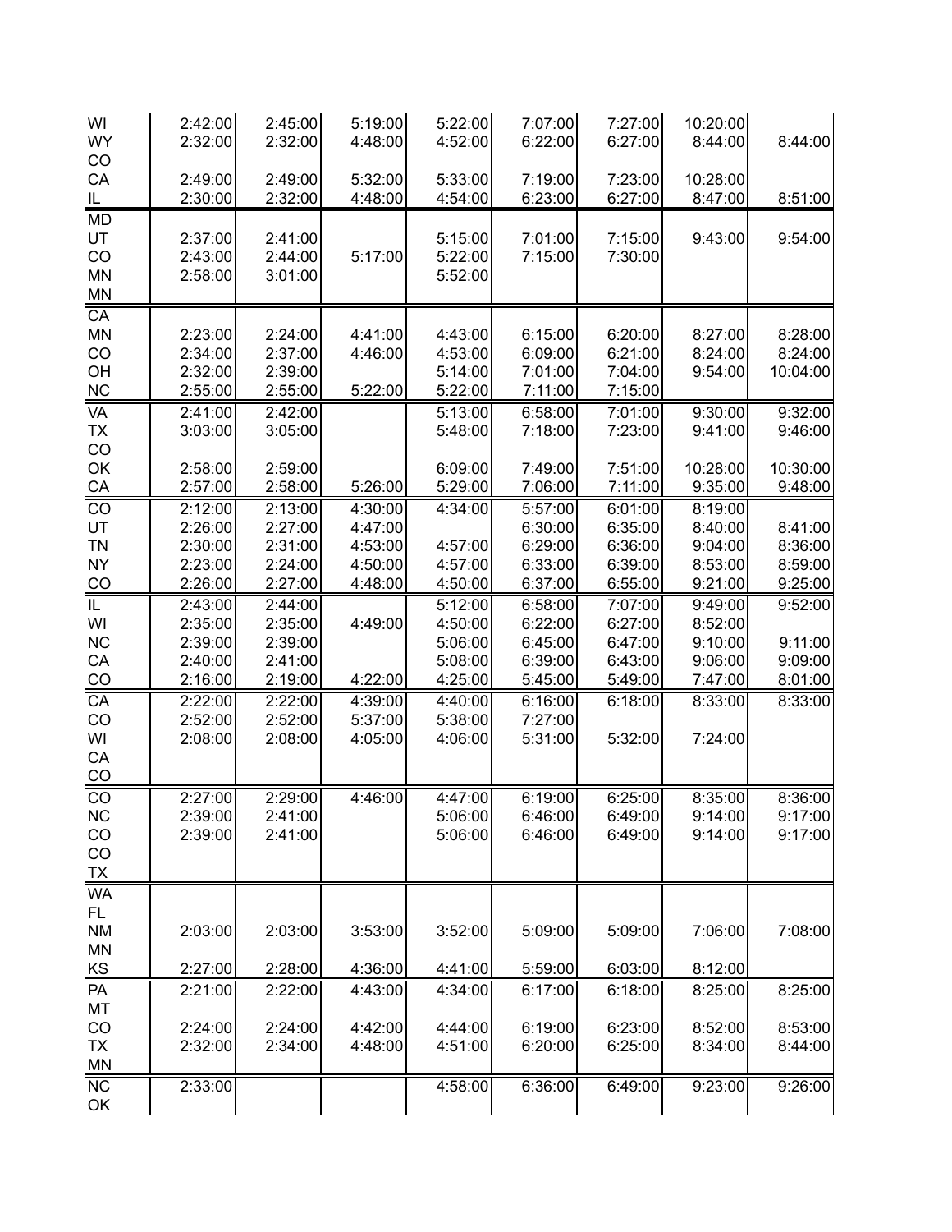| | | | | | | | | |
|---|---|---|---|---|---|---|---|---|
| WI | 2:42:00 | 2:45:00 | 5:19:00 | 5:22:00 | 7:07:00 | 7:27:00 | 10:20:00 | |
| WY | 2:32:00 | 2:32:00 | 4:48:00 | 4:52:00 | 6:22:00 | 6:27:00 | 8:44:00 | 8:44:00 |
| CO | | | | | | | | |
| CA | 2:49:00 | 2:49:00 | 5:32:00 | 5:33:00 | 7:19:00 | 7:23:00 | 10:28:00 | |
| IL | 2:30:00 | 2:32:00 | 4:48:00 | 4:54:00 | 6:23:00 | 6:27:00 | 8:47:00 | 8:51:00 |
| MD | | | | | | | | |
| UT | 2:37:00 | 2:41:00 | | 5:15:00 | 7:01:00 | 7:15:00 | 9:43:00 | 9:54:00 |
| CO | 2:43:00 | 2:44:00 | 5:17:00 | 5:22:00 | 7:15:00 | 7:30:00 | | |
| MN | 2:58:00 | 3:01:00 | | 5:52:00 | | | | |
| MN | | | | | | | | |
| CA | | | | | | | | |
| MN | 2:23:00 | 2:24:00 | 4:41:00 | 4:43:00 | 6:15:00 | 6:20:00 | 8:27:00 | 8:28:00 |
| CO | 2:34:00 | 2:37:00 | 4:46:00 | 4:53:00 | 6:09:00 | 6:21:00 | 8:24:00 | 8:24:00 |
| OH | 2:32:00 | 2:39:00 | | 5:14:00 | 7:01:00 | 7:04:00 | 9:54:00 | 10:04:00 |
| NC | 2:55:00 | 2:55:00 | 5:22:00 | 5:22:00 | 7:11:00 | 7:15:00 | | |
| VA | 2:41:00 | 2:42:00 | | 5:13:00 | 6:58:00 | 7:01:00 | 9:30:00 | 9:32:00 |
| TX | 3:03:00 | 3:05:00 | | 5:48:00 | 7:18:00 | 7:23:00 | 9:41:00 | 9:46:00 |
| CO | | | | | | | | |
| OK | 2:58:00 | 2:59:00 | | 6:09:00 | 7:49:00 | 7:51:00 | 10:28:00 | 10:30:00 |
| CA | 2:57:00 | 2:58:00 | 5:26:00 | 5:29:00 | 7:06:00 | 7:11:00 | 9:35:00 | 9:48:00 |
| CO | 2:12:00 | 2:13:00 | 4:30:00 | 4:34:00 | 5:57:00 | 6:01:00 | 8:19:00 | |
| UT | 2:26:00 | 2:27:00 | 4:47:00 | | 6:30:00 | 6:35:00 | 8:40:00 | 8:41:00 |
| TN | 2:30:00 | 2:31:00 | 4:53:00 | 4:57:00 | 6:29:00 | 6:36:00 | 9:04:00 | 8:36:00 |
| NY | 2:23:00 | 2:24:00 | 4:50:00 | 4:57:00 | 6:33:00 | 6:39:00 | 8:53:00 | 8:59:00 |
| CO | 2:26:00 | 2:27:00 | 4:48:00 | 4:50:00 | 6:37:00 | 6:55:00 | 9:21:00 | 9:25:00 |
| IL | 2:43:00 | 2:44:00 | | 5:12:00 | 6:58:00 | 7:07:00 | 9:49:00 | 9:52:00 |
| WI | 2:35:00 | 2:35:00 | 4:49:00 | 4:50:00 | 6:22:00 | 6:27:00 | 8:52:00 | |
| NC | 2:39:00 | 2:39:00 | | 5:06:00 | 6:45:00 | 6:47:00 | 9:10:00 | 9:11:00 |
| CA | 2:40:00 | 2:41:00 | | 5:08:00 | 6:39:00 | 6:43:00 | 9:06:00 | 9:09:00 |
| CO | 2:16:00 | 2:19:00 | 4:22:00 | 4:25:00 | 5:45:00 | 5:49:00 | 7:47:00 | 8:01:00 |
| CA | 2:22:00 | 2:22:00 | 4:39:00 | 4:40:00 | 6:16:00 | 6:18:00 | 8:33:00 | 8:33:00 |
| CO | 2:52:00 | 2:52:00 | 5:37:00 | 5:38:00 | 7:27:00 | | | |
| WI | 2:08:00 | 2:08:00 | 4:05:00 | 4:06:00 | 5:31:00 | 5:32:00 | 7:24:00 | |
| CA | | | | | | | | |
| CO | | | | | | | | |
| CO | 2:27:00 | 2:29:00 | 4:46:00 | 4:47:00 | 6:19:00 | 6:25:00 | 8:35:00 | 8:36:00 |
| NC | 2:39:00 | 2:41:00 | | 5:06:00 | 6:46:00 | 6:49:00 | 9:14:00 | 9:17:00 |
| CO | 2:39:00 | 2:41:00 | | 5:06:00 | 6:46:00 | 6:49:00 | 9:14:00 | 9:17:00 |
| CO | | | | | | | | |
| TX | | | | | | | | |
| WA | | | | | | | | |
| FL | | | | | | | | |
| NM | 2:03:00 | 2:03:00 | 3:53:00 | 3:52:00 | 5:09:00 | 5:09:00 | 7:06:00 | 7:08:00 |
| MN | | | | | | | | |
| KS | 2:27:00 | 2:28:00 | 4:36:00 | 4:41:00 | 5:59:00 | 6:03:00 | 8:12:00 | |
| PA | 2:21:00 | 2:22:00 | 4:43:00 | 4:34:00 | 6:17:00 | 6:18:00 | 8:25:00 | 8:25:00 |
| MT | | | | | | | | |
| CO | 2:24:00 | 2:24:00 | 4:42:00 | 4:44:00 | 6:19:00 | 6:23:00 | 8:52:00 | 8:53:00 |
| TX | 2:32:00 | 2:34:00 | 4:48:00 | 4:51:00 | 6:20:00 | 6:25:00 | 8:34:00 | 8:44:00 |
| MN | | | | | | | | |
| NC | 2:33:00 | | | 4:58:00 | 6:36:00 | 6:49:00 | 9:23:00 | 9:26:00 |
| OK | | | | | | | | |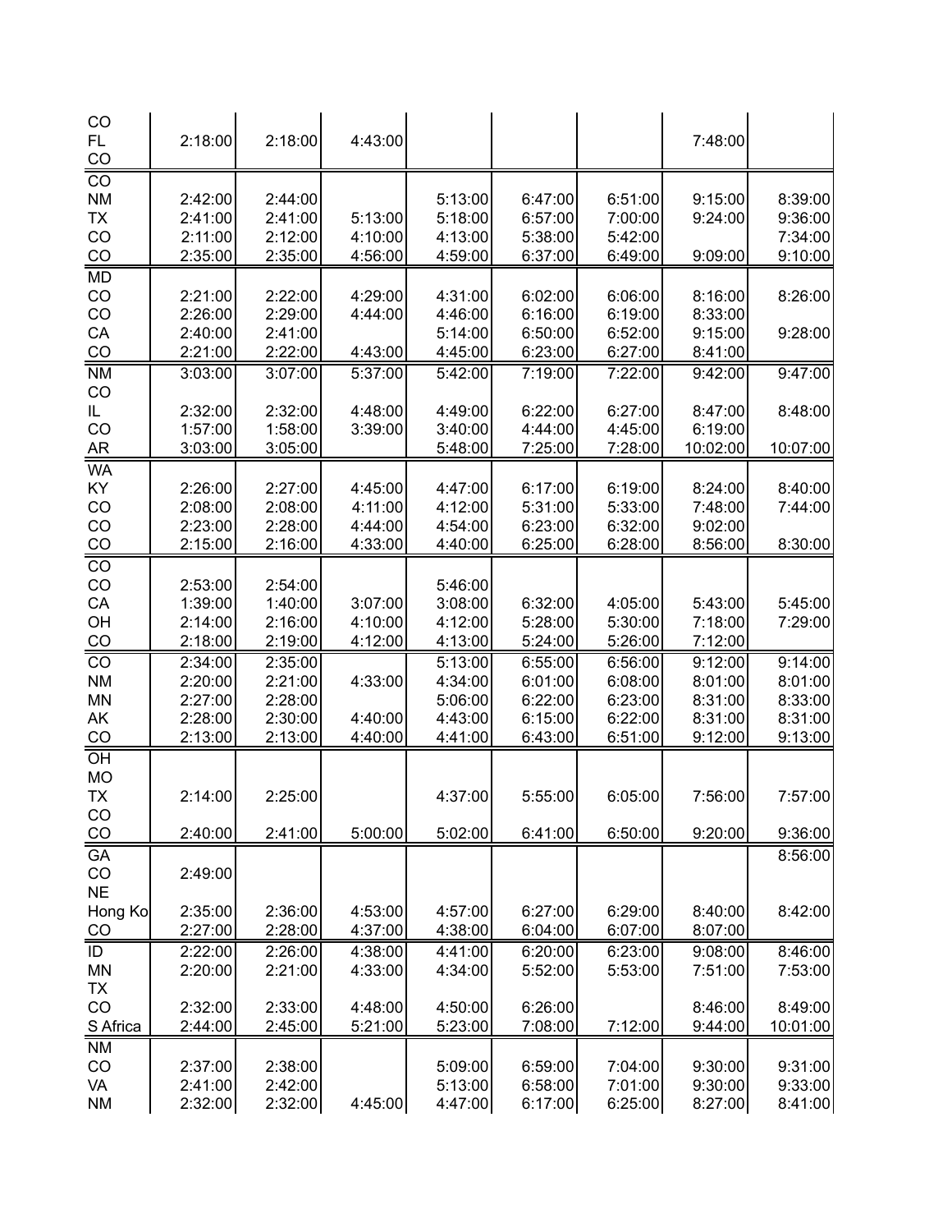| | | | | | | | | |
|---|---|---|---|---|---|---|---|---|
| CO | | | | | | | | |
| FL | 2:18:00 | 2:18:00 | 4:43:00 | | | | 7:48:00 | |
| CO | | | | | | | | |
| CO | | | | | | | | |
| NM | 2:42:00 | 2:44:00 | | 5:13:00 | 6:47:00 | 6:51:00 | 9:15:00 | 8:39:00 |
| TX | 2:41:00 | 2:41:00 | 5:13:00 | 5:18:00 | 6:57:00 | 7:00:00 | 9:24:00 | 9:36:00 |
| CO | 2:11:00 | 2:12:00 | 4:10:00 | 4:13:00 | 5:38:00 | 5:42:00 | | 7:34:00 |
| CO | 2:35:00 | 2:35:00 | 4:56:00 | 4:59:00 | 6:37:00 | 6:49:00 | 9:09:00 | 9:10:00 |
| MD | | | | | | | | |
| CO | 2:21:00 | 2:22:00 | 4:29:00 | 4:31:00 | 6:02:00 | 6:06:00 | 8:16:00 | 8:26:00 |
| CO | 2:26:00 | 2:29:00 | 4:44:00 | 4:46:00 | 6:16:00 | 6:19:00 | 8:33:00 | |
| CA | 2:40:00 | 2:41:00 | | 5:14:00 | 6:50:00 | 6:52:00 | 9:15:00 | 9:28:00 |
| CO | 2:21:00 | 2:22:00 | 4:43:00 | 4:45:00 | 6:23:00 | 6:27:00 | 8:41:00 | |
| NM | 3:03:00 | 3:07:00 | 5:37:00 | 5:42:00 | 7:19:00 | 7:22:00 | 9:42:00 | 9:47:00 |
| CO | | | | | | | | |
| IL | 2:32:00 | 2:32:00 | 4:48:00 | 4:49:00 | 6:22:00 | 6:27:00 | 8:47:00 | 8:48:00 |
| CO | 1:57:00 | 1:58:00 | 3:39:00 | 3:40:00 | 4:44:00 | 4:45:00 | 6:19:00 | |
| AR | 3:03:00 | 3:05:00 | | 5:48:00 | 7:25:00 | 7:28:00 | 10:02:00 | 10:07:00 |
| WA | | | | | | | | |
| KY | 2:26:00 | 2:27:00 | 4:45:00 | 4:47:00 | 6:17:00 | 6:19:00 | 8:24:00 | 8:40:00 |
| CO | 2:08:00 | 2:08:00 | 4:11:00 | 4:12:00 | 5:31:00 | 5:33:00 | 7:48:00 | 7:44:00 |
| CO | 2:23:00 | 2:28:00 | 4:44:00 | 4:54:00 | 6:23:00 | 6:32:00 | 9:02:00 | |
| CO | 2:15:00 | 2:16:00 | 4:33:00 | 4:40:00 | 6:25:00 | 6:28:00 | 8:56:00 | 8:30:00 |
| CO | | | | | | | | |
| CO | 2:53:00 | 2:54:00 | | 5:46:00 | | | | |
| CA | 1:39:00 | 1:40:00 | 3:07:00 | 3:08:00 | 6:32:00 | 4:05:00 | 5:43:00 | 5:45:00 |
| OH | 2:14:00 | 2:16:00 | 4:10:00 | 4:12:00 | 5:28:00 | 5:30:00 | 7:18:00 | 7:29:00 |
| CO | 2:18:00 | 2:19:00 | 4:12:00 | 4:13:00 | 5:24:00 | 5:26:00 | 7:12:00 | |
| CO | 2:34:00 | 2:35:00 | | 5:13:00 | 6:55:00 | 6:56:00 | 9:12:00 | 9:14:00 |
| NM | 2:20:00 | 2:21:00 | 4:33:00 | 4:34:00 | 6:01:00 | 6:08:00 | 8:01:00 | 8:01:00 |
| MN | 2:27:00 | 2:28:00 | | 5:06:00 | 6:22:00 | 6:23:00 | 8:31:00 | 8:33:00 |
| AK | 2:28:00 | 2:30:00 | 4:40:00 | 4:43:00 | 6:15:00 | 6:22:00 | 8:31:00 | 8:31:00 |
| CO | 2:13:00 | 2:13:00 | 4:40:00 | 4:41:00 | 6:43:00 | 6:51:00 | 9:12:00 | 9:13:00 |
| OH | | | | | | | | |
| MO | | | | | | | | |
| TX | 2:14:00 | 2:25:00 | | 4:37:00 | 5:55:00 | 6:05:00 | 7:56:00 | 7:57:00 |
| CO | | | | | | | | |
| CO | 2:40:00 | 2:41:00 | 5:00:00 | 5:02:00 | 6:41:00 | 6:50:00 | 9:20:00 | 9:36:00 |
| GA | | | | | | | | 8:56:00 |
| CO | 2:49:00 | | | | | | | |
| NE | | | | | | | | |
| Hong Ko | 2:35:00 | 2:36:00 | 4:53:00 | 4:57:00 | 6:27:00 | 6:29:00 | 8:40:00 | 8:42:00 |
| CO | 2:27:00 | 2:28:00 | 4:37:00 | 4:38:00 | 6:04:00 | 6:07:00 | 8:07:00 | |
| ID | 2:22:00 | 2:26:00 | 4:38:00 | 4:41:00 | 6:20:00 | 6:23:00 | 9:08:00 | 8:46:00 |
| MN | 2:20:00 | 2:21:00 | 4:33:00 | 4:34:00 | 5:52:00 | 5:53:00 | 7:51:00 | 7:53:00 |
| TX | | | | | | | | |
| CO | 2:32:00 | 2:33:00 | 4:48:00 | 4:50:00 | 6:26:00 | | 8:46:00 | 8:49:00 |
| S Africa | 2:44:00 | 2:45:00 | 5:21:00 | 5:23:00 | 7:08:00 | 7:12:00 | 9:44:00 | 10:01:00 |
| NM | | | | | | | | |
| CO | 2:37:00 | 2:38:00 | | 5:09:00 | 6:59:00 | 7:04:00 | 9:30:00 | 9:31:00 |
| VA | 2:41:00 | 2:42:00 | | 5:13:00 | 6:58:00 | 7:01:00 | 9:30:00 | 9:33:00 |
| NM | 2:32:00 | 2:32:00 | 4:45:00 | 4:47:00 | 6:17:00 | 6:25:00 | 8:27:00 | 8:41:00 |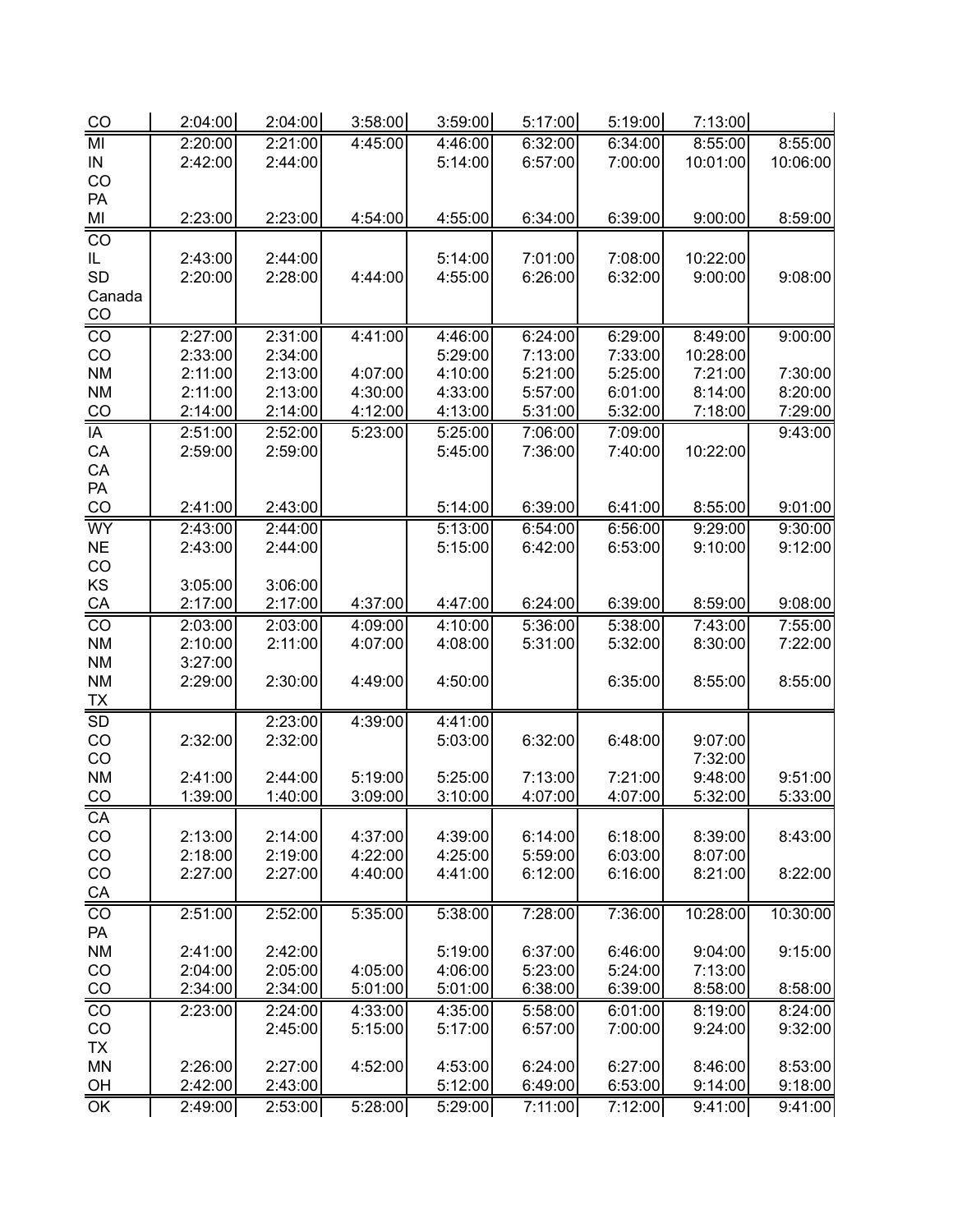| | | | | | | | | |
|---|---|---|---|---|---|---|---|---|
| CO | 2:04:00 | 2:04:00 | 3:58:00 | 3:59:00 | 5:17:00 | 5:19:00 | 7:13:00 | |
| MI | 2:20:00 | 2:21:00 | 4:45:00 | 4:46:00 | 6:32:00 | 6:34:00 | 8:55:00 | 8:55:00 |
| IN | 2:42:00 | 2:44:00 | | 5:14:00 | 6:57:00 | 7:00:00 | 10:01:00 | 10:06:00 |
| CO | | | | | | | | |
| PA | | | | | | | | |
| MI | 2:23:00 | 2:23:00 | 4:54:00 | 4:55:00 | 6:34:00 | 6:39:00 | 9:00:00 | 8:59:00 |
| CO | | | | | | | | |
| IL | 2:43:00 | 2:44:00 | | 5:14:00 | 7:01:00 | 7:08:00 | 10:22:00 | |
| SD | 2:20:00 | 2:28:00 | 4:44:00 | 4:55:00 | 6:26:00 | 6:32:00 | 9:00:00 | 9:08:00 |
| Canada | | | | | | | | |
| CO | | | | | | | | |
| CO | 2:27:00 | 2:31:00 | 4:41:00 | 4:46:00 | 6:24:00 | 6:29:00 | 8:49:00 | 9:00:00 |
| CO | 2:33:00 | 2:34:00 | | 5:29:00 | 7:13:00 | 7:33:00 | 10:28:00 | |
| NM | 2:11:00 | 2:13:00 | 4:07:00 | 4:10:00 | 5:21:00 | 5:25:00 | 7:21:00 | 7:30:00 |
| NM | 2:11:00 | 2:13:00 | 4:30:00 | 4:33:00 | 5:57:00 | 6:01:00 | 8:14:00 | 8:20:00 |
| CO | 2:14:00 | 2:14:00 | 4:12:00 | 4:13:00 | 5:31:00 | 5:32:00 | 7:18:00 | 7:29:00 |
| IA | 2:51:00 | 2:52:00 | 5:23:00 | 5:25:00 | 7:06:00 | 7:09:00 | | 9:43:00 |
| CA | 2:59:00 | 2:59:00 | | 5:45:00 | 7:36:00 | 7:40:00 | 10:22:00 | |
| CA | | | | | | | | |
| PA | | | | | | | | |
| CO | 2:41:00 | 2:43:00 | | 5:14:00 | 6:39:00 | 6:41:00 | 8:55:00 | 9:01:00 |
| WY | 2:43:00 | 2:44:00 | | 5:13:00 | 6:54:00 | 6:56:00 | 9:29:00 | 9:30:00 |
| NE | 2:43:00 | 2:44:00 | | 5:15:00 | 6:42:00 | 6:53:00 | 9:10:00 | 9:12:00 |
| CO | | | | | | | | |
| KS | 3:05:00 | 3:06:00 | | | | | | |
| CA | 2:17:00 | 2:17:00 | 4:37:00 | 4:47:00 | 6:24:00 | 6:39:00 | 8:59:00 | 9:08:00 |
| CO | 2:03:00 | 2:03:00 | 4:09:00 | 4:10:00 | 5:36:00 | 5:38:00 | 7:43:00 | 7:55:00 |
| NM | 2:10:00 | 2:11:00 | 4:07:00 | 4:08:00 | 5:31:00 | 5:32:00 | 8:30:00 | 7:22:00 |
| NM | 3:27:00 | | | | | | | |
| NM | 2:29:00 | 2:30:00 | 4:49:00 | 4:50:00 | | 6:35:00 | 8:55:00 | 8:55:00 |
| TX | | | | | | | | |
| SD | | 2:23:00 | 4:39:00 | 4:41:00 | | | | |
| CO | 2:32:00 | 2:32:00 | | 5:03:00 | 6:32:00 | 6:48:00 | 9:07:00 | |
| CO | | | | | | | 7:32:00 | |
| NM | 2:41:00 | 2:44:00 | 5:19:00 | 5:25:00 | 7:13:00 | 7:21:00 | 9:48:00 | 9:51:00 |
| CO | 1:39:00 | 1:40:00 | 3:09:00 | 3:10:00 | 4:07:00 | 4:07:00 | 5:32:00 | 5:33:00 |
| CA | | | | | | | | |
| CO | 2:13:00 | 2:14:00 | 4:37:00 | 4:39:00 | 6:14:00 | 6:18:00 | 8:39:00 | 8:43:00 |
| CO | 2:18:00 | 2:19:00 | 4:22:00 | 4:25:00 | 5:59:00 | 6:03:00 | 8:07:00 | |
| CO | 2:27:00 | 2:27:00 | 4:40:00 | 4:41:00 | 6:12:00 | 6:16:00 | 8:21:00 | 8:22:00 |
| CA | | | | | | | | |
| CO | 2:51:00 | 2:52:00 | 5:35:00 | 5:38:00 | 7:28:00 | 7:36:00 | 10:28:00 | 10:30:00 |
| PA | | | | | | | | |
| NM | 2:41:00 | 2:42:00 | | 5:19:00 | 6:37:00 | 6:46:00 | 9:04:00 | 9:15:00 |
| CO | 2:04:00 | 2:05:00 | 4:05:00 | 4:06:00 | 5:23:00 | 5:24:00 | 7:13:00 | |
| CO | 2:34:00 | 2:34:00 | 5:01:00 | 5:01:00 | 6:38:00 | 6:39:00 | 8:58:00 | 8:58:00 |
| CO | 2:23:00 | 2:24:00 | 4:33:00 | 4:35:00 | 5:58:00 | 6:01:00 | 8:19:00 | 8:24:00 |
| CO | | 2:45:00 | 5:15:00 | 5:17:00 | 6:57:00 | 7:00:00 | 9:24:00 | 9:32:00 |
| TX | | | | | | | | |
| MN | 2:26:00 | 2:27:00 | 4:52:00 | 4:53:00 | 6:24:00 | 6:27:00 | 8:46:00 | 8:53:00 |
| OH | 2:42:00 | 2:43:00 | | 5:12:00 | 6:49:00 | 6:53:00 | 9:14:00 | 9:18:00 |
| OK | 2:49:00 | 2:53:00 | 5:28:00 | 5:29:00 | 7:11:00 | 7:12:00 | 9:41:00 | 9:41:00 |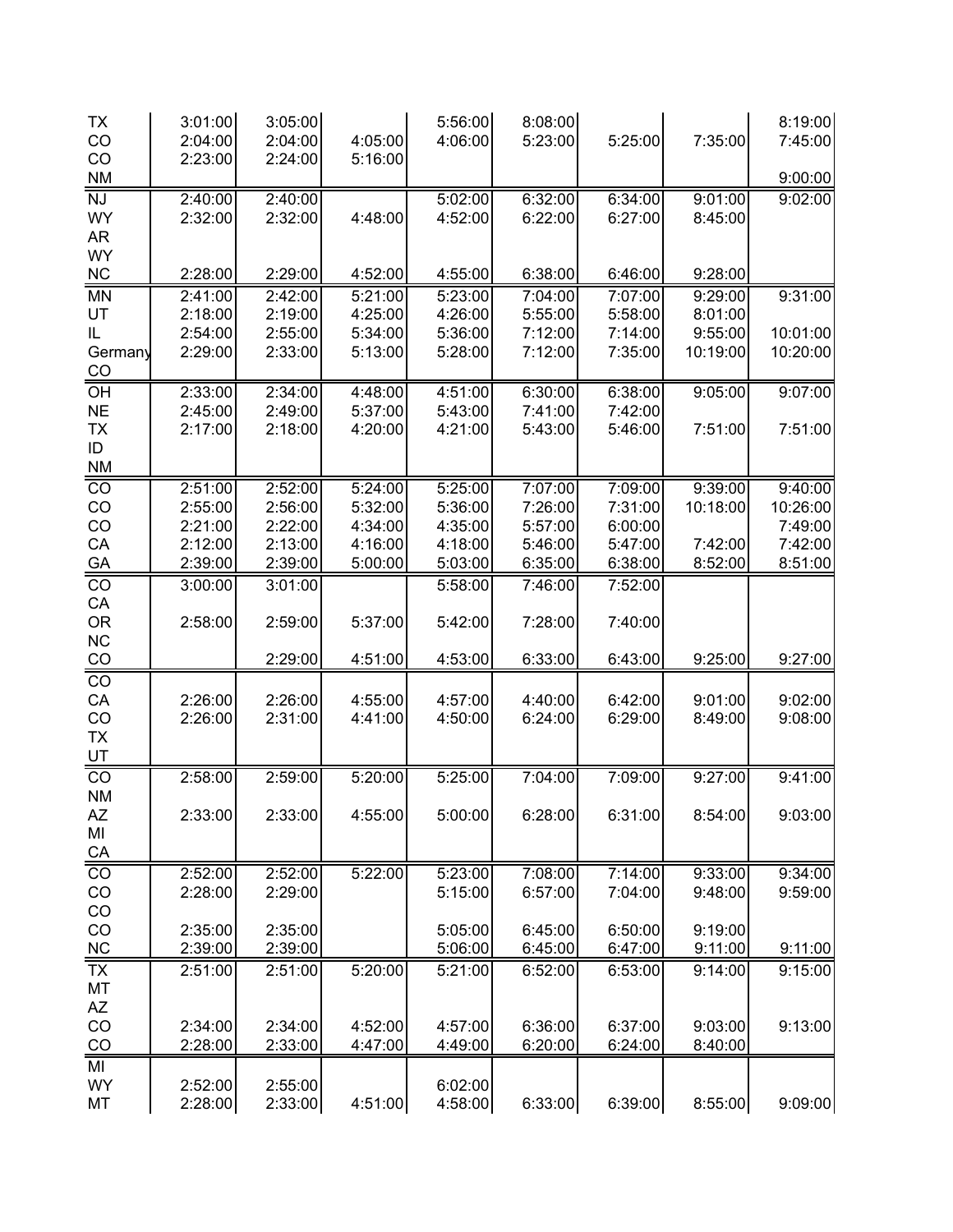| | | | | | | | | |
|---|---|---|---|---|---|---|---|---|
| TX | 3:01:00 | 3:05:00 | | 5:56:00 | 8:08:00 | | | 8:19:00 |
| CO | 2:04:00 | 2:04:00 | 4:05:00 | 4:06:00 | 5:23:00 | 5:25:00 | 7:35:00 | 7:45:00 |
| CO | 2:23:00 | 2:24:00 | 5:16:00 | | | | | |
| NM | | | | | | | | 9:00:00 |
| NJ | 2:40:00 | 2:40:00 | | 5:02:00 | 6:32:00 | 6:34:00 | 9:01:00 | 9:02:00 |
| WY | 2:32:00 | 2:32:00 | 4:48:00 | 4:52:00 | 6:22:00 | 6:27:00 | 8:45:00 | |
| AR | | | | | | | | |
| WY | | | | | | | | |
| NC | 2:28:00 | 2:29:00 | 4:52:00 | 4:55:00 | 6:38:00 | 6:46:00 | 9:28:00 | |
| MN | 2:41:00 | 2:42:00 | 5:21:00 | 5:23:00 | 7:04:00 | 7:07:00 | 9:29:00 | 9:31:00 |
| UT | 2:18:00 | 2:19:00 | 4:25:00 | 4:26:00 | 5:55:00 | 5:58:00 | 8:01:00 | |
| IL | 2:54:00 | 2:55:00 | 5:34:00 | 5:36:00 | 7:12:00 | 7:14:00 | 9:55:00 | 10:01:00 |
| Germany | 2:29:00 | 2:33:00 | 5:13:00 | 5:28:00 | 7:12:00 | 7:35:00 | 10:19:00 | 10:20:00 |
| CO | | | | | | | | |
| OH | 2:33:00 | 2:34:00 | 4:48:00 | 4:51:00 | 6:30:00 | 6:38:00 | 9:05:00 | 9:07:00 |
| NE | 2:45:00 | 2:49:00 | 5:37:00 | 5:43:00 | 7:41:00 | 7:42:00 | | |
| TX | 2:17:00 | 2:18:00 | 4:20:00 | 4:21:00 | 5:43:00 | 5:46:00 | 7:51:00 | 7:51:00 |
| ID | | | | | | | | |
| NM | | | | | | | | |
| CO | 2:51:00 | 2:52:00 | 5:24:00 | 5:25:00 | 7:07:00 | 7:09:00 | 9:39:00 | 9:40:00 |
| CO | 2:55:00 | 2:56:00 | 5:32:00 | 5:36:00 | 7:26:00 | 7:31:00 | 10:18:00 | 10:26:00 |
| CO | 2:21:00 | 2:22:00 | 4:34:00 | 4:35:00 | 5:57:00 | 6:00:00 | | 7:49:00 |
| CA | 2:12:00 | 2:13:00 | 4:16:00 | 4:18:00 | 5:46:00 | 5:47:00 | 7:42:00 | 7:42:00 |
| GA | 2:39:00 | 2:39:00 | 5:00:00 | 5:03:00 | 6:35:00 | 6:38:00 | 8:52:00 | 8:51:00 |
| CO | 3:00:00 | 3:01:00 | | 5:58:00 | 7:46:00 | 7:52:00 | | |
| CA | | | | | | | | |
| OR | 2:58:00 | 2:59:00 | 5:37:00 | 5:42:00 | 7:28:00 | 7:40:00 | | |
| NC | | | | | | | | |
| CO | | 2:29:00 | 4:51:00 | 4:53:00 | 6:33:00 | 6:43:00 | 9:25:00 | 9:27:00 |
| CO | | | | | | | | |
| CA | 2:26:00 | 2:26:00 | 4:55:00 | 4:57:00 | 4:40:00 | 6:42:00 | 9:01:00 | 9:02:00 |
| CO | 2:26:00 | 2:31:00 | 4:41:00 | 4:50:00 | 6:24:00 | 6:29:00 | 8:49:00 | 9:08:00 |
| TX | | | | | | | | |
| UT | | | | | | | | |
| CO | 2:58:00 | 2:59:00 | 5:20:00 | 5:25:00 | 7:04:00 | 7:09:00 | 9:27:00 | 9:41:00 |
| NM | | | | | | | | |
| AZ | 2:33:00 | 2:33:00 | 4:55:00 | 5:00:00 | 6:28:00 | 6:31:00 | 8:54:00 | 9:03:00 |
| MI | | | | | | | | |
| CA | | | | | | | | |
| CO | 2:52:00 | 2:52:00 | 5:22:00 | 5:23:00 | 7:08:00 | 7:14:00 | 9:33:00 | 9:34:00 |
| CO | 2:28:00 | 2:29:00 | | 5:15:00 | 6:57:00 | 7:04:00 | 9:48:00 | 9:59:00 |
| CO | | | | | | | | |
| CO | 2:35:00 | 2:35:00 | | 5:05:00 | 6:45:00 | 6:50:00 | 9:19:00 | |
| NC | 2:39:00 | 2:39:00 | | 5:06:00 | 6:45:00 | 6:47:00 | 9:11:00 | 9:11:00 |
| TX | 2:51:00 | 2:51:00 | 5:20:00 | 5:21:00 | 6:52:00 | 6:53:00 | 9:14:00 | 9:15:00 |
| MT | | | | | | | | |
| AZ | | | | | | | | |
| CO | 2:34:00 | 2:34:00 | 4:52:00 | 4:57:00 | 6:36:00 | 6:37:00 | 9:03:00 | 9:13:00 |
| CO | 2:28:00 | 2:33:00 | 4:47:00 | 4:49:00 | 6:20:00 | 6:24:00 | 8:40:00 | |
| MI | | | | | | | | |
| WY | 2:52:00 | 2:55:00 | | 6:02:00 | | | | |
| MT | 2:28:00 | 2:33:00 | 4:51:00 | 4:58:00 | 6:33:00 | 6:39:00 | 8:55:00 | 9:09:00 |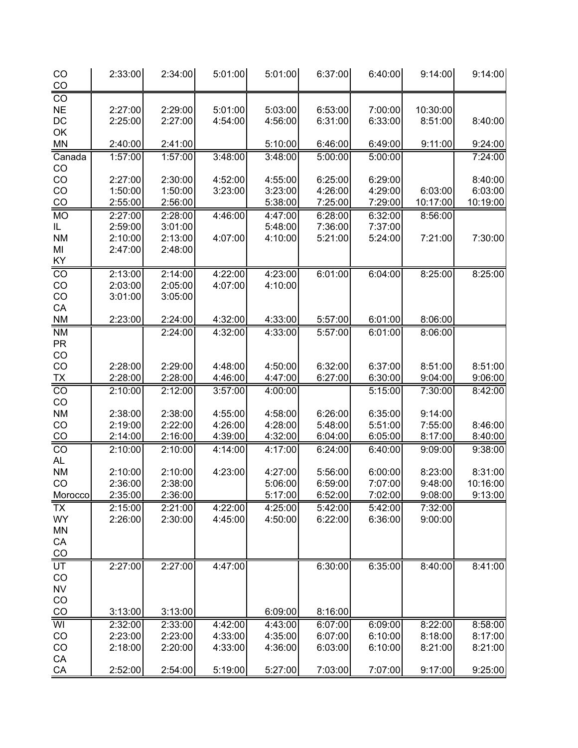|  |  |  |  |  |  |  |  |  |
|---|---|---|---|---|---|---|---|---|
| CO | 2:33:00 | 2:34:00 | 5:01:00 | 5:01:00 | 6:37:00 | 6:40:00 | 9:14:00 | 9:14:00 |
| CO |  |  |  |  |  |  |  |  |
| CO |  |  |  |  |  |  |  |  |
| NE | 2:27:00 | 2:29:00 | 5:01:00 | 5:03:00 | 6:53:00 | 7:00:00 | 10:30:00 |  |
| DC | 2:25:00 | 2:27:00 | 4:54:00 | 4:56:00 | 6:31:00 | 6:33:00 | 8:51:00 | 8:40:00 |
| OK |  |  |  |  |  |  |  |  |
| MN | 2:40:00 | 2:41:00 |  | 5:10:00 | 6:46:00 | 6:49:00 | 9:11:00 | 9:24:00 |
| Canada | 1:57:00 | 1:57:00 | 3:48:00 | 3:48:00 | 5:00:00 | 5:00:00 |  | 7:24:00 |
| CO |  |  |  |  |  |  |  |  |
| CO | 2:27:00 | 2:30:00 | 4:52:00 | 4:55:00 | 6:25:00 | 6:29:00 |  | 8:40:00 |
| CO | 1:50:00 | 1:50:00 | 3:23:00 | 3:23:00 | 4:26:00 | 4:29:00 | 6:03:00 | 6:03:00 |
| CO | 2:55:00 | 2:56:00 |  | 5:38:00 | 7:25:00 | 7:29:00 | 10:17:00 | 10:19:00 |
| MO | 2:27:00 | 2:28:00 | 4:46:00 | 4:47:00 | 6:28:00 | 6:32:00 | 8:56:00 |  |
| IL | 2:59:00 | 3:01:00 |  | 5:48:00 | 7:36:00 | 7:37:00 |  |  |
| NM | 2:10:00 | 2:13:00 | 4:07:00 | 4:10:00 | 5:21:00 | 5:24:00 | 7:21:00 | 7:30:00 |
| MI | 2:47:00 | 2:48:00 |  |  |  |  |  |  |
| KY |  |  |  |  |  |  |  |  |
| CO | 2:13:00 | 2:14:00 | 4:22:00 | 4:23:00 | 6:01:00 | 6:04:00 | 8:25:00 | 8:25:00 |
| CO | 2:03:00 | 2:05:00 | 4:07:00 | 4:10:00 |  |  |  |  |
| CO | 3:01:00 | 3:05:00 |  |  |  |  |  |  |
| CA |  |  |  |  |  |  |  |  |
| NM | 2:23:00 | 2:24:00 | 4:32:00 | 4:33:00 | 5:57:00 | 6:01:00 | 8:06:00 |  |
| NM |  | 2:24:00 | 4:32:00 | 4:33:00 | 5:57:00 | 6:01:00 | 8:06:00 |  |
| PR |  |  |  |  |  |  |  |  |
| CO |  |  |  |  |  |  |  |  |
| CO | 2:28:00 | 2:29:00 | 4:48:00 | 4:50:00 | 6:32:00 | 6:37:00 | 8:51:00 | 8:51:00 |
| TX | 2:28:00 | 2:28:00 | 4:46:00 | 4:47:00 | 6:27:00 | 6:30:00 | 9:04:00 | 9:06:00 |
| CO | 2:10:00 | 2:12:00 | 3:57:00 | 4:00:00 |  | 5:15:00 | 7:30:00 | 8:42:00 |
| CO |  |  |  |  |  |  |  |  |
| NM | 2:38:00 | 2:38:00 | 4:55:00 | 4:58:00 | 6:26:00 | 6:35:00 | 9:14:00 |  |
| CO | 2:19:00 | 2:22:00 | 4:26:00 | 4:28:00 | 5:48:00 | 5:51:00 | 7:55:00 | 8:46:00 |
| CO | 2:14:00 | 2:16:00 | 4:39:00 | 4:32:00 | 6:04:00 | 6:05:00 | 8:17:00 | 8:40:00 |
| CO | 2:10:00 | 2:10:00 | 4:14:00 | 4:17:00 | 6:24:00 | 6:40:00 | 9:09:00 | 9:38:00 |
| AL |  |  |  |  |  |  |  |  |
| NM | 2:10:00 | 2:10:00 | 4:23:00 | 4:27:00 | 5:56:00 | 6:00:00 | 8:23:00 | 8:31:00 |
| CO | 2:36:00 | 2:38:00 |  | 5:06:00 | 6:59:00 | 7:07:00 | 9:48:00 | 10:16:00 |
| Morocco | 2:35:00 | 2:36:00 |  | 5:17:00 | 6:52:00 | 7:02:00 | 9:08:00 | 9:13:00 |
| TX | 2:15:00 | 2:21:00 | 4:22:00 | 4:25:00 | 5:42:00 | 5:42:00 | 7:32:00 |  |
| WY | 2:26:00 | 2:30:00 | 4:45:00 | 4:50:00 | 6:22:00 | 6:36:00 | 9:00:00 |  |
| MN |  |  |  |  |  |  |  |  |
| CA |  |  |  |  |  |  |  |  |
| CO |  |  |  |  |  |  |  |  |
| UT | 2:27:00 | 2:27:00 | 4:47:00 |  | 6:30:00 | 6:35:00 | 8:40:00 | 8:41:00 |
| CO |  |  |  |  |  |  |  |  |
| NV |  |  |  |  |  |  |  |  |
| CO |  |  |  |  |  |  |  |  |
| CO | 3:13:00 | 3:13:00 |  | 6:09:00 | 8:16:00 |  |  |  |
| WI | 2:32:00 | 2:33:00 | 4:42:00 | 4:43:00 | 6:07:00 | 6:09:00 | 8:22:00 | 8:58:00 |
| CO | 2:23:00 | 2:23:00 | 4:33:00 | 4:35:00 | 6:07:00 | 6:10:00 | 8:18:00 | 8:17:00 |
| CO | 2:18:00 | 2:20:00 | 4:33:00 | 4:36:00 | 6:03:00 | 6:10:00 | 8:21:00 | 8:21:00 |
| CA |  |  |  |  |  |  |  |  |
| CA | 2:52:00 | 2:54:00 | 5:19:00 | 5:27:00 | 7:03:00 | 7:07:00 | 9:17:00 | 9:25:00 |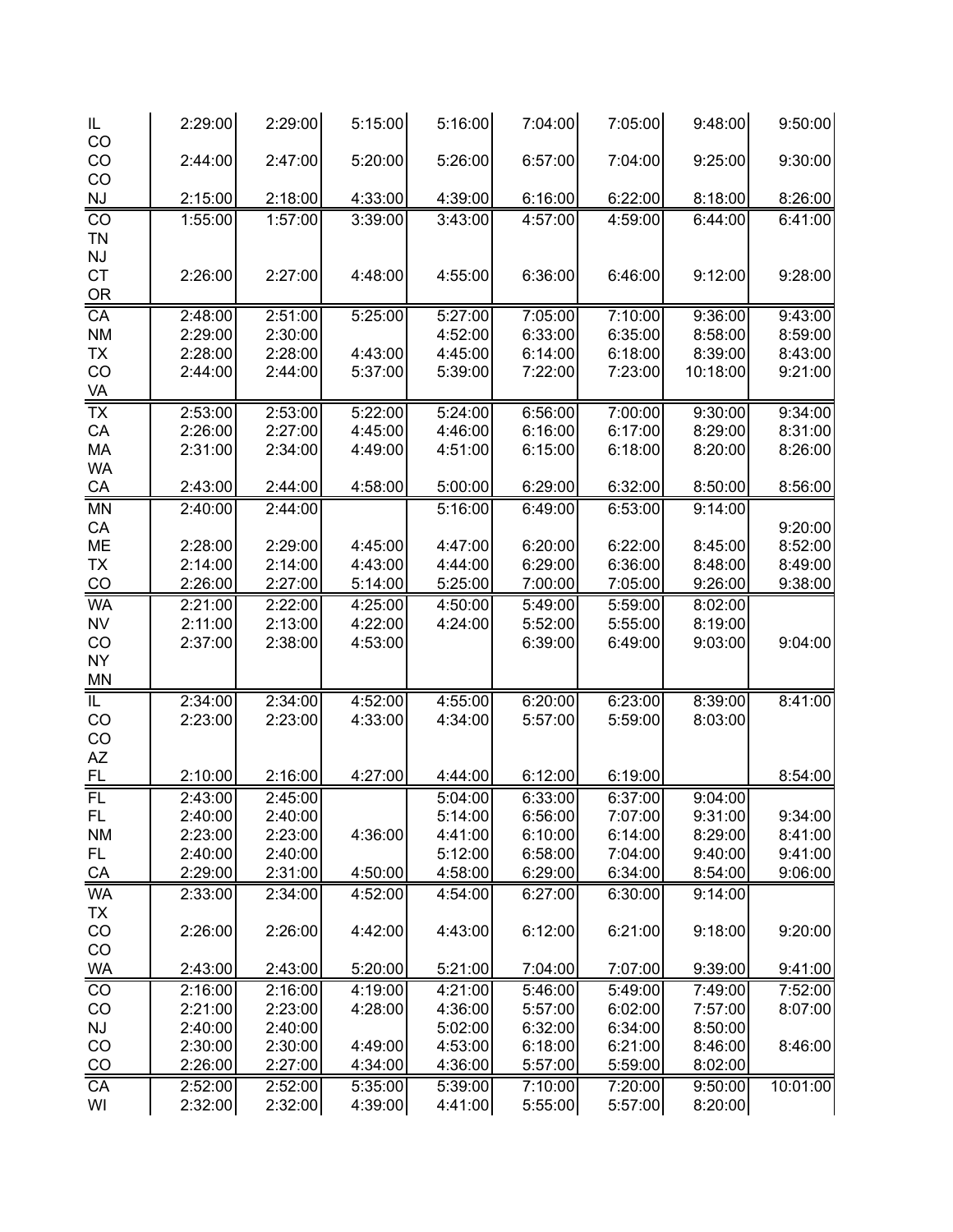| | | | | | | | | |
|---|---|---|---|---|---|---|---|---|
| IL | 2:29:00 | 2:29:00 | 5:15:00 | 5:16:00 | 7:04:00 | 7:05:00 | 9:48:00 | 9:50:00 |
| CO | | | | | | | | |
| CO | 2:44:00 | 2:47:00 | 5:20:00 | 5:26:00 | 6:57:00 | 7:04:00 | 9:25:00 | 9:30:00 |
| CO | | | | | | | | |
| NJ | 2:15:00 | 2:18:00 | 4:33:00 | 4:39:00 | 6:16:00 | 6:22:00 | 8:18:00 | 8:26:00 |
| CO | 1:55:00 | 1:57:00 | 3:39:00 | 3:43:00 | 4:57:00 | 4:59:00 | 6:44:00 | 6:41:00 |
| TN | | | | | | | | |
| NJ | | | | | | | | |
| CT | 2:26:00 | 2:27:00 | 4:48:00 | 4:55:00 | 6:36:00 | 6:46:00 | 9:12:00 | 9:28:00 |
| OR | | | | | | | | |
| CA | 2:48:00 | 2:51:00 | 5:25:00 | 5:27:00 | 7:05:00 | 7:10:00 | 9:36:00 | 9:43:00 |
| NM | 2:29:00 | 2:30:00 | | 4:52:00 | 6:33:00 | 6:35:00 | 8:58:00 | 8:59:00 |
| TX | 2:28:00 | 2:28:00 | 4:43:00 | 4:45:00 | 6:14:00 | 6:18:00 | 8:39:00 | 8:43:00 |
| CO | 2:44:00 | 2:44:00 | 5:37:00 | 5:39:00 | 7:22:00 | 7:23:00 | 10:18:00 | 9:21:00 |
| VA | | | | | | | | |
| TX | 2:53:00 | 2:53:00 | 5:22:00 | 5:24:00 | 6:56:00 | 7:00:00 | 9:30:00 | 9:34:00 |
| CA | 2:26:00 | 2:27:00 | 4:45:00 | 4:46:00 | 6:16:00 | 6:17:00 | 8:29:00 | 8:31:00 |
| MA | 2:31:00 | 2:34:00 | 4:49:00 | 4:51:00 | 6:15:00 | 6:18:00 | 8:20:00 | 8:26:00 |
| WA | | | | | | | | |
| CA | 2:43:00 | 2:44:00 | 4:58:00 | 5:00:00 | 6:29:00 | 6:32:00 | 8:50:00 | 8:56:00 |
| MN | 2:40:00 | 2:44:00 | | 5:16:00 | 6:49:00 | 6:53:00 | 9:14:00 | |
| CA | | | | | | | | 9:20:00 |
| ME | 2:28:00 | 2:29:00 | 4:45:00 | 4:47:00 | 6:20:00 | 6:22:00 | 8:45:00 | 8:52:00 |
| TX | 2:14:00 | 2:14:00 | 4:43:00 | 4:44:00 | 6:29:00 | 6:36:00 | 8:48:00 | 8:49:00 |
| CO | 2:26:00 | 2:27:00 | 5:14:00 | 5:25:00 | 7:00:00 | 7:05:00 | 9:26:00 | 9:38:00 |
| WA | 2:21:00 | 2:22:00 | 4:25:00 | 4:50:00 | 5:49:00 | 5:59:00 | 8:02:00 | |
| NV | 2:11:00 | 2:13:00 | 4:22:00 | 4:24:00 | 5:52:00 | 5:55:00 | 8:19:00 | |
| CO | 2:37:00 | 2:38:00 | 4:53:00 | | 6:39:00 | 6:49:00 | 9:03:00 | 9:04:00 |
| NY | | | | | | | | |
| MN | | | | | | | | |
| IL | 2:34:00 | 2:34:00 | 4:52:00 | 4:55:00 | 6:20:00 | 6:23:00 | 8:39:00 | 8:41:00 |
| CO | 2:23:00 | 2:23:00 | 4:33:00 | 4:34:00 | 5:57:00 | 5:59:00 | 8:03:00 | |
| CO | | | | | | | | |
| AZ | | | | | | | | |
| FL | 2:10:00 | 2:16:00 | 4:27:00 | 4:44:00 | 6:12:00 | 6:19:00 | | 8:54:00 |
| FL | 2:43:00 | 2:45:00 | | 5:04:00 | 6:33:00 | 6:37:00 | 9:04:00 | |
| FL | 2:40:00 | 2:40:00 | | 5:14:00 | 6:56:00 | 7:07:00 | 9:31:00 | 9:34:00 |
| NM | 2:23:00 | 2:23:00 | 4:36:00 | 4:41:00 | 6:10:00 | 6:14:00 | 8:29:00 | 8:41:00 |
| FL | 2:40:00 | 2:40:00 | | 5:12:00 | 6:58:00 | 7:04:00 | 9:40:00 | 9:41:00 |
| CA | 2:29:00 | 2:31:00 | 4:50:00 | 4:58:00 | 6:29:00 | 6:34:00 | 8:54:00 | 9:06:00 |
| WA | 2:33:00 | 2:34:00 | 4:52:00 | 4:54:00 | 6:27:00 | 6:30:00 | 9:14:00 | |
| TX | | | | | | | | |
| CO | 2:26:00 | 2:26:00 | 4:42:00 | 4:43:00 | 6:12:00 | 6:21:00 | 9:18:00 | 9:20:00 |
| CO | | | | | | | | |
| WA | 2:43:00 | 2:43:00 | 5:20:00 | 5:21:00 | 7:04:00 | 7:07:00 | 9:39:00 | 9:41:00 |
| CO | 2:16:00 | 2:16:00 | 4:19:00 | 4:21:00 | 5:46:00 | 5:49:00 | 7:49:00 | 7:52:00 |
| CO | 2:21:00 | 2:23:00 | 4:28:00 | 4:36:00 | 5:57:00 | 6:02:00 | 7:57:00 | 8:07:00 |
| NJ | 2:40:00 | 2:40:00 | | 5:02:00 | 6:32:00 | 6:34:00 | 8:50:00 | |
| CO | 2:30:00 | 2:30:00 | 4:49:00 | 4:53:00 | 6:18:00 | 6:21:00 | 8:46:00 | 8:46:00 |
| CO | 2:26:00 | 2:27:00 | 4:34:00 | 4:36:00 | 5:57:00 | 5:59:00 | 8:02:00 | |
| CA | 2:52:00 | 2:52:00 | 5:35:00 | 5:39:00 | 7:10:00 | 7:20:00 | 9:50:00 | 10:01:00 |
| WI | 2:32:00 | 2:32:00 | 4:39:00 | 4:41:00 | 5:55:00 | 5:57:00 | 8:20:00 | |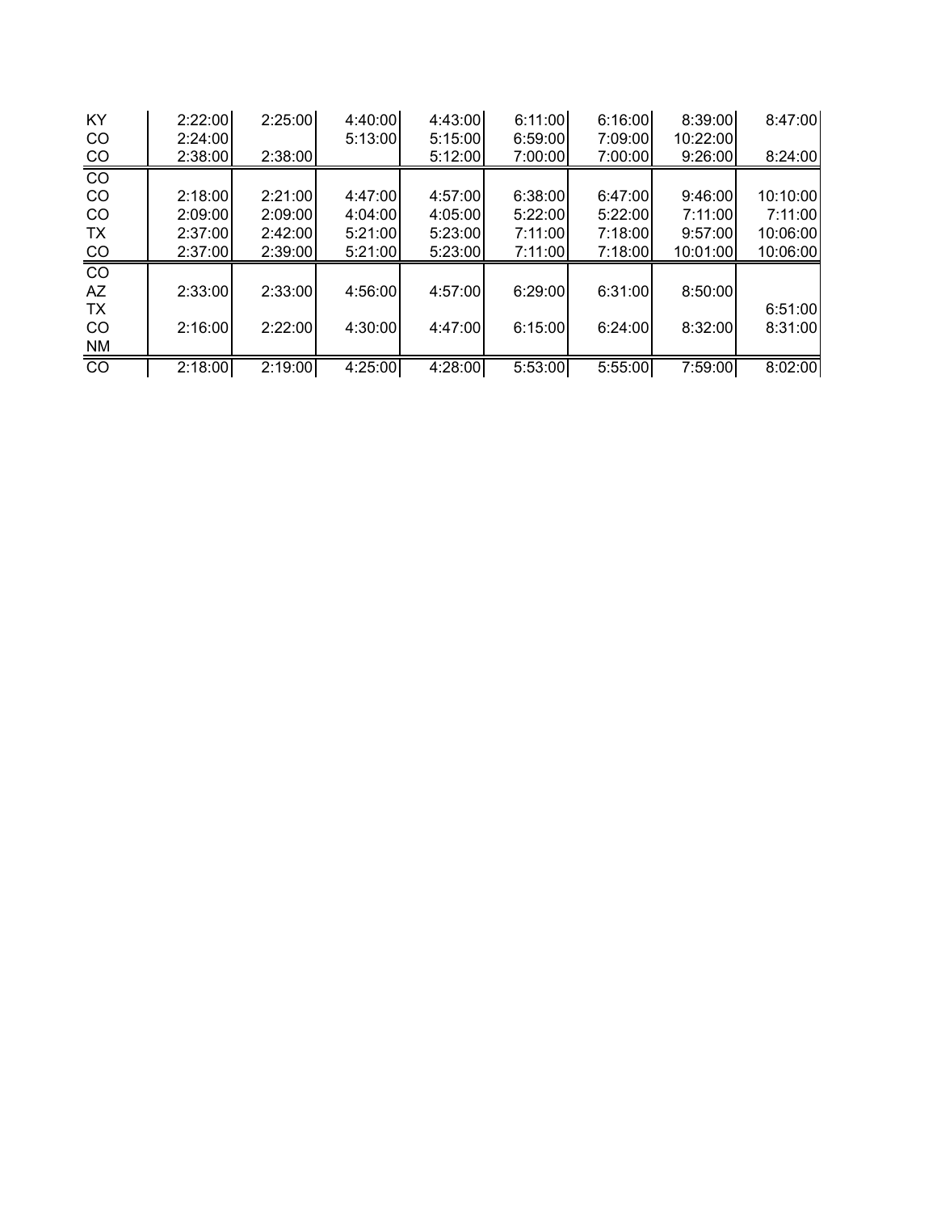| | | | | | | | | |
|---|---|---|---|---|---|---|---|---|
| KY | 2:22:00 | 2:25:00 | 4:40:00 | 4:43:00 | 6:11:00 | 6:16:00 | 8:39:00 | 8:47:00 |
| CO | 2:24:00 | | 5:13:00 | 5:15:00 | 6:59:00 | 7:09:00 | 10:22:00 | |
| CO | 2:38:00 | 2:38:00 | | 5:12:00 | 7:00:00 | 7:00:00 | 9:26:00 | 8:24:00 |
| CO | | | | | | | | |
| CO | 2:18:00 | 2:21:00 | 4:47:00 | 4:57:00 | 6:38:00 | 6:47:00 | 9:46:00 | 10:10:00 |
| CO | 2:09:00 | 2:09:00 | 4:04:00 | 4:05:00 | 5:22:00 | 5:22:00 | 7:11:00 | 7:11:00 |
| TX | 2:37:00 | 2:42:00 | 5:21:00 | 5:23:00 | 7:11:00 | 7:18:00 | 9:57:00 | 10:06:00 |
| CO | 2:37:00 | 2:39:00 | 5:21:00 | 5:23:00 | 7:11:00 | 7:18:00 | 10:01:00 | 10:06:00 |
| CO | | | | | | | | |
| AZ | 2:33:00 | 2:33:00 | 4:56:00 | 4:57:00 | 6:29:00 | 6:31:00 | 8:50:00 | |
| TX | | | | | | | | 6:51:00 |
| CO | 2:16:00 | 2:22:00 | 4:30:00 | 4:47:00 | 6:15:00 | 6:24:00 | 8:32:00 | 8:31:00 |
| NM | | | | | | | | |
| CO | 2:18:00 | 2:19:00 | 4:25:00 | 4:28:00 | 5:53:00 | 5:55:00 | 7:59:00 | 8:02:00 |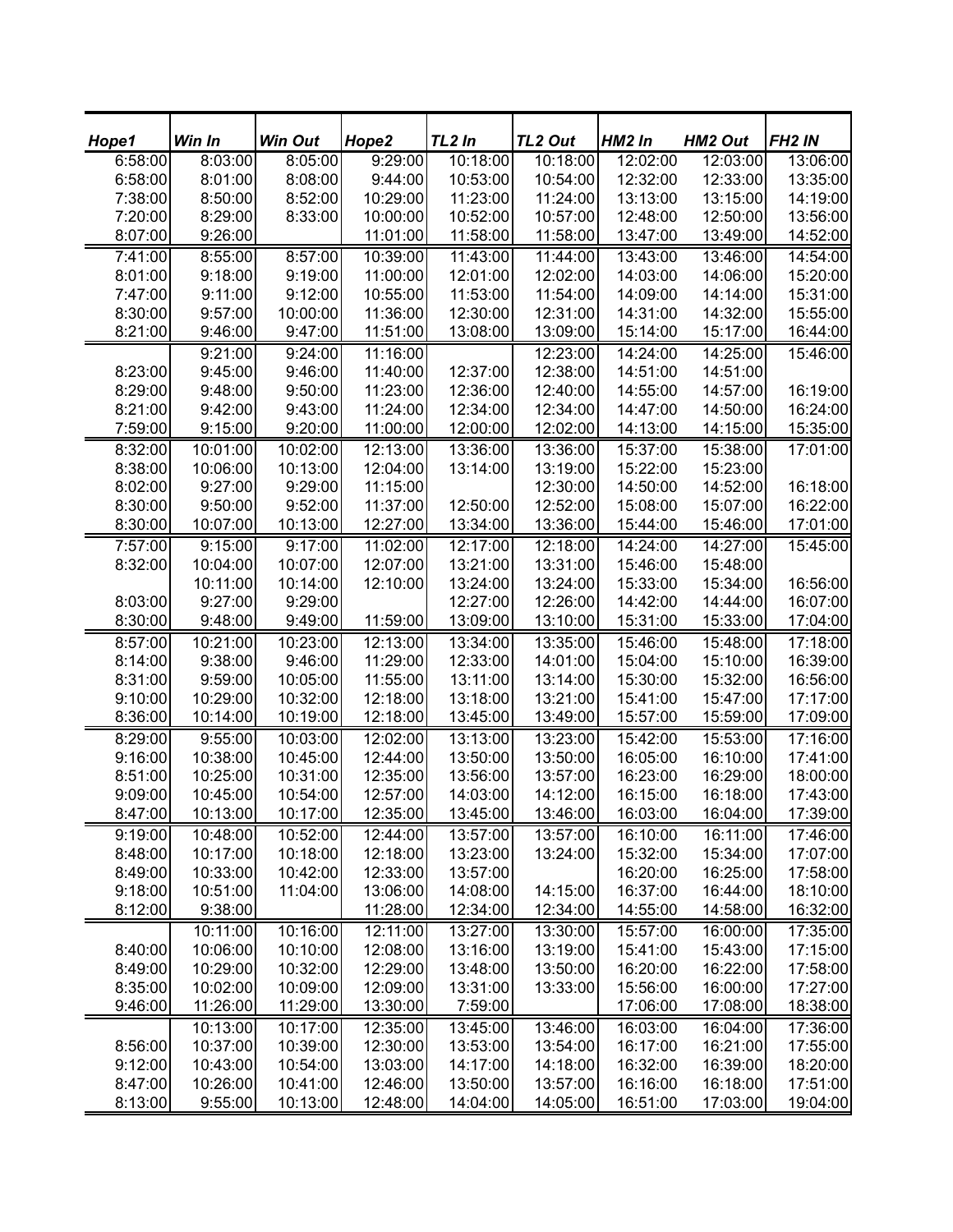| Hope1 | Win In | Win Out | Hope2 | TL2 In | TL2 Out | HM2 In | HM2 Out | FH2 IN |
|---|---|---|---|---|---|---|---|---|
| 6:58:00 | 8:03:00 | 8:05:00 | 9:29:00 | 10:18:00 | 10:18:00 | 12:02:00 | 12:03:00 | 13:06:00 |
| 6:58:00 | 8:01:00 | 8:08:00 | 9:44:00 | 10:53:00 | 10:54:00 | 12:32:00 | 12:33:00 | 13:35:00 |
| 7:38:00 | 8:50:00 | 8:52:00 | 10:29:00 | 11:23:00 | 11:24:00 | 13:13:00 | 13:15:00 | 14:19:00 |
| 7:20:00 | 8:29:00 | 8:33:00 | 10:00:00 | 10:52:00 | 10:57:00 | 12:48:00 | 12:50:00 | 13:56:00 |
| 8:07:00 | 9:26:00 | | 11:01:00 | 11:58:00 | 11:58:00 | 13:47:00 | 13:49:00 | 14:52:00 |
| 7:41:00 | 8:55:00 | 8:57:00 | 10:39:00 | 11:43:00 | 11:44:00 | 13:43:00 | 13:46:00 | 14:54:00 |
| 8:01:00 | 9:18:00 | 9:19:00 | 11:00:00 | 12:01:00 | 12:02:00 | 14:03:00 | 14:06:00 | 15:20:00 |
| 7:47:00 | 9:11:00 | 9:12:00 | 10:55:00 | 11:53:00 | 11:54:00 | 14:09:00 | 14:14:00 | 15:31:00 |
| 8:30:00 | 9:57:00 | 10:00:00 | 11:36:00 | 12:30:00 | 12:31:00 | 14:31:00 | 14:32:00 | 15:55:00 |
| 8:21:00 | 9:46:00 | 9:47:00 | 11:51:00 | 13:08:00 | 13:09:00 | 15:14:00 | 15:17:00 | 16:44:00 |
| | 9:21:00 | 9:24:00 | 11:16:00 | | 12:23:00 | 14:24:00 | 14:25:00 | 15:46:00 |
| 8:23:00 | 9:45:00 | 9:46:00 | 11:40:00 | 12:37:00 | 12:38:00 | 14:51:00 | 14:51:00 | |
| 8:29:00 | 9:48:00 | 9:50:00 | 11:23:00 | 12:36:00 | 12:40:00 | 14:55:00 | 14:57:00 | 16:19:00 |
| 8:21:00 | 9:42:00 | 9:43:00 | 11:24:00 | 12:34:00 | 12:34:00 | 14:47:00 | 14:50:00 | 16:24:00 |
| 7:59:00 | 9:15:00 | 9:20:00 | 11:00:00 | 12:00:00 | 12:02:00 | 14:13:00 | 14:15:00 | 15:35:00 |
| 8:32:00 | 10:01:00 | 10:02:00 | 12:13:00 | 13:36:00 | 13:36:00 | 15:37:00 | 15:38:00 | 17:01:00 |
| 8:38:00 | 10:06:00 | 10:13:00 | 12:04:00 | 13:14:00 | 13:19:00 | 15:22:00 | 15:23:00 | |
| 8:02:00 | 9:27:00 | 9:29:00 | 11:15:00 | | 12:30:00 | 14:50:00 | 14:52:00 | 16:18:00 |
| 8:30:00 | 9:50:00 | 9:52:00 | 11:37:00 | 12:50:00 | 12:52:00 | 15:08:00 | 15:07:00 | 16:22:00 |
| 8:30:00 | 10:07:00 | 10:13:00 | 12:27:00 | 13:34:00 | 13:36:00 | 15:44:00 | 15:46:00 | 17:01:00 |
| 7:57:00 | 9:15:00 | 9:17:00 | 11:02:00 | 12:17:00 | 12:18:00 | 14:24:00 | 14:27:00 | 15:45:00 |
| 8:32:00 | 10:04:00 | 10:07:00 | 12:07:00 | 13:21:00 | 13:31:00 | 15:46:00 | 15:48:00 | |
| | 10:11:00 | 10:14:00 | 12:10:00 | 13:24:00 | 13:24:00 | 15:33:00 | 15:34:00 | 16:56:00 |
| 8:03:00 | 9:27:00 | 9:29:00 | | 12:27:00 | 12:26:00 | 14:42:00 | 14:44:00 | 16:07:00 |
| 8:30:00 | 9:48:00 | 9:49:00 | 11:59:00 | 13:09:00 | 13:10:00 | 15:31:00 | 15:33:00 | 17:04:00 |
| 8:57:00 | 10:21:00 | 10:23:00 | 12:13:00 | 13:34:00 | 13:35:00 | 15:46:00 | 15:48:00 | 17:18:00 |
| 8:14:00 | 9:38:00 | 9:46:00 | 11:29:00 | 12:33:00 | 14:01:00 | 15:04:00 | 15:10:00 | 16:39:00 |
| 8:31:00 | 9:59:00 | 10:05:00 | 11:55:00 | 13:11:00 | 13:14:00 | 15:30:00 | 15:32:00 | 16:56:00 |
| 9:10:00 | 10:29:00 | 10:32:00 | 12:18:00 | 13:18:00 | 13:21:00 | 15:41:00 | 15:47:00 | 17:17:00 |
| 8:36:00 | 10:14:00 | 10:19:00 | 12:18:00 | 13:45:00 | 13:49:00 | 15:57:00 | 15:59:00 | 17:09:00 |
| 8:29:00 | 9:55:00 | 10:03:00 | 12:02:00 | 13:13:00 | 13:23:00 | 15:42:00 | 15:53:00 | 17:16:00 |
| 9:16:00 | 10:38:00 | 10:45:00 | 12:44:00 | 13:50:00 | 13:50:00 | 16:05:00 | 16:10:00 | 17:41:00 |
| 8:51:00 | 10:25:00 | 10:31:00 | 12:35:00 | 13:56:00 | 13:57:00 | 16:23:00 | 16:29:00 | 18:00:00 |
| 9:09:00 | 10:45:00 | 10:54:00 | 12:57:00 | 14:03:00 | 14:12:00 | 16:15:00 | 16:18:00 | 17:43:00 |
| 8:47:00 | 10:13:00 | 10:17:00 | 12:35:00 | 13:45:00 | 13:46:00 | 16:03:00 | 16:04:00 | 17:39:00 |
| 9:19:00 | 10:48:00 | 10:52:00 | 12:44:00 | 13:57:00 | 13:57:00 | 16:10:00 | 16:11:00 | 17:46:00 |
| 8:48:00 | 10:17:00 | 10:18:00 | 12:18:00 | 13:23:00 | 13:24:00 | 15:32:00 | 15:34:00 | 17:07:00 |
| 8:49:00 | 10:33:00 | 10:42:00 | 12:33:00 | 13:57:00 | | 16:20:00 | 16:25:00 | 17:58:00 |
| 9:18:00 | 10:51:00 | 11:04:00 | 13:06:00 | 14:08:00 | 14:15:00 | 16:37:00 | 16:44:00 | 18:10:00 |
| 8:12:00 | 9:38:00 | | 11:28:00 | 12:34:00 | 12:34:00 | 14:55:00 | 14:58:00 | 16:32:00 |
| | 10:11:00 | 10:16:00 | 12:11:00 | 13:27:00 | 13:30:00 | 15:57:00 | 16:00:00 | 17:35:00 |
| 8:40:00 | 10:06:00 | 10:10:00 | 12:08:00 | 13:16:00 | 13:19:00 | 15:41:00 | 15:43:00 | 17:15:00 |
| 8:49:00 | 10:29:00 | 10:32:00 | 12:29:00 | 13:48:00 | 13:50:00 | 16:20:00 | 16:22:00 | 17:58:00 |
| 8:35:00 | 10:02:00 | 10:09:00 | 12:09:00 | 13:31:00 | 13:33:00 | 15:56:00 | 16:00:00 | 17:27:00 |
| 9:46:00 | 11:26:00 | 11:29:00 | 13:30:00 | 7:59:00 | | 17:06:00 | 17:08:00 | 18:38:00 |
| | 10:13:00 | 10:17:00 | 12:35:00 | 13:45:00 | 13:46:00 | 16:03:00 | 16:04:00 | 17:36:00 |
| 8:56:00 | 10:37:00 | 10:39:00 | 12:30:00 | 13:53:00 | 13:54:00 | 16:17:00 | 16:21:00 | 17:55:00 |
| 9:12:00 | 10:43:00 | 10:54:00 | 13:03:00 | 14:17:00 | 14:18:00 | 16:32:00 | 16:39:00 | 18:20:00 |
| 8:47:00 | 10:26:00 | 10:41:00 | 12:46:00 | 13:50:00 | 13:57:00 | 16:16:00 | 16:18:00 | 17:51:00 |
| 8:13:00 | 9:55:00 | 10:13:00 | 12:48:00 | 14:04:00 | 14:05:00 | 16:51:00 | 17:03:00 | 19:04:00 |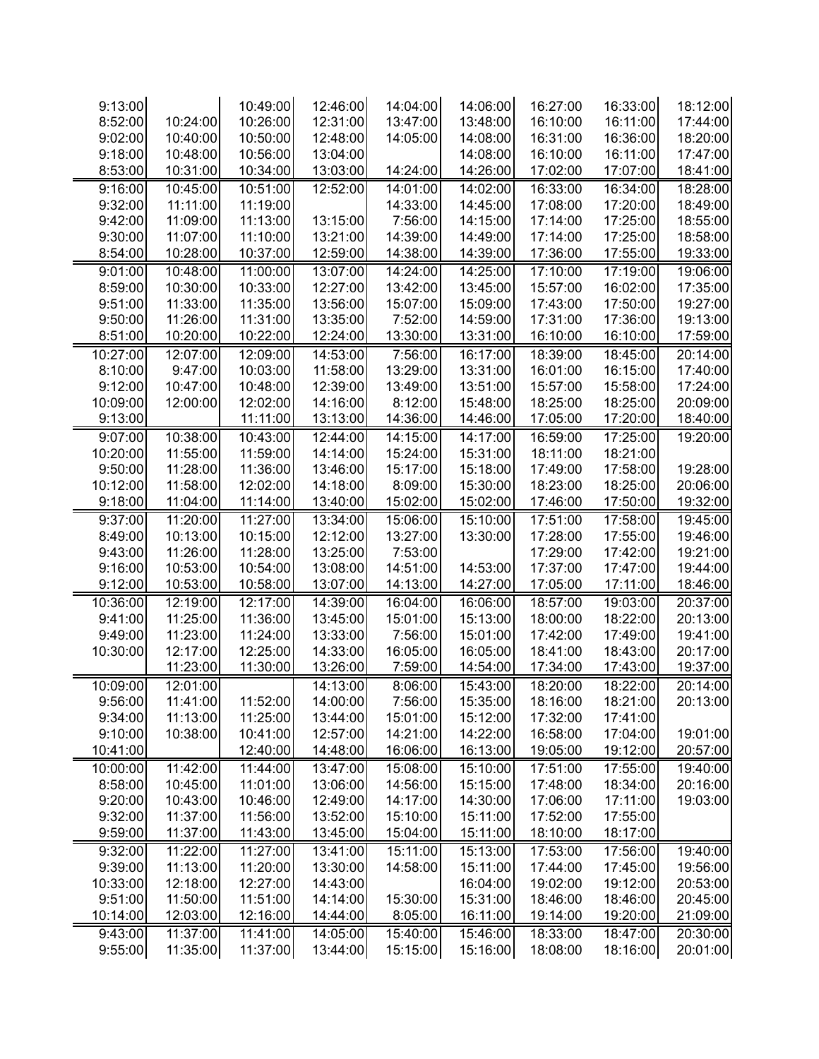| | | | | | | | | |
|---|---|---|---|---|---|---|---|---|
| 9:13:00 | | 10:49:00 | 12:46:00 | 14:04:00 | 14:06:00 | 16:27:00 | 16:33:00 | 18:12:00 |
| 8:52:00 | 10:24:00 | 10:26:00 | 12:31:00 | 13:47:00 | 13:48:00 | 16:10:00 | 16:11:00 | 17:44:00 |
| 9:02:00 | 10:40:00 | 10:50:00 | 12:48:00 | 14:05:00 | 14:08:00 | 16:31:00 | 16:36:00 | 18:20:00 |
| 9:18:00 | 10:48:00 | 10:56:00 | 13:04:00 | | 14:08:00 | 16:10:00 | 16:11:00 | 17:47:00 |
| 8:53:00 | 10:31:00 | 10:34:00 | 13:03:00 | 14:24:00 | 14:26:00 | 17:02:00 | 17:07:00 | 18:41:00 |
| 9:16:00 | 10:45:00 | 10:51:00 | 12:52:00 | 14:01:00 | 14:02:00 | 16:33:00 | 16:34:00 | 18:28:00 |
| 9:32:00 | 11:11:00 | 11:19:00 | | 14:33:00 | 14:45:00 | 17:08:00 | 17:20:00 | 18:49:00 |
| 9:42:00 | 11:09:00 | 11:13:00 | 13:15:00 | 7:56:00 | 14:15:00 | 17:14:00 | 17:25:00 | 18:55:00 |
| 9:30:00 | 11:07:00 | 11:10:00 | 13:21:00 | 14:39:00 | 14:49:00 | 17:14:00 | 17:25:00 | 18:58:00 |
| 8:54:00 | 10:28:00 | 10:37:00 | 12:59:00 | 14:38:00 | 14:39:00 | 17:36:00 | 17:55:00 | 19:33:00 |
| 9:01:00 | 10:48:00 | 11:00:00 | 13:07:00 | 14:24:00 | 14:25:00 | 17:10:00 | 17:19:00 | 19:06:00 |
| 8:59:00 | 10:30:00 | 10:33:00 | 12:27:00 | 13:42:00 | 13:45:00 | 15:57:00 | 16:02:00 | 17:35:00 |
| 9:51:00 | 11:33:00 | 11:35:00 | 13:56:00 | 15:07:00 | 15:09:00 | 17:43:00 | 17:50:00 | 19:27:00 |
| 9:50:00 | 11:26:00 | 11:31:00 | 13:35:00 | 7:52:00 | 14:59:00 | 17:31:00 | 17:36:00 | 19:13:00 |
| 8:51:00 | 10:20:00 | 10:22:00 | 12:24:00 | 13:30:00 | 13:31:00 | 16:10:00 | 16:10:00 | 17:59:00 |
| 10:27:00 | 12:07:00 | 12:09:00 | 14:53:00 | 7:56:00 | 16:17:00 | 18:39:00 | 18:45:00 | 20:14:00 |
| 8:10:00 | 9:47:00 | 10:03:00 | 11:58:00 | 13:29:00 | 13:31:00 | 16:01:00 | 16:15:00 | 17:40:00 |
| 9:12:00 | 10:47:00 | 10:48:00 | 12:39:00 | 13:49:00 | 13:51:00 | 15:57:00 | 15:58:00 | 17:24:00 |
| 10:09:00 | 12:00:00 | 12:02:00 | 14:16:00 | 8:12:00 | 15:48:00 | 18:25:00 | 18:25:00 | 20:09:00 |
| 9:13:00 | | 11:11:00 | 13:13:00 | 14:36:00 | 14:46:00 | 17:05:00 | 17:20:00 | 18:40:00 |
| 9:07:00 | 10:38:00 | 10:43:00 | 12:44:00 | 14:15:00 | 14:17:00 | 16:59:00 | 17:25:00 | 19:20:00 |
| 10:20:00 | 11:55:00 | 11:59:00 | 14:14:00 | 15:24:00 | 15:31:00 | 18:11:00 | 18:21:00 | |
| 9:50:00 | 11:28:00 | 11:36:00 | 13:46:00 | 15:17:00 | 15:18:00 | 17:49:00 | 17:58:00 | 19:28:00 |
| 10:12:00 | 11:58:00 | 12:02:00 | 14:18:00 | 8:09:00 | 15:30:00 | 18:23:00 | 18:25:00 | 20:06:00 |
| 9:18:00 | 11:04:00 | 11:14:00 | 13:40:00 | 15:02:00 | 15:02:00 | 17:46:00 | 17:50:00 | 19:32:00 |
| 9:37:00 | 11:20:00 | 11:27:00 | 13:34:00 | 15:06:00 | 15:10:00 | 17:51:00 | 17:58:00 | 19:45:00 |
| 8:49:00 | 10:13:00 | 10:15:00 | 12:12:00 | 13:27:00 | 13:30:00 | 17:28:00 | 17:55:00 | 19:46:00 |
| 9:43:00 | 11:26:00 | 11:28:00 | 13:25:00 | 7:53:00 | | 17:29:00 | 17:42:00 | 19:21:00 |
| 9:16:00 | 10:53:00 | 10:54:00 | 13:08:00 | 14:51:00 | 14:53:00 | 17:37:00 | 17:47:00 | 19:44:00 |
| 9:12:00 | 10:53:00 | 10:58:00 | 13:07:00 | 14:13:00 | 14:27:00 | 17:05:00 | 17:11:00 | 18:46:00 |
| 10:36:00 | 12:19:00 | 12:17:00 | 14:39:00 | 16:04:00 | 16:06:00 | 18:57:00 | 19:03:00 | 20:37:00 |
| 9:41:00 | 11:25:00 | 11:36:00 | 13:45:00 | 15:01:00 | 15:13:00 | 18:00:00 | 18:22:00 | 20:13:00 |
| 9:49:00 | 11:23:00 | 11:24:00 | 13:33:00 | 7:56:00 | 15:01:00 | 17:42:00 | 17:49:00 | 19:41:00 |
| 10:30:00 | 12:17:00 | 12:25:00 | 14:33:00 | 16:05:00 | 16:05:00 | 18:41:00 | 18:43:00 | 20:17:00 |
| | 11:23:00 | 11:30:00 | 13:26:00 | 7:59:00 | 14:54:00 | 17:34:00 | 17:43:00 | 19:37:00 |
| 10:09:00 | 12:01:00 | | 14:13:00 | 8:06:00 | 15:43:00 | 18:20:00 | 18:22:00 | 20:14:00 |
| 9:56:00 | 11:41:00 | 11:52:00 | 14:00:00 | 7:56:00 | 15:35:00 | 18:16:00 | 18:21:00 | 20:13:00 |
| 9:34:00 | 11:13:00 | 11:25:00 | 13:44:00 | 15:01:00 | 15:12:00 | 17:32:00 | 17:41:00 | |
| 9:10:00 | 10:38:00 | 10:41:00 | 12:57:00 | 14:21:00 | 14:22:00 | 16:58:00 | 17:04:00 | 19:01:00 |
| 10:41:00 | | 12:40:00 | 14:48:00 | 16:06:00 | 16:13:00 | 19:05:00 | 19:12:00 | 20:57:00 |
| 10:00:00 | 11:42:00 | 11:44:00 | 13:47:00 | 15:08:00 | 15:10:00 | 17:51:00 | 17:55:00 | 19:40:00 |
| 8:58:00 | 10:45:00 | 11:01:00 | 13:06:00 | 14:56:00 | 15:15:00 | 17:48:00 | 18:34:00 | 20:16:00 |
| 9:20:00 | 10:43:00 | 10:46:00 | 12:49:00 | 14:17:00 | 14:30:00 | 17:06:00 | 17:11:00 | 19:03:00 |
| 9:32:00 | 11:37:00 | 11:56:00 | 13:52:00 | 15:10:00 | 15:11:00 | 17:52:00 | 17:55:00 | |
| 9:59:00 | 11:37:00 | 11:43:00 | 13:45:00 | 15:04:00 | 15:11:00 | 18:10:00 | 18:17:00 | |
| 9:32:00 | 11:22:00 | 11:27:00 | 13:41:00 | 15:11:00 | 15:13:00 | 17:53:00 | 17:56:00 | 19:40:00 |
| 9:39:00 | 11:13:00 | 11:20:00 | 13:30:00 | 14:58:00 | 15:11:00 | 17:44:00 | 17:45:00 | 19:56:00 |
| 10:33:00 | 12:18:00 | 12:27:00 | 14:43:00 | | 16:04:00 | 19:02:00 | 19:12:00 | 20:53:00 |
| 9:51:00 | 11:50:00 | 11:51:00 | 14:14:00 | 15:30:00 | 15:31:00 | 18:46:00 | 18:46:00 | 20:45:00 |
| 10:14:00 | 12:03:00 | 12:16:00 | 14:44:00 | 8:05:00 | 16:11:00 | 19:14:00 | 19:20:00 | 21:09:00 |
| 9:43:00 | 11:37:00 | 11:41:00 | 14:05:00 | 15:40:00 | 15:46:00 | 18:33:00 | 18:47:00 | 20:30:00 |
| 9:55:00 | 11:35:00 | 11:37:00 | 13:44:00 | 15:15:00 | 15:16:00 | 18:08:00 | 18:16:00 | 20:01:00 |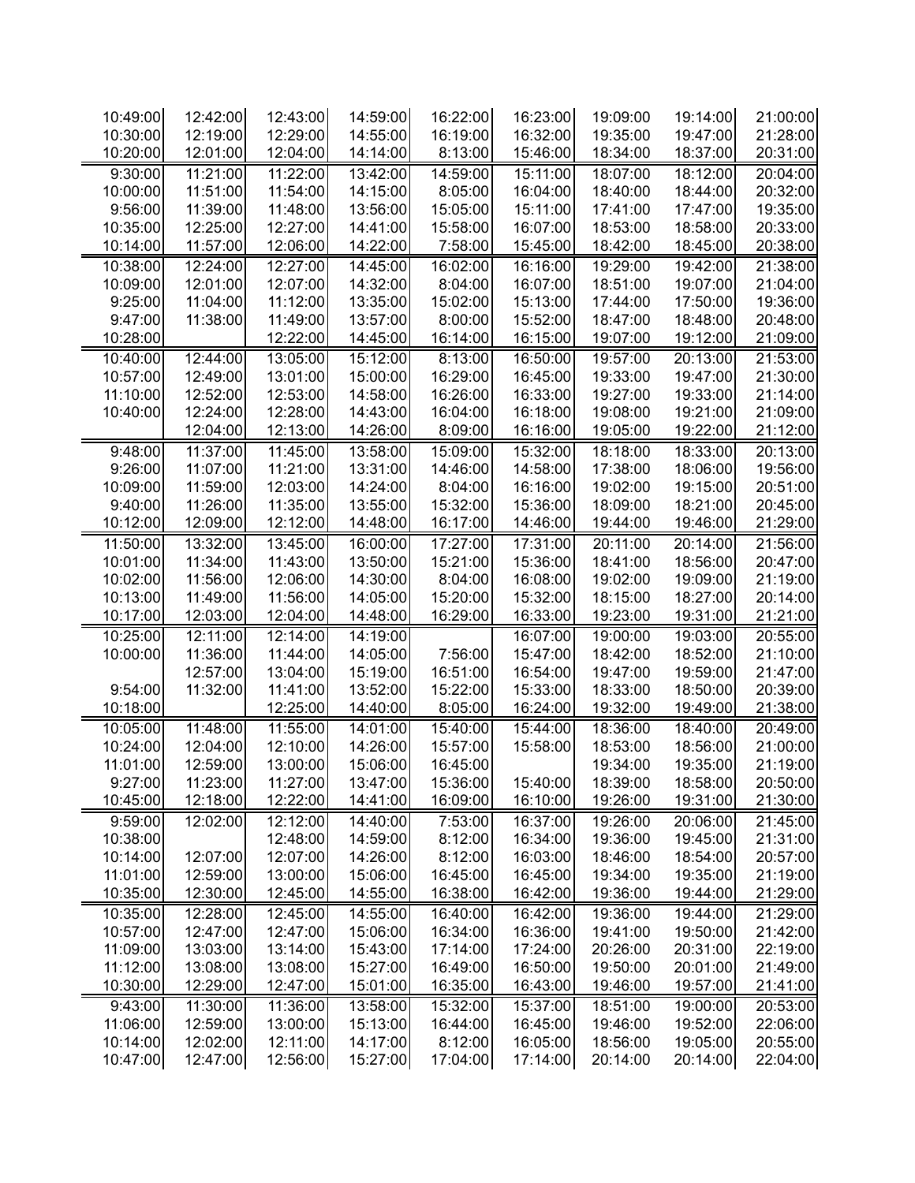| | | | | | | | | |
|---|---|---|---|---|---|---|---|---|
| 10:49:00 | 12:42:00 | 12:43:00 | 14:59:00 | 16:22:00 | 16:23:00 | 19:09:00 | 19:14:00 | 21:00:00 |
| 10:30:00 | 12:19:00 | 12:29:00 | 14:55:00 | 16:19:00 | 16:32:00 | 19:35:00 | 19:47:00 | 21:28:00 |
| 10:20:00 | 12:01:00 | 12:04:00 | 14:14:00 | 8:13:00 | 15:46:00 | 18:34:00 | 18:37:00 | 20:31:00 |
| 9:30:00 | 11:21:00 | 11:22:00 | 13:42:00 | 14:59:00 | 15:11:00 | 18:07:00 | 18:12:00 | 20:04:00 |
| 10:00:00 | 11:51:00 | 11:54:00 | 14:15:00 | 8:05:00 | 16:04:00 | 18:40:00 | 18:44:00 | 20:32:00 |
| 9:56:00 | 11:39:00 | 11:48:00 | 13:56:00 | 15:05:00 | 15:11:00 | 17:41:00 | 17:47:00 | 19:35:00 |
| 10:35:00 | 12:25:00 | 12:27:00 | 14:41:00 | 15:58:00 | 16:07:00 | 18:53:00 | 18:58:00 | 20:33:00 |
| 10:14:00 | 11:57:00 | 12:06:00 | 14:22:00 | 7:58:00 | 15:45:00 | 18:42:00 | 18:45:00 | 20:38:00 |
| 10:38:00 | 12:24:00 | 12:27:00 | 14:45:00 | 16:02:00 | 16:16:00 | 19:29:00 | 19:42:00 | 21:38:00 |
| 10:09:00 | 12:01:00 | 12:07:00 | 14:32:00 | 8:04:00 | 16:07:00 | 18:51:00 | 19:07:00 | 21:04:00 |
| 9:25:00 | 11:04:00 | 11:12:00 | 13:35:00 | 15:02:00 | 15:13:00 | 17:44:00 | 17:50:00 | 19:36:00 |
| 9:47:00 | 11:38:00 | 11:49:00 | 13:57:00 | 8:00:00 | 15:52:00 | 18:47:00 | 18:48:00 | 20:48:00 |
| 10:28:00 | | 12:22:00 | 14:45:00 | 16:14:00 | 16:15:00 | 19:07:00 | 19:12:00 | 21:09:00 |
| 10:40:00 | 12:44:00 | 13:05:00 | 15:12:00 | 8:13:00 | 16:50:00 | 19:57:00 | 20:13:00 | 21:53:00 |
| 10:57:00 | 12:49:00 | 13:01:00 | 15:00:00 | 16:29:00 | 16:45:00 | 19:33:00 | 19:47:00 | 21:30:00 |
| 11:10:00 | 12:52:00 | 12:53:00 | 14:58:00 | 16:26:00 | 16:33:00 | 19:27:00 | 19:33:00 | 21:14:00 |
| 10:40:00 | 12:24:00 | 12:28:00 | 14:43:00 | 16:04:00 | 16:18:00 | 19:08:00 | 19:21:00 | 21:09:00 |
| | 12:04:00 | 12:13:00 | 14:26:00 | 8:09:00 | 16:16:00 | 19:05:00 | 19:22:00 | 21:12:00 |
| 9:48:00 | 11:37:00 | 11:45:00 | 13:58:00 | 15:09:00 | 15:32:00 | 18:18:00 | 18:33:00 | 20:13:00 |
| 9:26:00 | 11:07:00 | 11:21:00 | 13:31:00 | 14:46:00 | 14:58:00 | 17:38:00 | 18:06:00 | 19:56:00 |
| 10:09:00 | 11:59:00 | 12:03:00 | 14:24:00 | 8:04:00 | 16:16:00 | 19:02:00 | 19:15:00 | 20:51:00 |
| 9:40:00 | 11:26:00 | 11:35:00 | 13:55:00 | 15:32:00 | 15:36:00 | 18:09:00 | 18:21:00 | 20:45:00 |
| 10:12:00 | 12:09:00 | 12:12:00 | 14:48:00 | 16:17:00 | 14:46:00 | 19:44:00 | 19:46:00 | 21:29:00 |
| 11:50:00 | 13:32:00 | 13:45:00 | 16:00:00 | 17:27:00 | 17:31:00 | 20:11:00 | 20:14:00 | 21:56:00 |
| 10:01:00 | 11:34:00 | 11:43:00 | 13:50:00 | 15:21:00 | 15:36:00 | 18:41:00 | 18:56:00 | 20:47:00 |
| 10:02:00 | 11:56:00 | 12:06:00 | 14:30:00 | 8:04:00 | 16:08:00 | 19:02:00 | 19:09:00 | 21:19:00 |
| 10:13:00 | 11:49:00 | 11:56:00 | 14:05:00 | 15:20:00 | 15:32:00 | 18:15:00 | 18:27:00 | 20:14:00 |
| 10:17:00 | 12:03:00 | 12:04:00 | 14:48:00 | 16:29:00 | 16:33:00 | 19:23:00 | 19:31:00 | 21:21:00 |
| 10:25:00 | 12:11:00 | 12:14:00 | 14:19:00 | | 16:07:00 | 19:00:00 | 19:03:00 | 20:55:00 |
| 10:00:00 | 11:36:00 | 11:44:00 | 14:05:00 | 7:56:00 | 15:47:00 | 18:42:00 | 18:52:00 | 21:10:00 |
| | 12:57:00 | 13:04:00 | 15:19:00 | 16:51:00 | 16:54:00 | 19:47:00 | 19:59:00 | 21:47:00 |
| 9:54:00 | 11:32:00 | 11:41:00 | 13:52:00 | 15:22:00 | 15:33:00 | 18:33:00 | 18:50:00 | 20:39:00 |
| 10:18:00 | | 12:25:00 | 14:40:00 | 8:05:00 | 16:24:00 | 19:32:00 | 19:49:00 | 21:38:00 |
| 10:05:00 | 11:48:00 | 11:55:00 | 14:01:00 | 15:40:00 | 15:44:00 | 18:36:00 | 18:40:00 | 20:49:00 |
| 10:24:00 | 12:04:00 | 12:10:00 | 14:26:00 | 15:57:00 | 15:58:00 | 18:53:00 | 18:56:00 | 21:00:00 |
| 11:01:00 | 12:59:00 | 13:00:00 | 15:06:00 | 16:45:00 | | 19:34:00 | 19:35:00 | 21:19:00 |
| 9:27:00 | 11:23:00 | 11:27:00 | 13:47:00 | 15:36:00 | 15:40:00 | 18:39:00 | 18:58:00 | 20:50:00 |
| 10:45:00 | 12:18:00 | 12:22:00 | 14:41:00 | 16:09:00 | 16:10:00 | 19:26:00 | 19:31:00 | 21:30:00 |
| 9:59:00 | 12:02:00 | 12:12:00 | 14:40:00 | 7:53:00 | 16:37:00 | 19:26:00 | 20:06:00 | 21:45:00 |
| 10:38:00 | | 12:48:00 | 14:59:00 | 8:12:00 | 16:34:00 | 19:36:00 | 19:45:00 | 21:31:00 |
| 10:14:00 | 12:07:00 | 12:07:00 | 14:26:00 | 8:12:00 | 16:03:00 | 18:46:00 | 18:54:00 | 20:57:00 |
| 11:01:00 | 12:59:00 | 13:00:00 | 15:06:00 | 16:45:00 | 16:45:00 | 19:34:00 | 19:35:00 | 21:19:00 |
| 10:35:00 | 12:30:00 | 12:45:00 | 14:55:00 | 16:38:00 | 16:42:00 | 19:36:00 | 19:44:00 | 21:29:00 |
| 10:35:00 | 12:28:00 | 12:45:00 | 14:55:00 | 16:40:00 | 16:42:00 | 19:36:00 | 19:44:00 | 21:29:00 |
| 10:57:00 | 12:47:00 | 12:47:00 | 15:06:00 | 16:34:00 | 16:36:00 | 19:41:00 | 19:50:00 | 21:42:00 |
| 11:09:00 | 13:03:00 | 13:14:00 | 15:43:00 | 17:14:00 | 17:24:00 | 20:26:00 | 20:31:00 | 22:19:00 |
| 11:12:00 | 13:08:00 | 13:08:00 | 15:27:00 | 16:49:00 | 16:50:00 | 19:50:00 | 20:01:00 | 21:49:00 |
| 10:30:00 | 12:29:00 | 12:47:00 | 15:01:00 | 16:35:00 | 16:43:00 | 19:46:00 | 19:57:00 | 21:41:00 |
| 9:43:00 | 11:30:00 | 11:36:00 | 13:58:00 | 15:32:00 | 15:37:00 | 18:51:00 | 19:00:00 | 20:53:00 |
| 11:06:00 | 12:59:00 | 13:00:00 | 15:13:00 | 16:44:00 | 16:45:00 | 19:46:00 | 19:52:00 | 22:06:00 |
| 10:14:00 | 12:02:00 | 12:11:00 | 14:17:00 | 8:12:00 | 16:05:00 | 18:56:00 | 19:05:00 | 20:55:00 |
| 10:47:00 | 12:47:00 | 12:56:00 | 15:27:00 | 17:04:00 | 17:14:00 | 20:14:00 | 20:14:00 | 22:04:00 |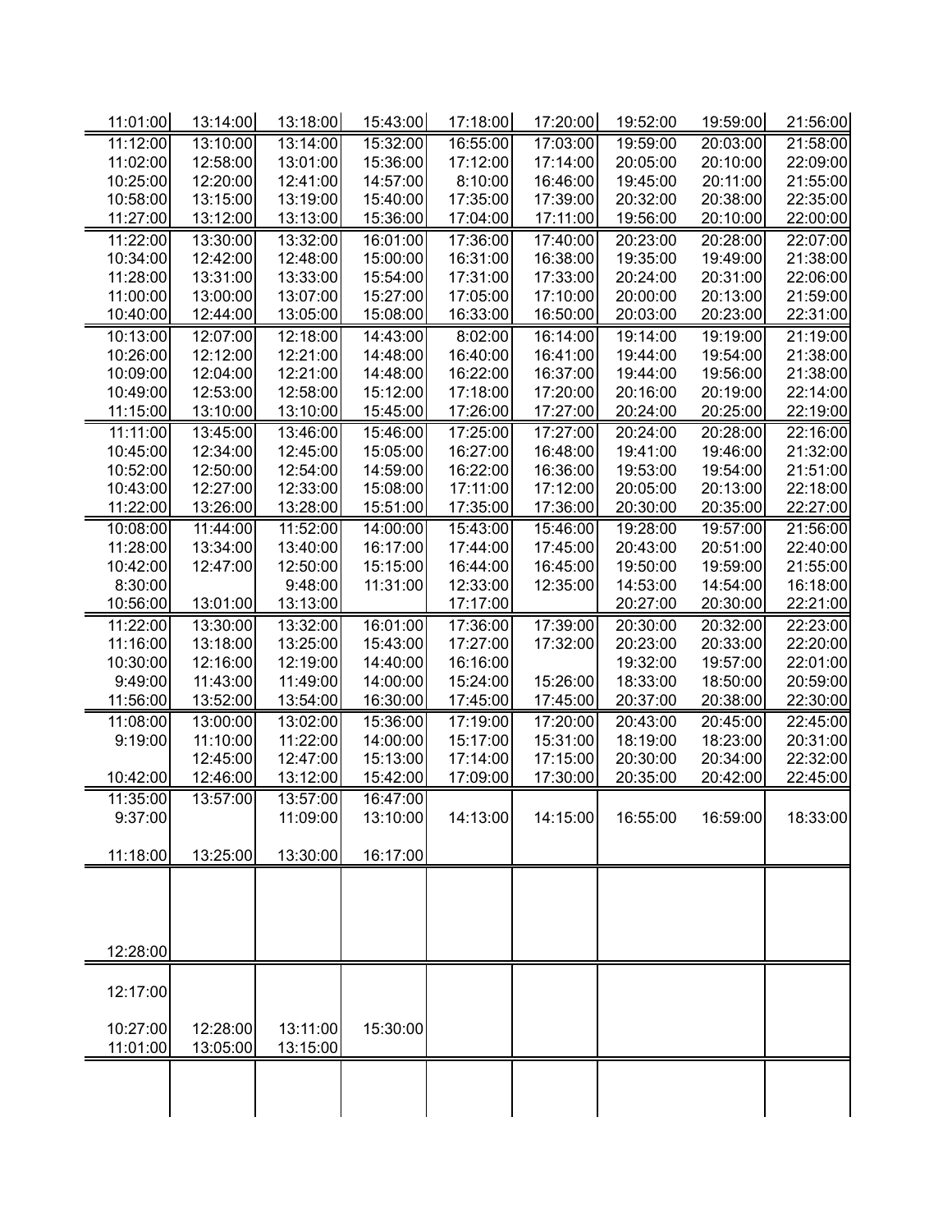| 11:01:00 | 13:14:00 | 13:18:00 | 15:43:00 | 17:18:00 | 17:20:00 | 19:52:00 | 19:59:00 | 21:56:00 |
|---|---|---|---|---|---|---|---|---|
| 11:12:00 | 13:10:00 | 13:14:00 | 15:32:00 | 16:55:00 | 17:03:00 | 19:59:00 | 20:03:00 | 21:58:00 |
| 11:02:00 | 12:58:00 | 13:01:00 | 15:36:00 | 17:12:00 | 17:14:00 | 20:05:00 | 20:10:00 | 22:09:00 |
| 10:25:00 | 12:20:00 | 12:41:00 | 14:57:00 | 8:10:00 | 16:46:00 | 19:45:00 | 20:11:00 | 21:55:00 |
| 10:58:00 | 13:15:00 | 13:19:00 | 15:40:00 | 17:35:00 | 17:39:00 | 20:32:00 | 20:38:00 | 22:35:00 |
| 11:27:00 | 13:12:00 | 13:13:00 | 15:36:00 | 17:04:00 | 17:11:00 | 19:56:00 | 20:10:00 | 22:00:00 |
| 11:22:00 | 13:30:00 | 13:32:00 | 16:01:00 | 17:36:00 | 17:40:00 | 20:23:00 | 20:28:00 | 22:07:00 |
| 10:34:00 | 12:42:00 | 12:48:00 | 15:00:00 | 16:31:00 | 16:38:00 | 19:35:00 | 19:49:00 | 21:38:00 |
| 11:28:00 | 13:31:00 | 13:33:00 | 15:54:00 | 17:31:00 | 17:33:00 | 20:24:00 | 20:31:00 | 22:06:00 |
| 11:00:00 | 13:00:00 | 13:07:00 | 15:27:00 | 17:05:00 | 17:10:00 | 20:00:00 | 20:13:00 | 21:59:00 |
| 10:40:00 | 12:44:00 | 13:05:00 | 15:08:00 | 16:33:00 | 16:50:00 | 20:03:00 | 20:23:00 | 22:31:00 |
| 10:13:00 | 12:07:00 | 12:18:00 | 14:43:00 | 8:02:00 | 16:14:00 | 19:14:00 | 19:19:00 | 21:19:00 |
| 10:26:00 | 12:12:00 | 12:21:00 | 14:48:00 | 16:40:00 | 16:41:00 | 19:44:00 | 19:54:00 | 21:38:00 |
| 10:09:00 | 12:04:00 | 12:21:00 | 14:48:00 | 16:22:00 | 16:37:00 | 19:44:00 | 19:56:00 | 21:38:00 |
| 10:49:00 | 12:53:00 | 12:58:00 | 15:12:00 | 17:18:00 | 17:20:00 | 20:16:00 | 20:19:00 | 22:14:00 |
| 11:15:00 | 13:10:00 | 13:10:00 | 15:45:00 | 17:26:00 | 17:27:00 | 20:24:00 | 20:25:00 | 22:19:00 |
| 11:11:00 | 13:45:00 | 13:46:00 | 15:46:00 | 17:25:00 | 17:27:00 | 20:24:00 | 20:28:00 | 22:16:00 |
| 10:45:00 | 12:34:00 | 12:45:00 | 15:05:00 | 16:27:00 | 16:48:00 | 19:41:00 | 19:46:00 | 21:32:00 |
| 10:52:00 | 12:50:00 | 12:54:00 | 14:59:00 | 16:22:00 | 16:36:00 | 19:53:00 | 19:54:00 | 21:51:00 |
| 10:43:00 | 12:27:00 | 12:33:00 | 15:08:00 | 17:11:00 | 17:12:00 | 20:05:00 | 20:13:00 | 22:18:00 |
| 11:22:00 | 13:26:00 | 13:28:00 | 15:51:00 | 17:35:00 | 17:36:00 | 20:30:00 | 20:35:00 | 22:27:00 |
| 10:08:00 | 11:44:00 | 11:52:00 | 14:00:00 | 15:43:00 | 15:46:00 | 19:28:00 | 19:57:00 | 21:56:00 |
| 11:28:00 | 13:34:00 | 13:40:00 | 16:17:00 | 17:44:00 | 17:45:00 | 20:43:00 | 20:51:00 | 22:40:00 |
| 10:42:00 | 12:47:00 | 12:50:00 | 15:15:00 | 16:44:00 | 16:45:00 | 19:50:00 | 19:59:00 | 21:55:00 |
| 8:30:00 | | 9:48:00 | 11:31:00 | 12:33:00 | 12:35:00 | 14:53:00 | 14:54:00 | 16:18:00 |
| 10:56:00 | 13:01:00 | 13:13:00 | | 17:17:00 | | 20:27:00 | 20:30:00 | 22:21:00 |
| 11:22:00 | 13:30:00 | 13:32:00 | 16:01:00 | 17:36:00 | 17:39:00 | 20:30:00 | 20:32:00 | 22:23:00 |
| 11:16:00 | 13:18:00 | 13:25:00 | 15:43:00 | 17:27:00 | 17:32:00 | 20:23:00 | 20:33:00 | 22:20:00 |
| 10:30:00 | 12:16:00 | 12:19:00 | 14:40:00 | 16:16:00 | | 19:32:00 | 19:57:00 | 22:01:00 |
| 9:49:00 | 11:43:00 | 11:49:00 | 14:00:00 | 15:24:00 | 15:26:00 | 18:33:00 | 18:50:00 | 20:59:00 |
| 11:56:00 | 13:52:00 | 13:54:00 | 16:30:00 | 17:45:00 | 17:45:00 | 20:37:00 | 20:38:00 | 22:30:00 |
| 11:08:00 | 13:00:00 | 13:02:00 | 15:36:00 | 17:19:00 | 17:20:00 | 20:43:00 | 20:45:00 | 22:45:00 |
| 9:19:00 | 11:10:00 | 11:22:00 | 14:00:00 | 15:17:00 | 15:31:00 | 18:19:00 | 18:23:00 | 20:31:00 |
| | 12:45:00 | 12:47:00 | 15:13:00 | 17:14:00 | 17:15:00 | 20:30:00 | 20:34:00 | 22:32:00 |
| 10:42:00 | 12:46:00 | 13:12:00 | 15:42:00 | 17:09:00 | 17:30:00 | 20:35:00 | 20:42:00 | 22:45:00 |
| 11:35:00 | 13:57:00 | 13:57:00 | 16:47:00 | | | | | |
| 9:37:00 | | 11:09:00 | 13:10:00 | 14:13:00 | 14:15:00 | 16:55:00 | 16:59:00 | 18:33:00 |
| | | | | | | | | |
| 11:18:00 | 13:25:00 | 13:30:00 | 16:17:00 | | | | | |
| 12:28:00 | | | | | | | | |
| 12:17:00 | | | | | | | | |
| | | | | | | | | |
| 10:27:00 | 12:28:00 | 13:11:00 | 15:30:00 | | | | | |
| 11:01:00 | 13:05:00 | 13:15:00 | | | | | | |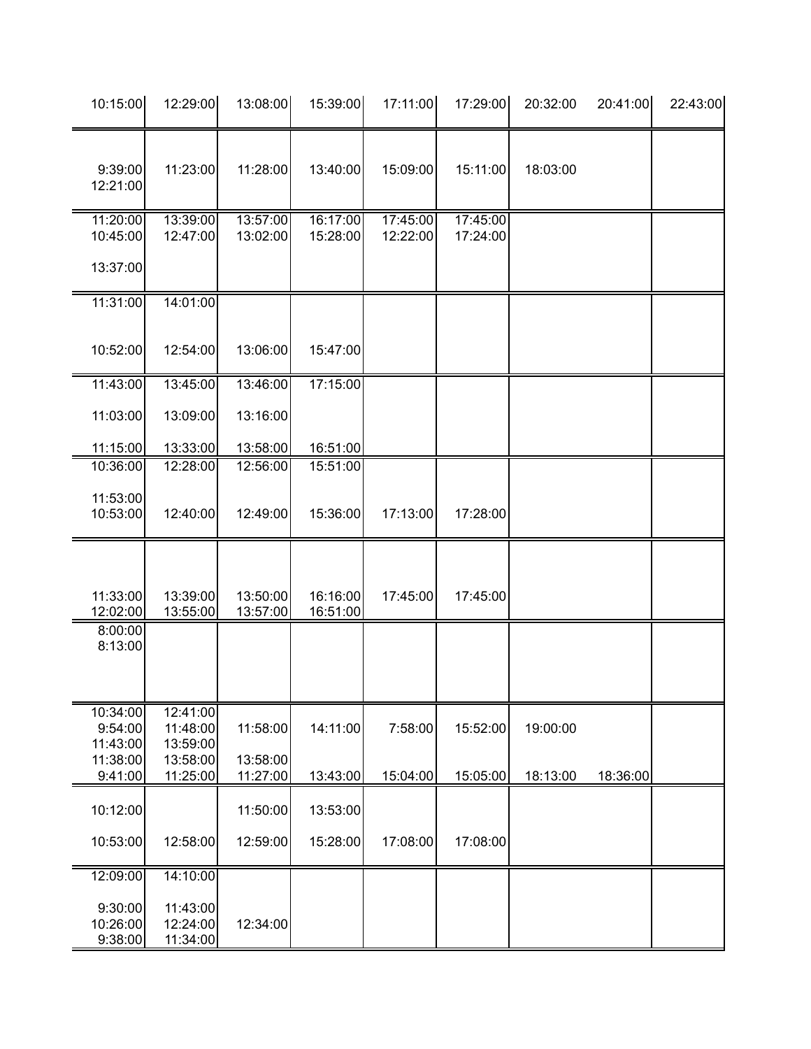| | | | | | | | | |
|---|---|---|---|---|---|---|---|---|
| 10:15:00 | 12:29:00 | 13:08:00 | 15:39:00 | 17:11:00 | 17:29:00 | 20:32:00 | 20:41:00 | 22:43:00 |
| 9:39:00 | 11:23:00 | 11:28:00 | 13:40:00 | 15:09:00 | 15:11:00 | 18:03:00 | | |
| 12:21:00 | | | | | | | | |
| 11:20:00 | 13:39:00 | 13:57:00 | 16:17:00 | 17:45:00 | 17:45:00 | | | |
| 10:45:00 | 12:47:00 | 13:02:00 | 15:28:00 | 12:22:00 | 17:24:00 | | | |
| 13:37:00 | | | | | | | | |
| 11:31:00 | 14:01:00 | | | | | | | |
| 10:52:00 | 12:54:00 | 13:06:00 | 15:47:00 | | | | | |
| 11:43:00 | 13:45:00 | 13:46:00 | 17:15:00 | | | | | |
| 11:03:00 | 13:09:00 | 13:16:00 | | | | | | |
| 11:15:00 | 13:33:00 | 13:58:00 | 16:51:00 | | | | | |
| 10:36:00 | 12:28:00 | 12:56:00 | 15:51:00 | | | | | |
| 11:53:00 | | | | | | | | |
| 10:53:00 | 12:40:00 | 12:49:00 | 15:36:00 | 17:13:00 | 17:28:00 | | | |
| 11:33:00 | 13:39:00 | 13:50:00 | 16:16:00 | 17:45:00 | 17:45:00 | | | |
| 12:02:00 | 13:55:00 | 13:57:00 | 16:51:00 | | | | | |
| 8:00:00 | | | | | | | | |
| 8:13:00 | | | | | | | | |
| 10:34:00 | 12:41:00 | | | | | | | |
| 9:54:00 | 11:48:00 | 11:58:00 | 14:11:00 | 7:58:00 | 15:52:00 | 19:00:00 | | |
| 11:43:00 | 13:59:00 | | | | | | | |
| 11:38:00 | 13:58:00 | 13:58:00 | | | | | | |
| 9:41:00 | 11:25:00 | 11:27:00 | 13:43:00 | 15:04:00 | 15:05:00 | 18:13:00 | 18:36:00 | |
| 10:12:00 | | 11:50:00 | 13:53:00 | | | | | |
| 10:53:00 | 12:58:00 | 12:59:00 | 15:28:00 | 17:08:00 | 17:08:00 | | | |
| 12:09:00 | 14:10:00 | | | | | | | |
| 9:30:00 | 11:43:00 | | | | | | | |
| 10:26:00 | 12:24:00 | 12:34:00 | | | | | | |
| 9:38:00 | 11:34:00 | | | | | | | |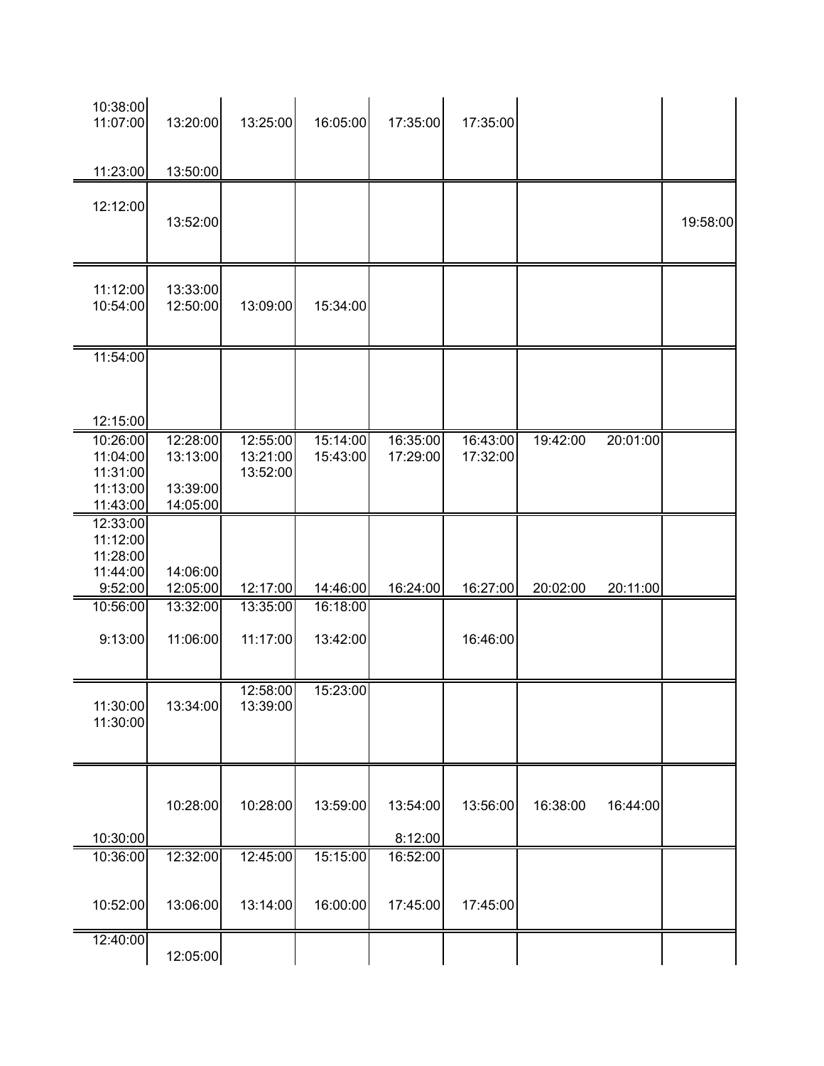| | | | | | | | | |
|---|---|---|---|---|---|---|---|---|
| 10:38:00 | | | | | | | | |
| 11:07:00 | 13:20:00 | 13:25:00 | 16:05:00 | 17:35:00 | 17:35:00 | | | |
| 11:23:00 | 13:50:00 | | | | | | | |
| 12:12:00 | | | | | | | | |
| | 13:52:00 | | | | | | | 19:58:00 |
| 11:12:00 | 13:33:00 | | | | | | | |
| 10:54:00 | 12:50:00 | 13:09:00 | 15:34:00 | | | | | |
| 11:54:00 | | | | | | | | |
| 12:15:00 | | | | | | | | |
| 10:26:00 | 12:28:00 | 12:55:00 | 15:14:00 | 16:35:00 | 16:43:00 | 19:42:00 | 20:01:00 | |
| 11:04:00 | 13:13:00 | 13:21:00 | 15:43:00 | 17:29:00 | 17:32:00 | | | |
| 11:31:00 | | 13:52:00 | | | | | | |
| 11:13:00 | 13:39:00 | | | | | | | |
| 11:43:00 | 14:05:00 | | | | | | | |
| 12:33:00 | | | | | | | | |
| 11:12:00 | | | | | | | | |
| 11:28:00 | | | | | | | | |
| 11:44:00 | 14:06:00 | | | | | | | |
| 9:52:00 | 12:05:00 | 12:17:00 | 14:46:00 | 16:24:00 | 16:27:00 | 20:02:00 | 20:11:00 | |
| 10:56:00 | 13:32:00 | 13:35:00 | 16:18:00 | | | | | |
| 9:13:00 | 11:06:00 | 11:17:00 | 13:42:00 | | 16:46:00 | | | |
| | | 12:58:00 | 15:23:00 | | | | | |
| 11:30:00 | 13:34:00 | 13:39:00 | | | | | | |
| 11:30:00 | | | | | | | | |
| | 10:28:00 | 10:28:00 | 13:59:00 | 13:54:00 | 13:56:00 | 16:38:00 | 16:44:00 | |
| 10:30:00 | | | | 8:12:00 | | | | |
| 10:36:00 | 12:32:00 | 12:45:00 | 15:15:00 | 16:52:00 | | | | |
| 10:52:00 | 13:06:00 | 13:14:00 | 16:00:00 | 17:45:00 | 17:45:00 | | | |
| 12:40:00 | | | | | | | | |
| | 12:05:00 | | | | | | | |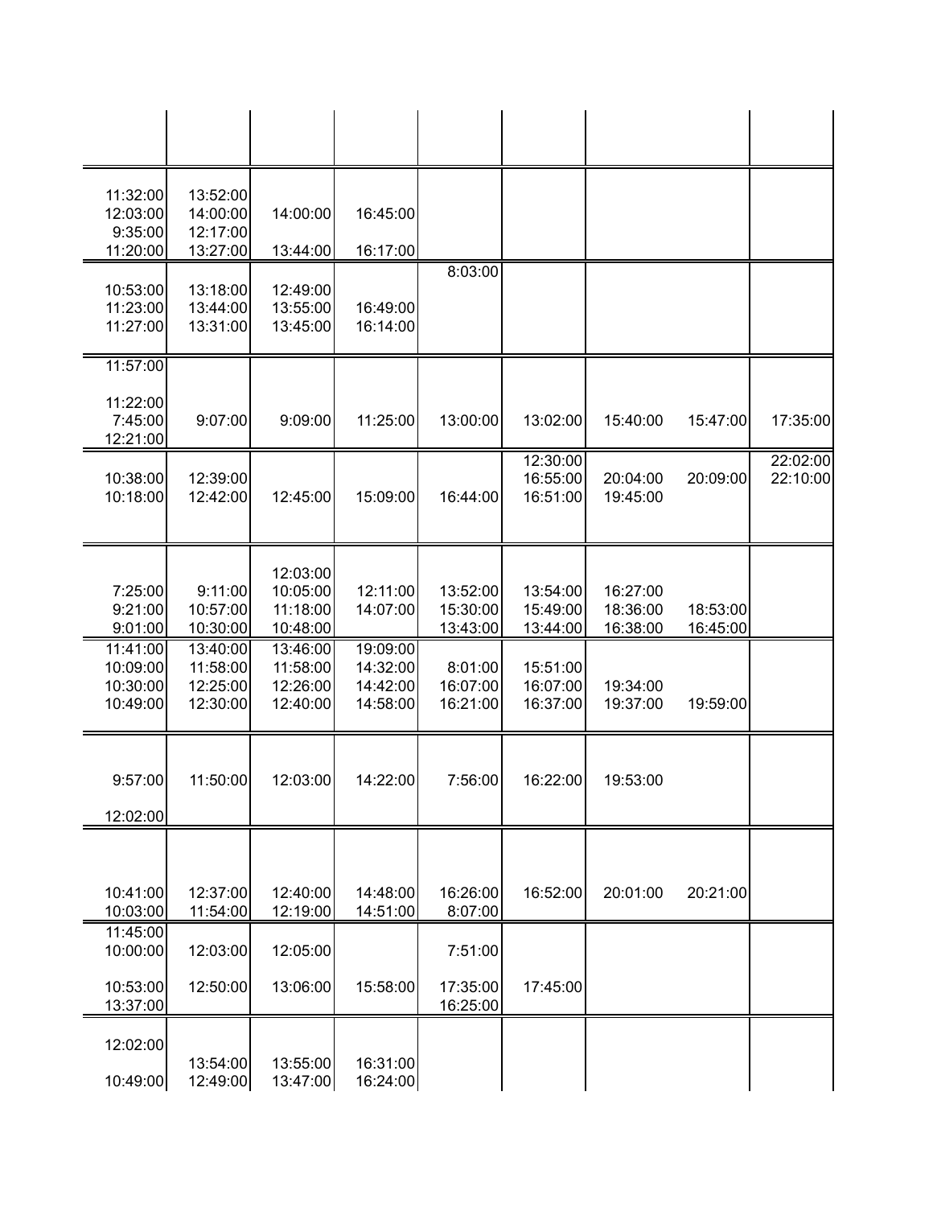| | | | | | | | | |
|---|---|---|---|---|---|---|---|---|
| 11:32:00 | 13:52:00 | | | | | | | |
| 12:03:00 | 14:00:00 | 14:00:00 | 16:45:00 | | | | | |
| 9:35:00 | 12:17:00 | | | | | | | |
| 11:20:00 | 13:27:00 | 13:44:00 | 16:17:00 | | | | | |
| | | | | 8:03:00 | | | | |
| 10:53:00 | 13:18:00 | 12:49:00 | | | | | | |
| 11:23:00 | 13:44:00 | 13:55:00 | 16:49:00 | | | | | |
| 11:27:00 | 13:31:00 | 13:45:00 | 16:14:00 | | | | | |
| 11:57:00 | | | | | | | | |
| 11:22:00 | | | | | | | | |
| 7:45:00 | 9:07:00 | 9:09:00 | 11:25:00 | 13:00:00 | 13:02:00 | 15:40:00 | 15:47:00 | 17:35:00 |
| 12:21:00 | | | | | | | | |
| | | | | | 12:30:00 | | | 22:02:00 |
| 10:38:00 | 12:39:00 | | | | 16:55:00 | 20:04:00 | 20:09:00 | 22:10:00 |
| 10:18:00 | 12:42:00 | 12:45:00 | 15:09:00 | 16:44:00 | 16:51:00 | 19:45:00 | | |
| | | 12:03:00 | | | | | | |
| 7:25:00 | 9:11:00 | 10:05:00 | 12:11:00 | 13:52:00 | 13:54:00 | 16:27:00 | | |
| 9:21:00 | 10:57:00 | 11:18:00 | 14:07:00 | 15:30:00 | 15:49:00 | 18:36:00 | 18:53:00 | |
| 9:01:00 | 10:30:00 | 10:48:00 | | 13:43:00 | 13:44:00 | 16:38:00 | 16:45:00 | |
| 11:41:00 | 13:40:00 | 13:46:00 | 19:09:00 | | | | | |
| 10:09:00 | 11:58:00 | 11:58:00 | 14:32:00 | 8:01:00 | 15:51:00 | | | |
| 10:30:00 | 12:25:00 | 12:26:00 | 14:42:00 | 16:07:00 | 16:07:00 | 19:34:00 | | |
| 10:49:00 | 12:30:00 | 12:40:00 | 14:58:00 | 16:21:00 | 16:37:00 | 19:37:00 | 19:59:00 | |
| 9:57:00 | 11:50:00 | 12:03:00 | 14:22:00 | 7:56:00 | 16:22:00 | 19:53:00 | | |
| 12:02:00 | | | | | | | | |
| 10:41:00 | 12:37:00 | 12:40:00 | 14:48:00 | 16:26:00 | 16:52:00 | 20:01:00 | 20:21:00 | |
| 10:03:00 | 11:54:00 | 12:19:00 | 14:51:00 | 8:07:00 | | | | |
| 11:45:00 | | | | | | | | |
| 10:00:00 | 12:03:00 | 12:05:00 | | 7:51:00 | | | | |
| 10:53:00 | 12:50:00 | 13:06:00 | 15:58:00 | 17:35:00 | 17:45:00 | | | |
| 13:37:00 | | | | 16:25:00 | | | | |
| 12:02:00 | | | | | | | | |
| | 13:54:00 | 13:55:00 | 16:31:00 | | | | | |
| 10:49:00 | 12:49:00 | 13:47:00 | 16:24:00 | | | | | |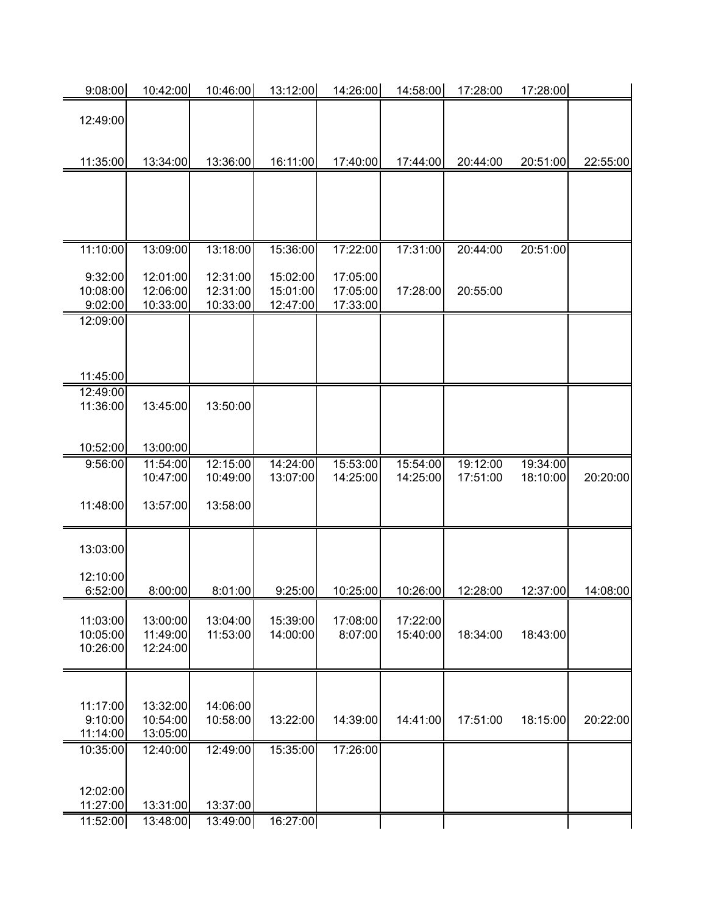| | | | | | | | | |
|---|---|---|---|---|---|---|---|---|
| 9:08:00 | 10:42:00 | 10:46:00 | 13:12:00 | 14:26:00 | 14:58:00 | 17:28:00 | 17:28:00 | |
| 12:49:00 | | | | | | | | |
| 11:35:00 | 13:34:00 | 13:36:00 | 16:11:00 | 17:40:00 | 17:44:00 | 20:44:00 | 20:51:00 | 22:55:00 |
| 11:10:00 | 13:09:00 | 13:18:00 | 15:36:00 | 17:22:00 | 17:31:00 | 20:44:00 | 20:51:00 | |
| 9:32:00 | 12:01:00 | 12:31:00 | 15:02:00 | 17:05:00 | | | | |
| 10:08:00 | 12:06:00 | 12:31:00 | 15:01:00 | 17:05:00 | 17:28:00 | 20:55:00 | | |
| 9:02:00 | 10:33:00 | 10:33:00 | 12:47:00 | 17:33:00 | | | | |
| 12:09:00 | | | | | | | | |
| 11:45:00 | | | | | | | | |
| 12:49:00 | | | | | | | | |
| 11:36:00 | 13:45:00 | 13:50:00 | | | | | | |
| 10:52:00 | 13:00:00 | | | | | | | |
| 9:56:00 | 11:54:00 | 12:15:00 | 14:24:00 | 15:53:00 | 15:54:00 | 19:12:00 | 19:34:00 | |
| | 10:47:00 | 10:49:00 | 13:07:00 | 14:25:00 | 14:25:00 | 17:51:00 | 18:10:00 | 20:20:00 |
| 11:48:00 | 13:57:00 | 13:58:00 | | | | | | |
| 13:03:00 | | | | | | | | |
| 12:10:00 | | | | | | | | |
| 6:52:00 | 8:00:00 | 8:01:00 | 9:25:00 | 10:25:00 | 10:26:00 | 12:28:00 | 12:37:00 | 14:08:00 |
| 11:03:00 | 13:00:00 | 13:04:00 | 15:39:00 | 17:08:00 | 17:22:00 | | | |
| 10:05:00 | 11:49:00 | 11:53:00 | 14:00:00 | 8:07:00 | 15:40:00 | 18:34:00 | 18:43:00 | |
| 10:26:00 | 12:24:00 | | | | | | | |
| 11:17:00 | 13:32:00 | 14:06:00 | | | | | | |
| 9:10:00 | 10:54:00 | 10:58:00 | 13:22:00 | 14:39:00 | 14:41:00 | 17:51:00 | 18:15:00 | 20:22:00 |
| 11:14:00 | 13:05:00 | | | | | | | |
| 10:35:00 | 12:40:00 | 12:49:00 | 15:35:00 | 17:26:00 | | | | |
| 12:02:00 | | | | | | | | |
| 11:27:00 | 13:31:00 | 13:37:00 | | | | | | |
| 11:52:00 | 13:48:00 | 13:49:00 | 16:27:00 | | | | | |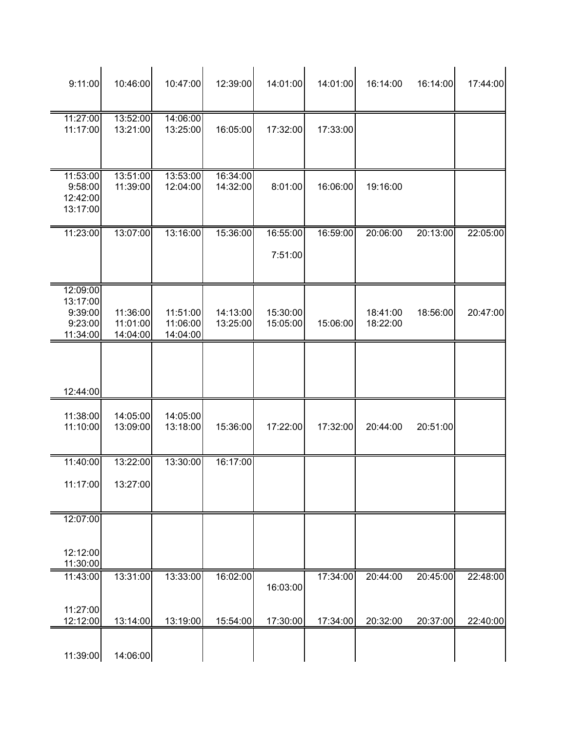| | | | | | | | | |
|---|---|---|---|---|---|---|---|---|
| 9:11:00 | 10:46:00 | 10:47:00 | 12:39:00 | 14:01:00 | 14:01:00 | 16:14:00 | 16:14:00 | 17:44:00 |
| 11:27:00<br>11:17:00 | 13:52:00<br>13:21:00 | 14:06:00<br>13:25:00 | 16:05:00 | 17:32:00 | 17:33:00 | | | |
| 11:53:00<br>9:58:00<br>12:42:00<br>13:17:00 | 13:51:00<br>11:39:00 | 13:53:00<br>12:04:00 | 16:34:00<br>14:32:00 | 8:01:00 | 16:06:00 | 19:16:00 | | |
| 11:23:00 | 13:07:00 | 13:16:00 | 15:36:00 | 16:55:00<br>7:51:00 | 16:59:00 | 20:06:00 | 20:13:00 | 22:05:00 |
| 12:09:00<br>13:17:00<br>9:39:00<br>9:23:00<br>11:34:00 | 11:36:00<br>11:01:00<br>14:04:00 | 11:51:00<br>11:06:00<br>14:04:00 | 14:13:00<br>13:25:00 | 15:30:00<br>15:05:00 | 15:06:00 | 18:41:00<br>18:22:00 | 18:56:00 | 20:47:00 |
| 12:44:00 | | | | | | | | |
| 11:38:00<br>11:10:00 | 14:05:00<br>13:09:00 | 14:05:00<br>13:18:00 | 15:36:00 | 17:22:00 | 17:32:00 | 20:44:00 | 20:51:00 | |
| 11:40:00<br>11:17:00 | 13:22:00<br>13:27:00 | 13:30:00 | 16:17:00 | | | | | |
| 12:07:00<br>12:12:00<br>11:30:00 | | | | | | | | |
| 11:43:00<br>11:27:00<br>12:12:00 | 13:31:00<br>13:14:00 | 13:33:00<br>13:19:00 | 16:02:00<br>15:54:00 | 16:03:00<br>17:30:00 | 17:34:00<br>17:34:00 | 20:44:00<br>20:32:00 | 20:45:00<br>20:37:00 | 22:48:00<br>22:40:00 |
| 11:39:00 | 14:06:00 | | | | | | | |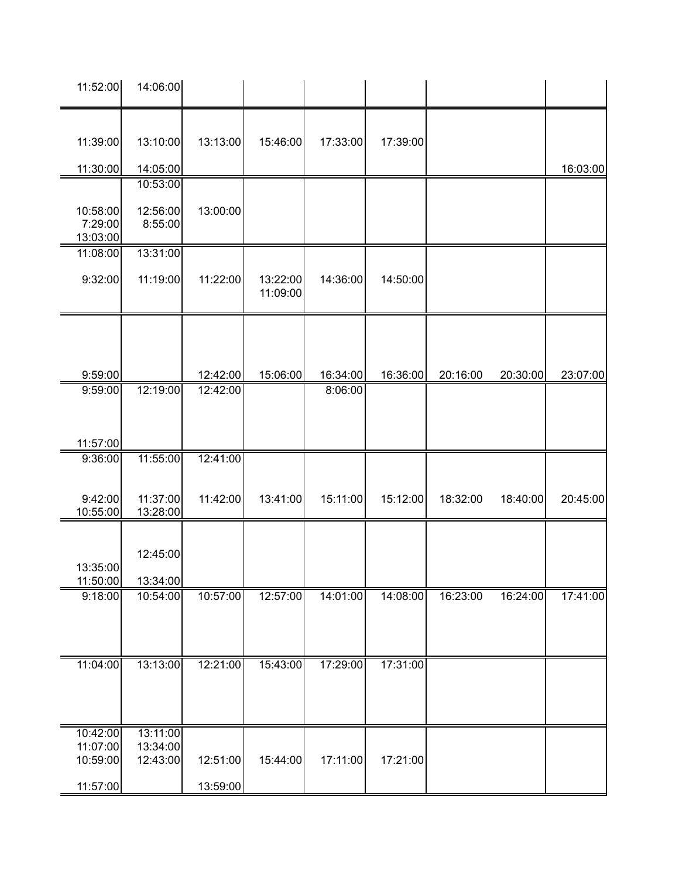| | | | | | | | | |
|---|---|---|---|---|---|---|---|---|
| 11:52:00 | 14:06:00 | | | | | | | |
| 11:39:00 | 13:10:00 | 13:13:00 | 15:46:00 | 17:33:00 | 17:39:00 | | | |
| 11:30:00 | 14:05:00 | | | | | | | 16:03:00 |
| | 10:53:00 | | | | | | | |
| 10:58:00 | 12:56:00 | 13:00:00 | | | | | | |
| 7:29:00 | 8:55:00 | | | | | | | |
| 13:03:00 | | | | | | | | |
| 11:08:00 | 13:31:00 | | | | | | | |
| 9:32:00 | 11:19:00 | 11:22:00 | 13:22:00 | 14:36:00 | 14:50:00 | | | |
| | | | 11:09:00 | | | | | |
| 9:59:00 | | 12:42:00 | 15:06:00 | 16:34:00 | 16:36:00 | 20:16:00 | 20:30:00 | 23:07:00 |
| 9:59:00 | 12:19:00 | 12:42:00 | | 8:06:00 | | | | |
| 11:57:00 | | | | | | | | |
| 9:36:00 | 11:55:00 | 12:41:00 | | | | | | |
| 9:42:00 | 11:37:00 | 11:42:00 | 13:41:00 | 15:11:00 | 15:12:00 | 18:32:00 | 18:40:00 | 20:45:00 |
| 10:55:00 | 13:28:00 | | | | | | | |
| | 12:45:00 | | | | | | | |
| 13:35:00 | | | | | | | | |
| 11:50:00 | 13:34:00 | | | | | | | |
| 9:18:00 | 10:54:00 | 10:57:00 | 12:57:00 | 14:01:00 | 14:08:00 | 16:23:00 | 16:24:00 | 17:41:00 |
| 11:04:00 | 13:13:00 | 12:21:00 | 15:43:00 | 17:29:00 | 17:31:00 | | | |
| 10:42:00 | 13:11:00 | | | | | | | |
| 11:07:00 | 13:34:00 | | | | | | | |
| 10:59:00 | 12:43:00 | 12:51:00 | 15:44:00 | 17:11:00 | 17:21:00 | | | |
| 11:57:00 | | 13:59:00 | | | | | | |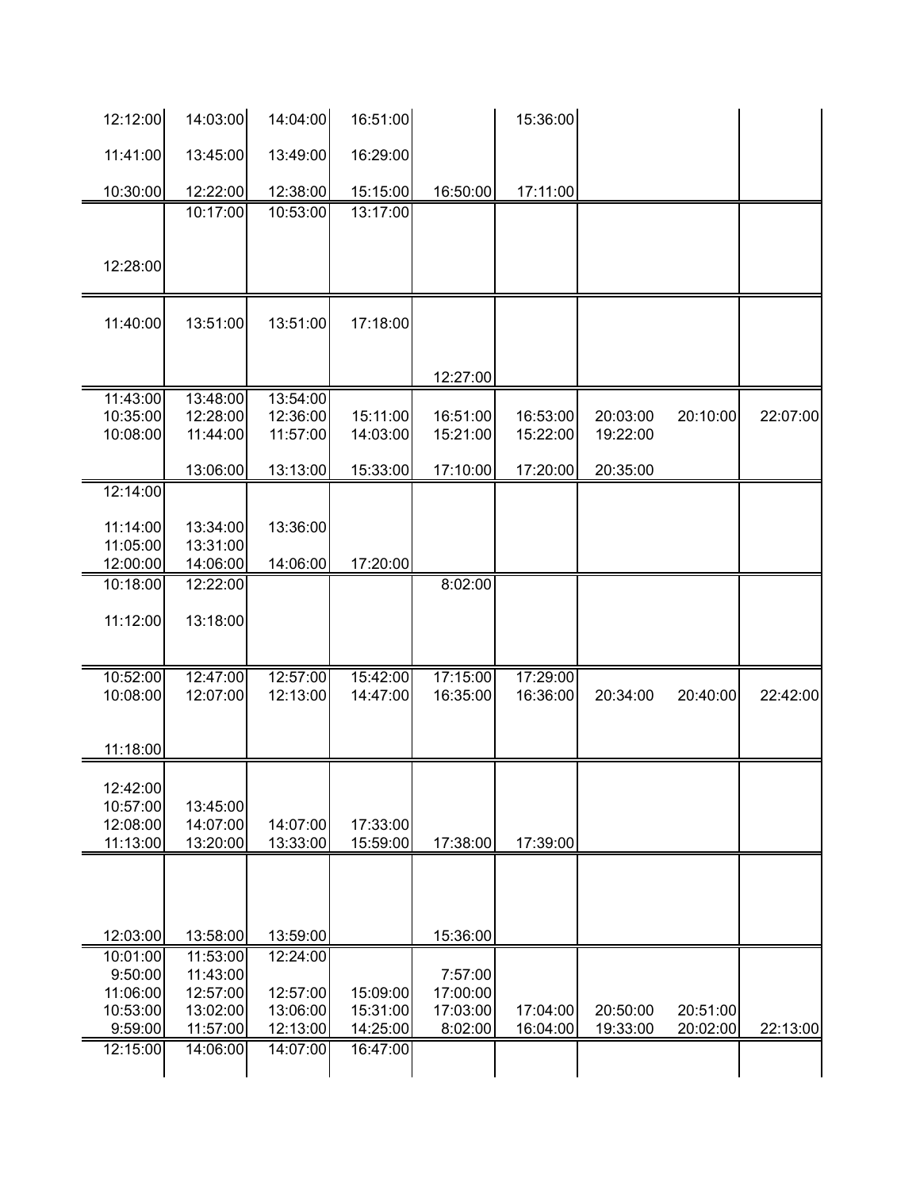| | | | | | | | | |
|---|---|---|---|---|---|---|---|---|
| 12:12:00 | 14:03:00 | 14:04:00 | 16:51:00 | | 15:36:00 | | | |
| 11:41:00 | 13:45:00 | 13:49:00 | 16:29:00 | | | | | |
| 10:30:00 | 12:22:00 | 12:38:00 | 15:15:00 | 16:50:00 | 17:11:00 | | | |
| | 10:17:00 | 10:53:00 | 13:17:00 | | | | | |
| 12:28:00 | | | | | | | | |
| 11:40:00 | 13:51:00 | 13:51:00 | 17:18:00 | | | | | |
| | | | | 12:27:00 | | | | |
| 11:43:00 | 13:48:00 | 13:54:00 | | | | | | |
| 10:35:00 | 12:28:00 | 12:36:00 | 15:11:00 | 16:51:00 | 16:53:00 | 20:03:00 | 20:10:00 | 22:07:00 |
| 10:08:00 | 11:44:00 | 11:57:00 | 14:03:00 | 15:21:00 | 15:22:00 | 19:22:00 | | |
| | 13:06:00 | 13:13:00 | 15:33:00 | 17:10:00 | 17:20:00 | 20:35:00 | | |
| 12:14:00 | | | | | | | | |
| 11:14:00 | 13:34:00 | 13:36:00 | | | | | | |
| 11:05:00 | 13:31:00 | | | | | | | |
| 12:00:00 | 14:06:00 | 14:06:00 | 17:20:00 | | | | | |
| 10:18:00 | 12:22:00 | | | 8:02:00 | | | | |
| 11:12:00 | 13:18:00 | | | | | | | |
| 10:52:00 | 12:47:00 | 12:57:00 | 15:42:00 | 17:15:00 | 17:29:00 | | | |
| 10:08:00 | 12:07:00 | 12:13:00 | 14:47:00 | 16:35:00 | 16:36:00 | 20:34:00 | 20:40:00 | 22:42:00 |
| 11:18:00 | | | | | | | | |
| 12:42:00 | | | | | | | | |
| 10:57:00 | 13:45:00 | | | | | | | |
| 12:08:00 | 14:07:00 | 14:07:00 | 17:33:00 | | | | | |
| 11:13:00 | 13:20:00 | 13:33:00 | 15:59:00 | 17:38:00 | 17:39:00 | | | |
| 12:03:00 | 13:58:00 | 13:59:00 | | 15:36:00 | | | | |
| 10:01:00 | 11:53:00 | 12:24:00 | | | | | | |
| 9:50:00 | 11:43:00 | | | 7:57:00 | | | | |
| 11:06:00 | 12:57:00 | 12:57:00 | 15:09:00 | 17:00:00 | | | | |
| 10:53:00 | 13:02:00 | 13:06:00 | 15:31:00 | 17:03:00 | 17:04:00 | 20:50:00 | 20:51:00 | |
| 9:59:00 | 11:57:00 | 12:13:00 | 14:25:00 | 8:02:00 | 16:04:00 | 19:33:00 | 20:02:00 | 22:13:00 |
| 12:15:00 | 14:06:00 | 14:07:00 | 16:47:00 | | | | | |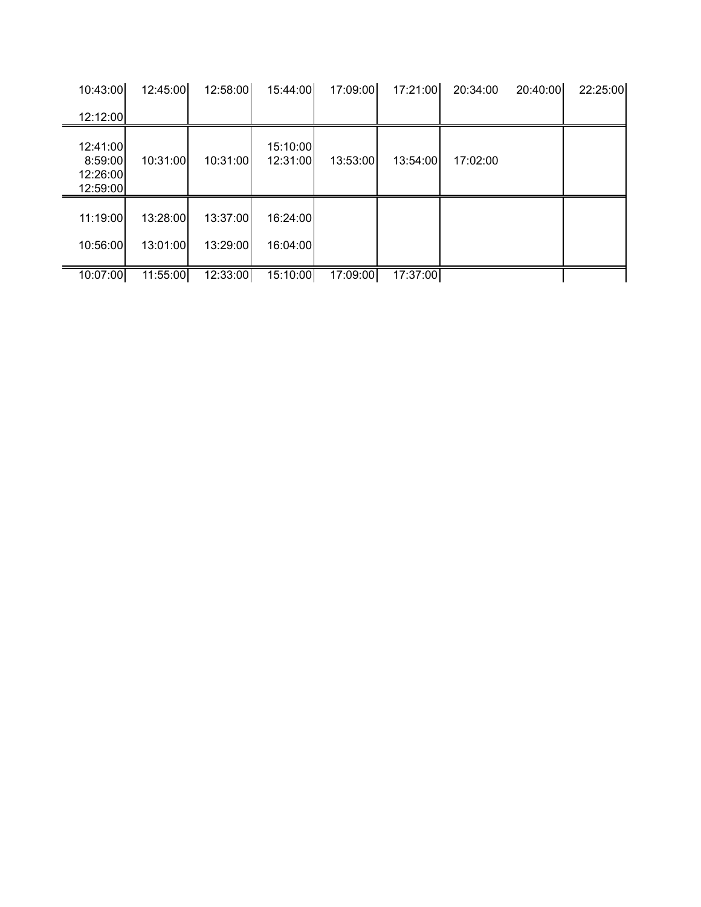| | | | | | | | | |
|---|---|---|---|---|---|---|---|---|
| 10:43:00 | 12:45:00 | 12:58:00 | 15:44:00 | 17:09:00 | 17:21:00 | 20:34:00 | 20:40:00 | 22:25:00 |
| 12:12:00 | | | | | | | | |
| 12:41:00 | | | 15:10:00 | | | | | |
| 8:59:00 | 10:31:00 | 10:31:00 | 12:31:00 | 13:53:00 | 13:54:00 | 17:02:00 | | |
| 12:26:00 | | | | | | | | |
| 12:59:00 | | | | | | | | |
| 11:19:00 | 13:28:00 | 13:37:00 | 16:24:00 | | | | | |
| 10:56:00 | 13:01:00 | 13:29:00 | 16:04:00 | | | | | |
| 10:07:00 | 11:55:00 | 12:33:00 | 15:10:00 | 17:09:00 | 17:37:00 | | | |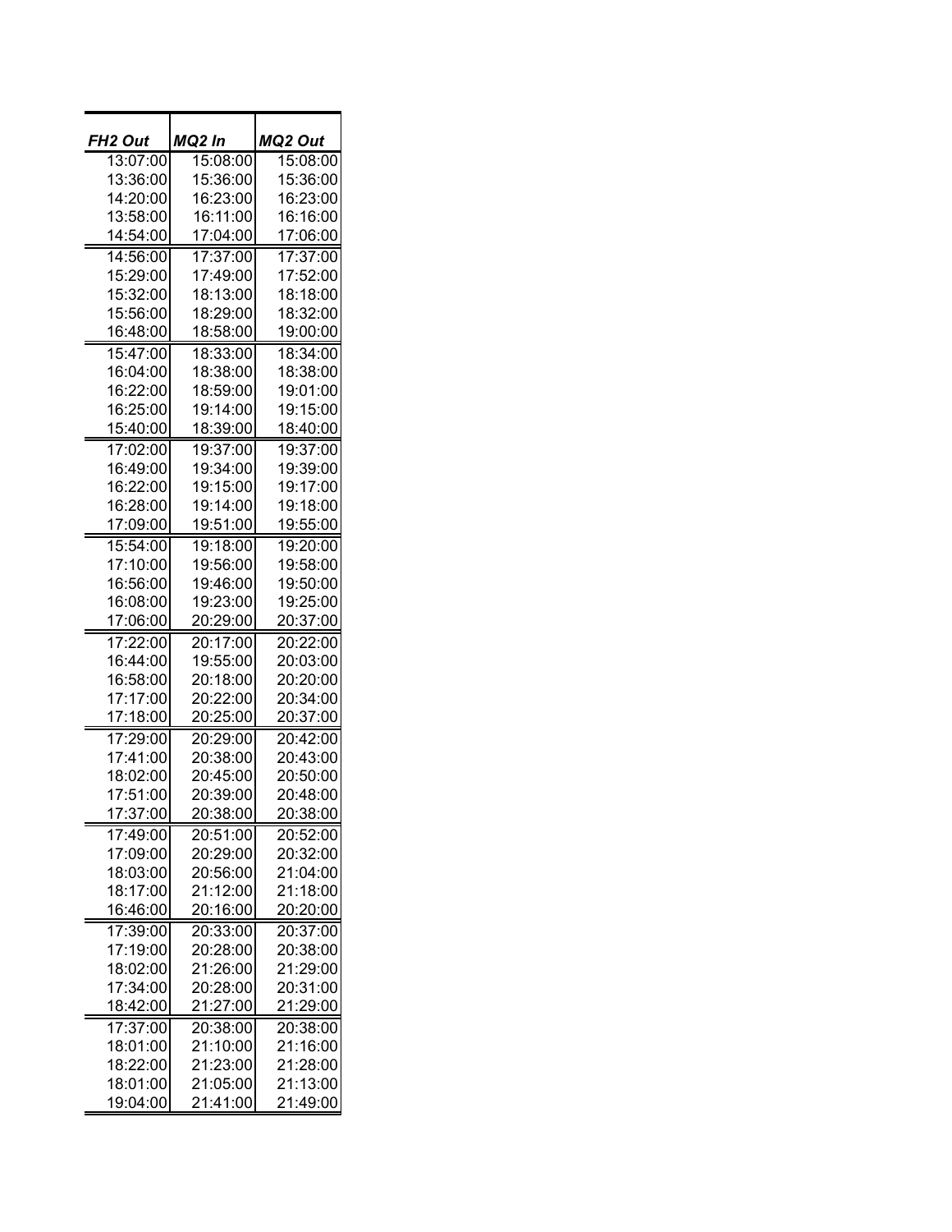| FH2 Out | MQ2 In | MQ2 Out |
|---|---|---|
| 13:07:00 | 15:08:00 | 15:08:00 |
| 13:36:00 | 15:36:00 | 15:36:00 |
| 14:20:00 | 16:23:00 | 16:23:00 |
| 13:58:00 | 16:11:00 | 16:16:00 |
| 14:54:00 | 17:04:00 | 17:06:00 |
| 14:56:00 | 17:37:00 | 17:37:00 |
| 15:29:00 | 17:49:00 | 17:52:00 |
| 15:32:00 | 18:13:00 | 18:18:00 |
| 15:56:00 | 18:29:00 | 18:32:00 |
| 16:48:00 | 18:58:00 | 19:00:00 |
| 15:47:00 | 18:33:00 | 18:34:00 |
| 16:04:00 | 18:38:00 | 18:38:00 |
| 16:22:00 | 18:59:00 | 19:01:00 |
| 16:25:00 | 19:14:00 | 19:15:00 |
| 15:40:00 | 18:39:00 | 18:40:00 |
| 17:02:00 | 19:37:00 | 19:37:00 |
| 16:49:00 | 19:34:00 | 19:39:00 |
| 16:22:00 | 19:15:00 | 19:17:00 |
| 16:28:00 | 19:14:00 | 19:18:00 |
| 17:09:00 | 19:51:00 | 19:55:00 |
| 15:54:00 | 19:18:00 | 19:20:00 |
| 17:10:00 | 19:56:00 | 19:58:00 |
| 16:56:00 | 19:46:00 | 19:50:00 |
| 16:08:00 | 19:23:00 | 19:25:00 |
| 17:06:00 | 20:29:00 | 20:37:00 |
| 17:22:00 | 20:17:00 | 20:22:00 |
| 16:44:00 | 19:55:00 | 20:03:00 |
| 16:58:00 | 20:18:00 | 20:20:00 |
| 17:17:00 | 20:22:00 | 20:34:00 |
| 17:18:00 | 20:25:00 | 20:37:00 |
| 17:29:00 | 20:29:00 | 20:42:00 |
| 17:41:00 | 20:38:00 | 20:43:00 |
| 18:02:00 | 20:45:00 | 20:50:00 |
| 17:51:00 | 20:39:00 | 20:48:00 |
| 17:37:00 | 20:38:00 | 20:38:00 |
| 17:49:00 | 20:51:00 | 20:52:00 |
| 17:09:00 | 20:29:00 | 20:32:00 |
| 18:03:00 | 20:56:00 | 21:04:00 |
| 18:17:00 | 21:12:00 | 21:18:00 |
| 16:46:00 | 20:16:00 | 20:20:00 |
| 17:39:00 | 20:33:00 | 20:37:00 |
| 17:19:00 | 20:28:00 | 20:38:00 |
| 18:02:00 | 21:26:00 | 21:29:00 |
| 17:34:00 | 20:28:00 | 20:31:00 |
| 18:42:00 | 21:27:00 | 21:29:00 |
| 17:37:00 | 20:38:00 | 20:38:00 |
| 18:01:00 | 21:10:00 | 21:16:00 |
| 18:22:00 | 21:23:00 | 21:28:00 |
| 18:01:00 | 21:05:00 | 21:13:00 |
| 19:04:00 | 21:41:00 | 21:49:00 |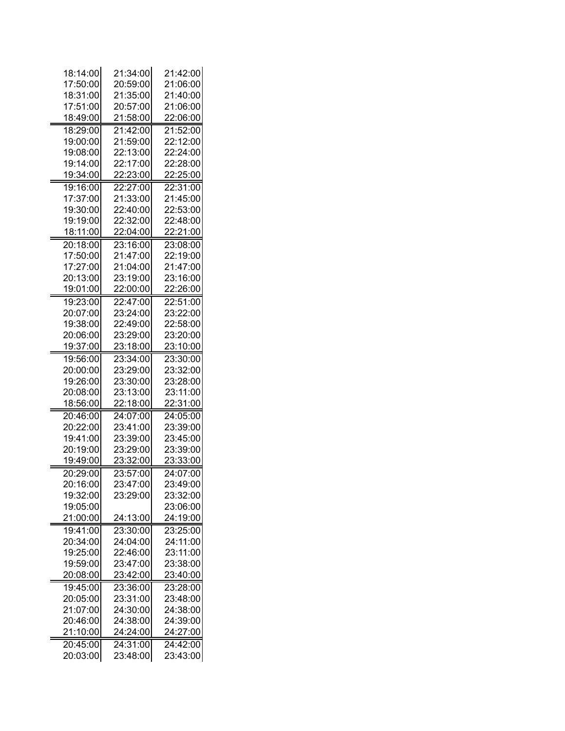| | | |
|---|---|---|
| 18:14:00 | 21:34:00 | 21:42:00 |
| 17:50:00 | 20:59:00 | 21:06:00 |
| 18:31:00 | 21:35:00 | 21:40:00 |
| 17:51:00 | 20:57:00 | 21:06:00 |
| 18:49:00 | 21:58:00 | 22:06:00 |
| 18:29:00 | 21:42:00 | 21:52:00 |
| 19:00:00 | 21:59:00 | 22:12:00 |
| 19:08:00 | 22:13:00 | 22:24:00 |
| 19:14:00 | 22:17:00 | 22:28:00 |
| 19:34:00 | 22:23:00 | 22:25:00 |
| 19:16:00 | 22:27:00 | 22:31:00 |
| 17:37:00 | 21:33:00 | 21:45:00 |
| 19:30:00 | 22:40:00 | 22:53:00 |
| 19:19:00 | 22:32:00 | 22:48:00 |
| 18:11:00 | 22:04:00 | 22:21:00 |
| 20:18:00 | 23:16:00 | 23:08:00 |
| 17:50:00 | 21:47:00 | 22:19:00 |
| 17:27:00 | 21:04:00 | 21:47:00 |
| 20:13:00 | 23:19:00 | 23:16:00 |
| 19:01:00 | 22:00:00 | 22:26:00 |
| 19:23:00 | 22:47:00 | 22:51:00 |
| 20:07:00 | 23:24:00 | 23:22:00 |
| 19:38:00 | 22:49:00 | 22:58:00 |
| 20:06:00 | 23:29:00 | 23:20:00 |
| 19:37:00 | 23:18:00 | 23:10:00 |
| 19:56:00 | 23:34:00 | 23:30:00 |
| 20:00:00 | 23:29:00 | 23:32:00 |
| 19:26:00 | 23:30:00 | 23:28:00 |
| 20:08:00 | 23:13:00 | 23:11:00 |
| 18:56:00 | 22:18:00 | 22:31:00 |
| 20:46:00 | 24:07:00 | 24:05:00 |
| 20:22:00 | 23:41:00 | 23:39:00 |
| 19:41:00 | 23:39:00 | 23:45:00 |
| 20:19:00 | 23:29:00 | 23:39:00 |
| 19:49:00 | 23:32:00 | 23:33:00 |
| 20:29:00 | 23:57:00 | 24:07:00 |
| 20:16:00 | 23:47:00 | 23:49:00 |
| 19:32:00 | 23:29:00 | 23:32:00 |
| 19:05:00 | | 23:06:00 |
| 21:00:00 | 24:13:00 | 24:19:00 |
| 19:41:00 | 23:30:00 | 23:25:00 |
| 20:34:00 | 24:04:00 | 24:11:00 |
| 19:25:00 | 22:46:00 | 23:11:00 |
| 19:59:00 | 23:47:00 | 23:38:00 |
| 20:08:00 | 23:42:00 | 23:40:00 |
| 19:45:00 | 23:36:00 | 23:28:00 |
| 20:05:00 | 23:31:00 | 23:48:00 |
| 21:07:00 | 24:30:00 | 24:38:00 |
| 20:46:00 | 24:38:00 | 24:39:00 |
| 21:10:00 | 24:24:00 | 24:27:00 |
| 20:45:00 | 24:31:00 | 24:42:00 |
| 20:03:00 | 23:48:00 | 23:43:00 |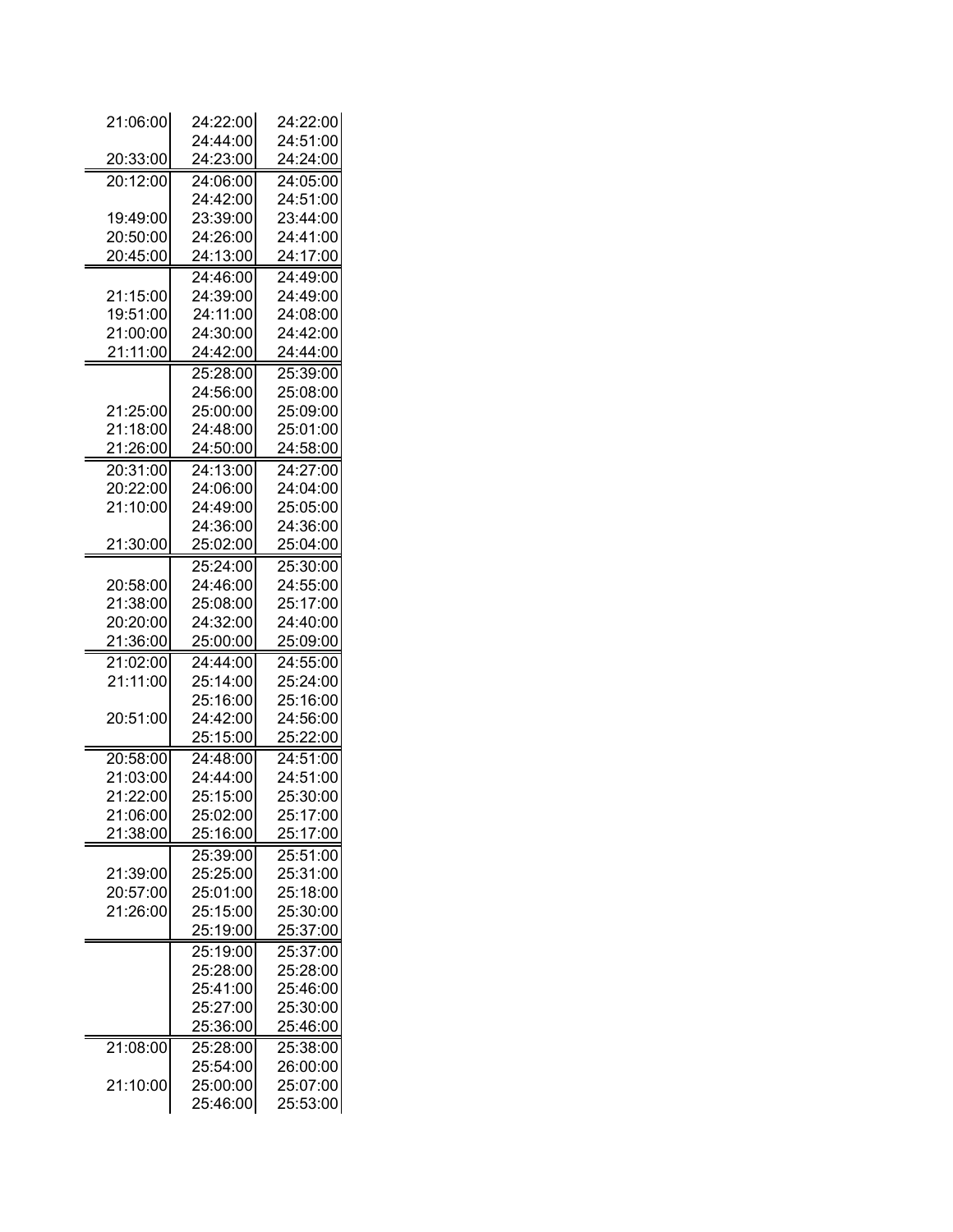| | | |
|---|---|---|
| 21:06:00 | 24:22:00 | 24:22:00 |
| | 24:44:00 | 24:51:00 |
| 20:33:00 | 24:23:00 | 24:24:00 |
| 20:12:00 | 24:06:00 | 24:05:00 |
| | 24:42:00 | 24:51:00 |
| 19:49:00 | 23:39:00 | 23:44:00 |
| 20:50:00 | 24:26:00 | 24:41:00 |
| 20:45:00 | 24:13:00 | 24:17:00 |
| | 24:46:00 | 24:49:00 |
| 21:15:00 | 24:39:00 | 24:49:00 |
| 19:51:00 | 24:11:00 | 24:08:00 |
| 21:00:00 | 24:30:00 | 24:42:00 |
| 21:11:00 | 24:42:00 | 24:44:00 |
| | 25:28:00 | 25:39:00 |
| | 24:56:00 | 25:08:00 |
| 21:25:00 | 25:00:00 | 25:09:00 |
| 21:18:00 | 24:48:00 | 25:01:00 |
| 21:26:00 | 24:50:00 | 24:58:00 |
| 20:31:00 | 24:13:00 | 24:27:00 |
| 20:22:00 | 24:06:00 | 24:04:00 |
| 21:10:00 | 24:49:00 | 25:05:00 |
| | 24:36:00 | 24:36:00 |
| 21:30:00 | 25:02:00 | 25:04:00 |
| | 25:24:00 | 25:30:00 |
| 20:58:00 | 24:46:00 | 24:55:00 |
| 21:38:00 | 25:08:00 | 25:17:00 |
| 20:20:00 | 24:32:00 | 24:40:00 |
| 21:36:00 | 25:00:00 | 25:09:00 |
| 21:02:00 | 24:44:00 | 24:55:00 |
| 21:11:00 | 25:14:00 | 25:24:00 |
| | 25:16:00 | 25:16:00 |
| 20:51:00 | 24:42:00 | 24:56:00 |
| | 25:15:00 | 25:22:00 |
| 20:58:00 | 24:48:00 | 24:51:00 |
| 21:03:00 | 24:44:00 | 24:51:00 |
| 21:22:00 | 25:15:00 | 25:30:00 |
| 21:06:00 | 25:02:00 | 25:17:00 |
| 21:38:00 | 25:16:00 | 25:17:00 |
| | 25:39:00 | 25:51:00 |
| 21:39:00 | 25:25:00 | 25:31:00 |
| 20:57:00 | 25:01:00 | 25:18:00 |
| 21:26:00 | 25:15:00 | 25:30:00 |
| | 25:19:00 | 25:37:00 |
| | 25:19:00 | 25:37:00 |
| | 25:28:00 | 25:28:00 |
| | 25:41:00 | 25:46:00 |
| | 25:27:00 | 25:30:00 |
| | 25:36:00 | 25:46:00 |
| 21:08:00 | 25:28:00 | 25:38:00 |
| | 25:54:00 | 26:00:00 |
| 21:10:00 | 25:00:00 | 25:07:00 |
| | 25:46:00 | 25:53:00 |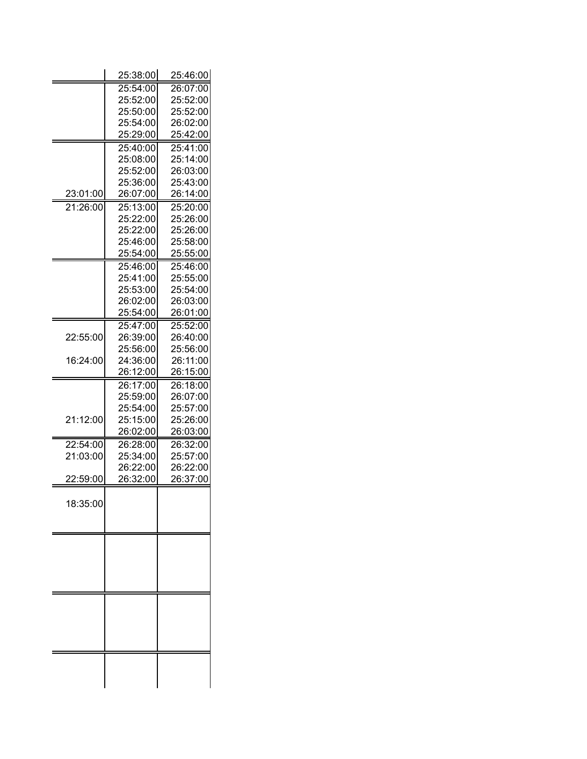| | | |
|---|---|---|
| | 25:38:00 | 25:46:00 |
| | 25:54:00 | 26:07:00 |
| | 25:52:00 | 25:52:00 |
| | 25:50:00 | 25:52:00 |
| | 25:54:00 | 26:02:00 |
| | 25:29:00 | 25:42:00 |
| | 25:40:00 | 25:41:00 |
| | 25:08:00 | 25:14:00 |
| | 25:52:00 | 26:03:00 |
| | 25:36:00 | 25:43:00 |
| 23:01:00 | 26:07:00 | 26:14:00 |
| 21:26:00 | 25:13:00 | 25:20:00 |
| | 25:22:00 | 25:26:00 |
| | 25:22:00 | 25:26:00 |
| | 25:46:00 | 25:58:00 |
| | 25:54:00 | 25:55:00 |
| | 25:46:00 | 25:46:00 |
| | 25:41:00 | 25:55:00 |
| | 25:53:00 | 25:54:00 |
| | 26:02:00 | 26:03:00 |
| | 25:54:00 | 26:01:00 |
| | 25:47:00 | 25:52:00 |
| 22:55:00 | 26:39:00 | 26:40:00 |
| | 25:56:00 | 25:56:00 |
| 16:24:00 | 24:36:00 | 26:11:00 |
| | 26:12:00 | 26:15:00 |
| | 26:17:00 | 26:18:00 |
| | 25:59:00 | 26:07:00 |
| | 25:54:00 | 25:57:00 |
| 21:12:00 | 25:15:00 | 25:26:00 |
| | 26:02:00 | 26:03:00 |
| 22:54:00 | 26:28:00 | 26:32:00 |
| 21:03:00 | 25:34:00 | 25:57:00 |
| | 26:22:00 | 26:22:00 |
| 22:59:00 | 26:32:00 | 26:37:00 |
| 18:35:00 | | |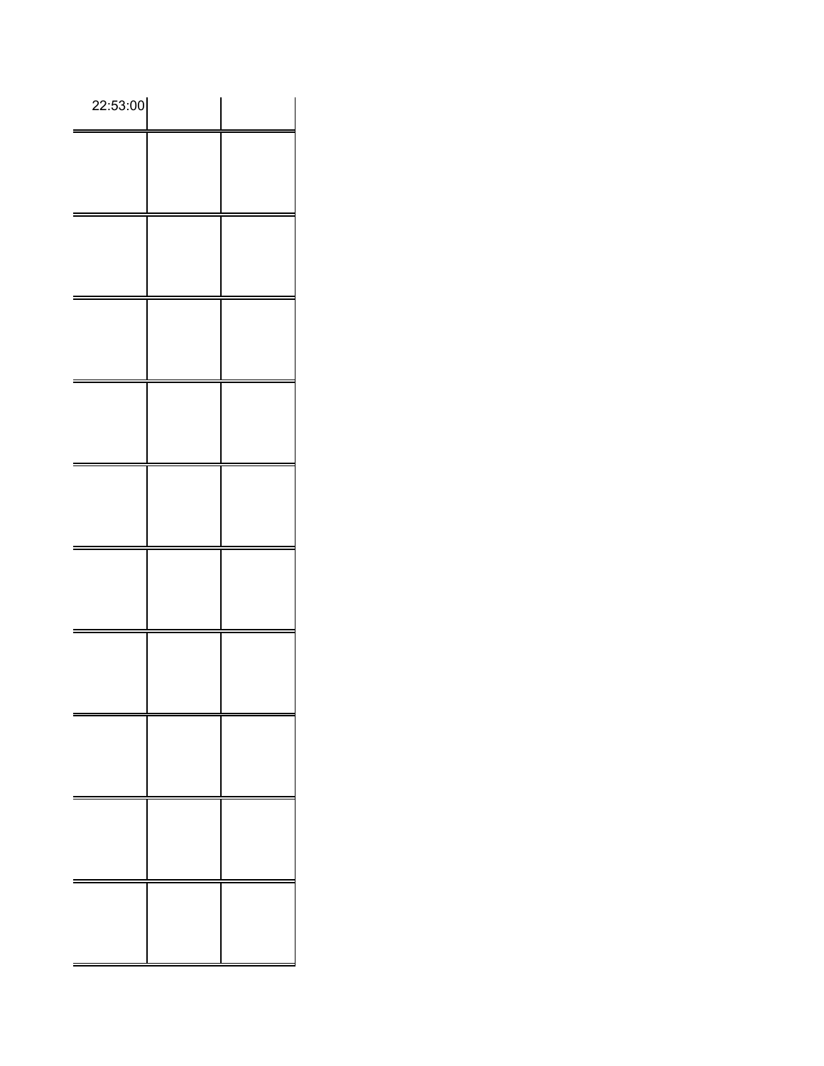| 22:53:00 | | |
|---|---|---|
| | | |
| | | |
| | | |
| | | |
| | | |
| | | |
| | | |
| | | |
| | | |
| | | |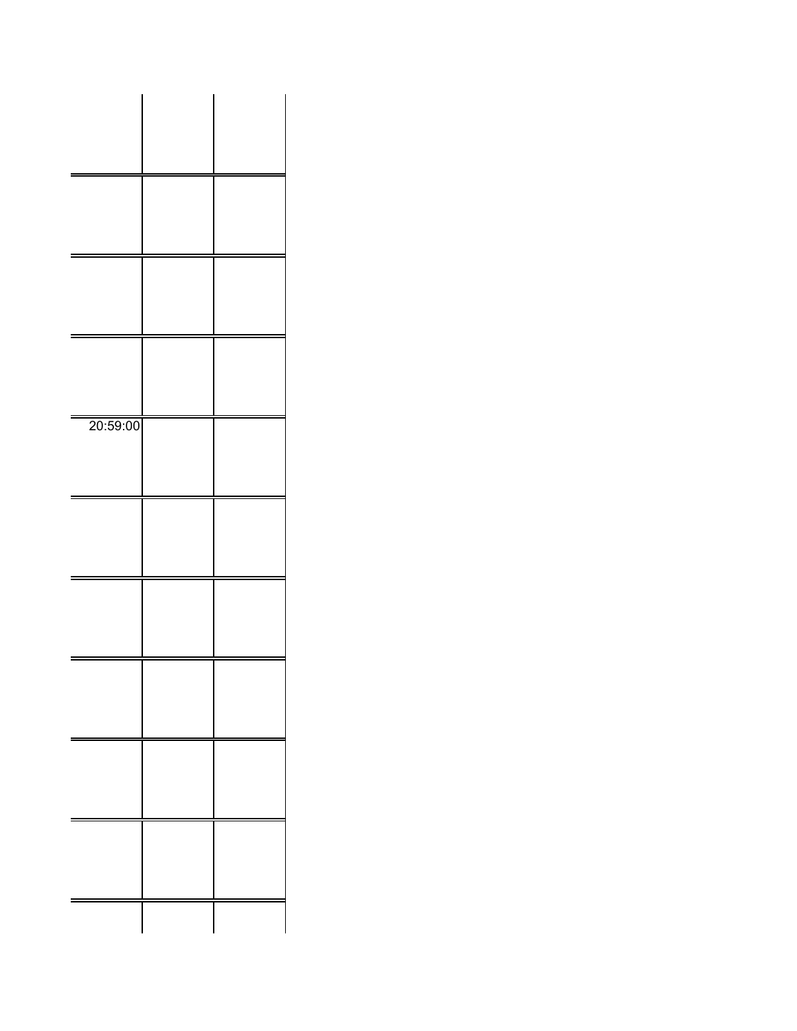| | | |
|---|---|---|
| | | |
| | | |
| | | |
| | | |
| 20:59:00 | | |
| | | |
| | | |
| | | |
| | | |
| | | |
| | | |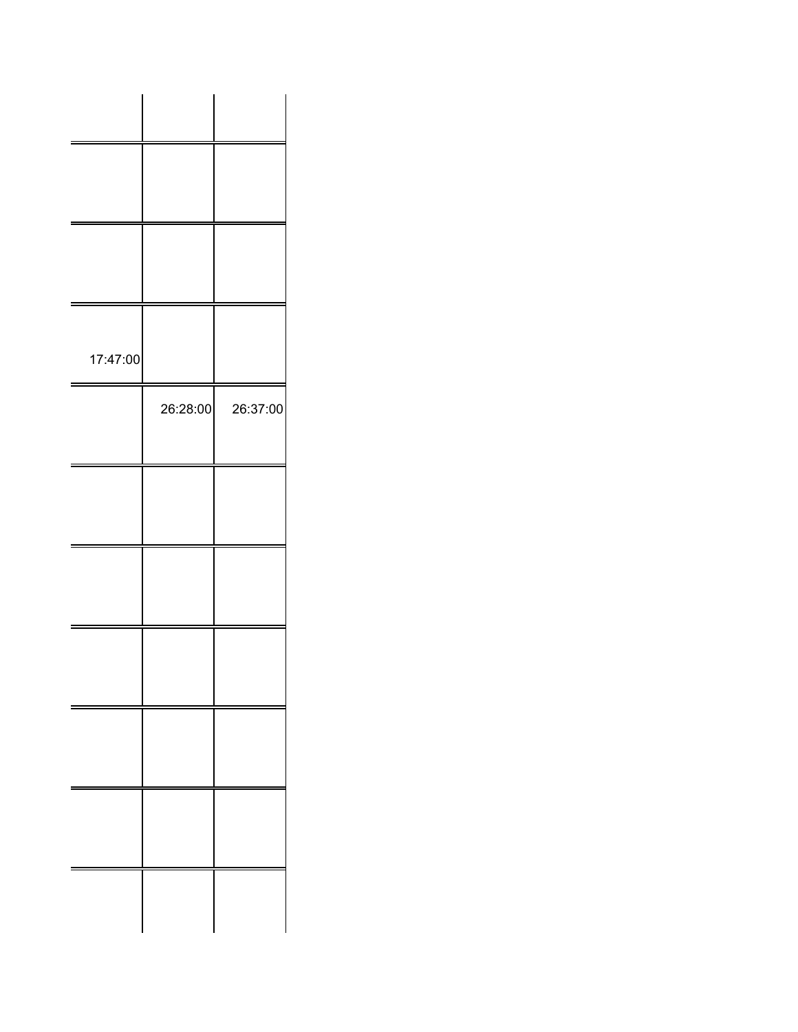| | | |
|---|---|---|
| | | |
| | | |
| 17:47:00 | | |
| | 26:28:00 | 26:37:00 |
| | | |
| | | |
| | | |
| | | |
| | | |
| | | |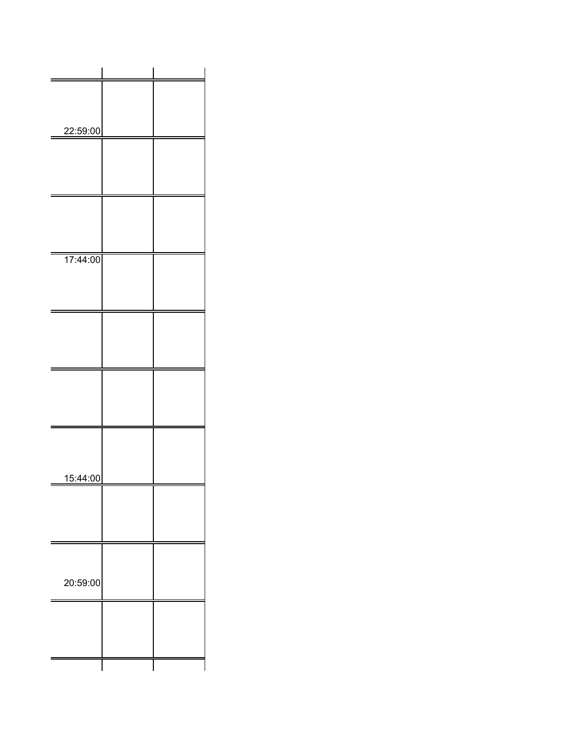| | | |
|---|---|---|
| 22:59:00 | | |
| | | |
| | | |
| 17:44:00 | | |
| | | |
| | | |
| 15:44:00 | | |
| | | |
| 20:59:00 | | |
| | | |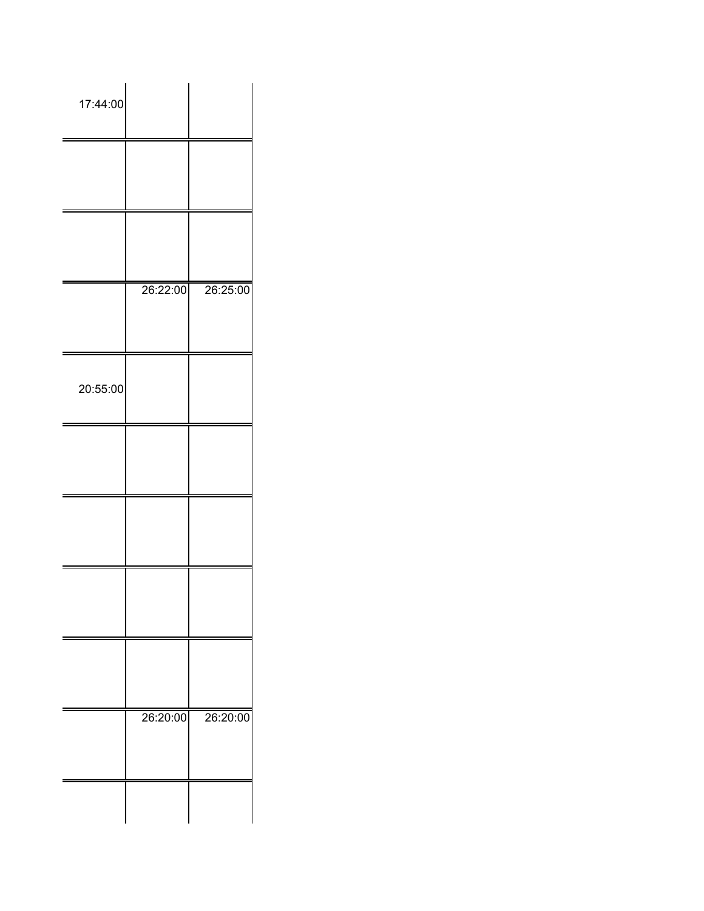| | | |
|---|---|---|
| 17:44:00 | | |
| | | |
| | | |
| | 26:22:00 | 26:25:00 |
| 20:55:00 | | |
| | | |
| | | |
| | | |
| | | |
| | 26:20:00 | 26:20:00 |
| | | |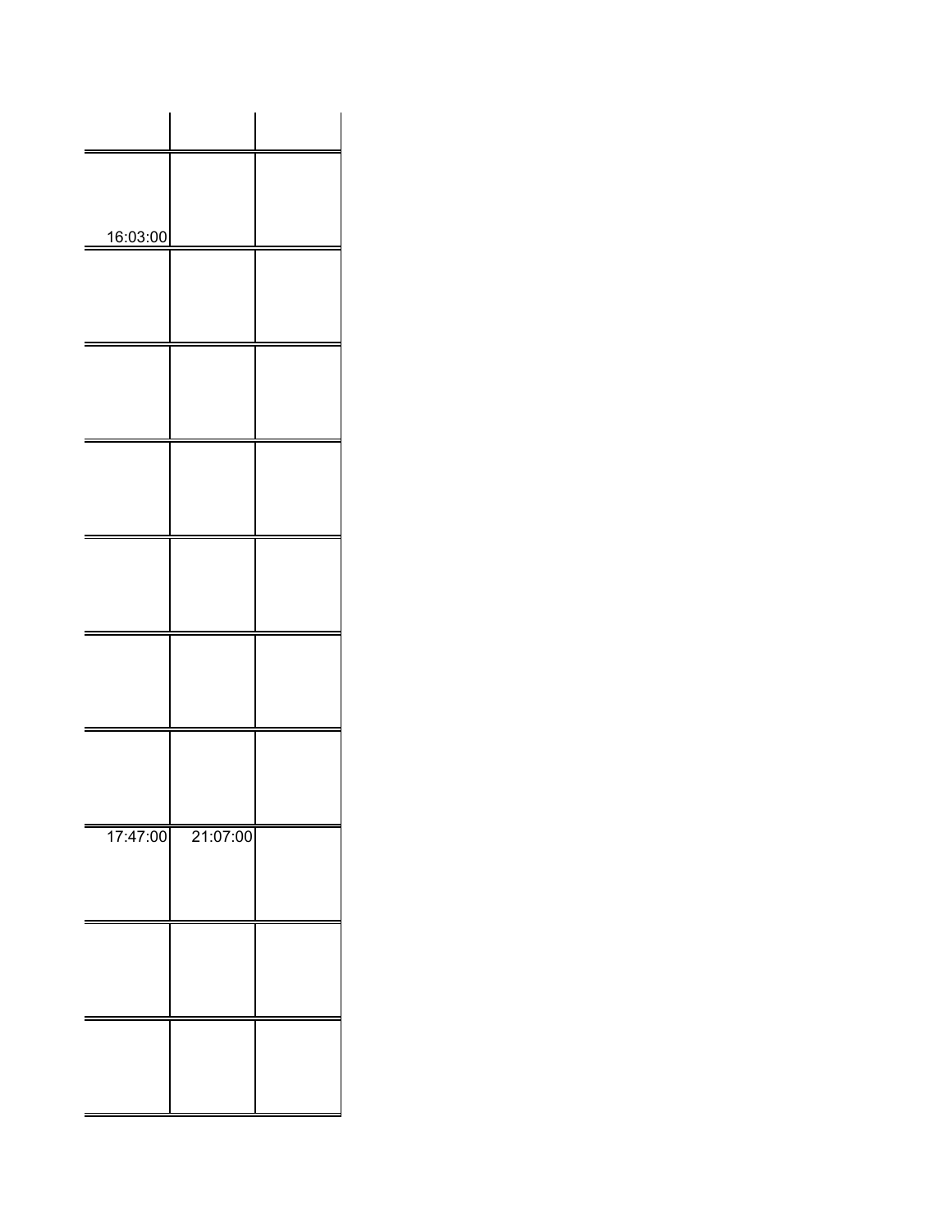| | | |
|---|---|---|
| 16:03:00 | | |
| | | |
| | | |
| | | |
| | | |
| | | |
| | | |
| 17:47:00 | 21:07:00 | |
| | | |
| | | |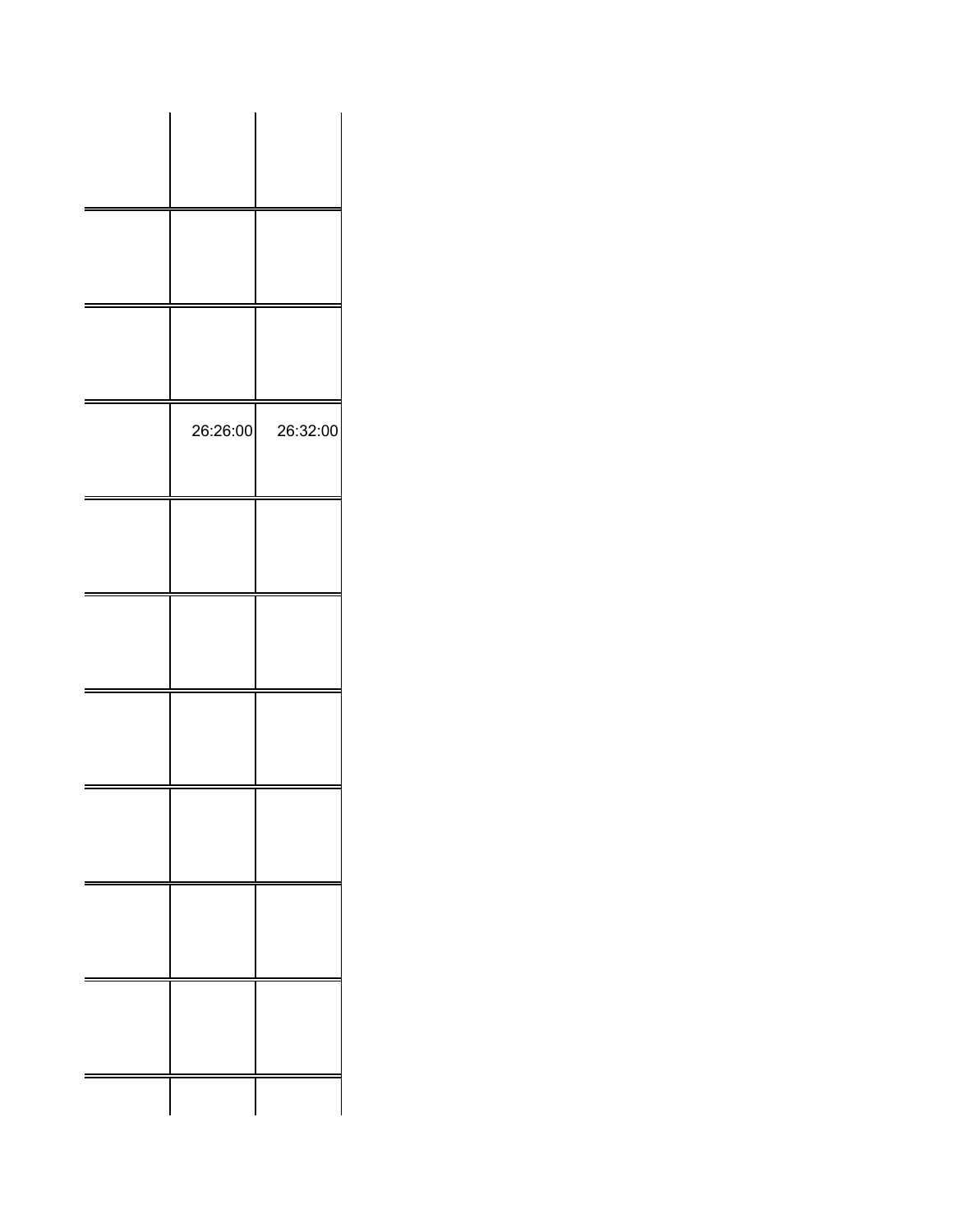| | | |
|---|---|---|
| | | |
| | | |
| | | |
| | 26:26:00 | 26:32:00 |
| | | |
| | | |
| | | |
| | | |
| | | |
| | | |
| | | |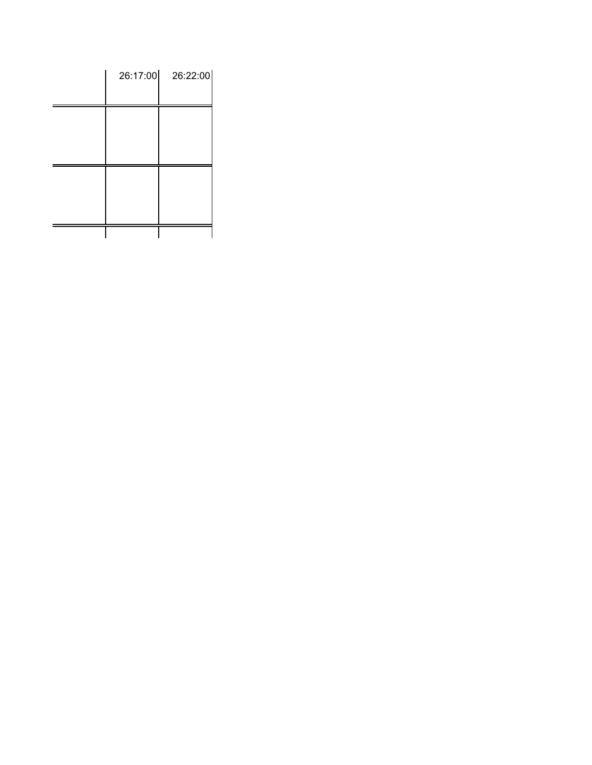| | 26:17:00 | 26:22:00 |
|---|---|---|
| | | |
| | | |
| | | |